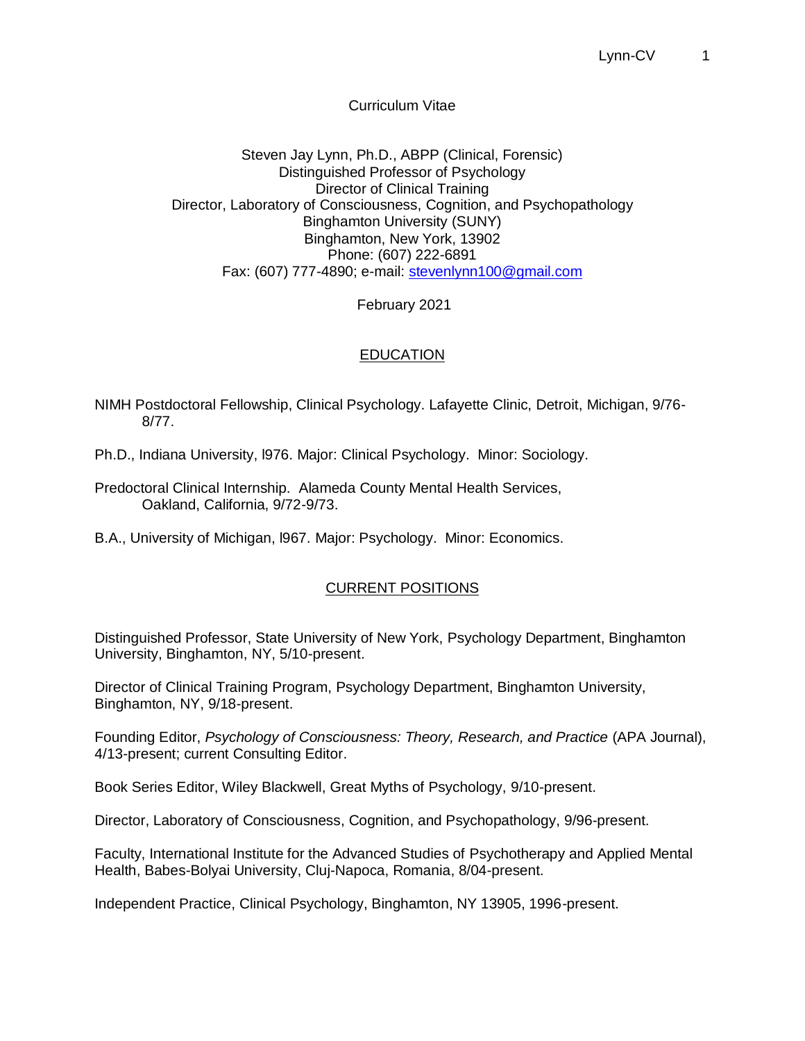# Curriculum Vitae

Steven Jay Lynn, Ph.D., ABPP (Clinical, Forensic)
Distinguished Professor of Psychology
Director of Clinical Training
Director, Laboratory of Consciousness, Cognition, and Psychopathology
Binghamton University (SUNY)
Binghamton, New York, 13902
Phone: (607) 222-6891
Fax: (607) 777-4890; e-mail: stevenlynn100@gmail.com

February 2021

## EDUCATION

NIMH Postdoctoral Fellowship, Clinical Psychology. Lafayette Clinic, Detroit, Michigan, 9/76-8/77.

Ph.D., Indiana University, l976. Major: Clinical Psychology. Minor: Sociology.

Predoctoral Clinical Internship. Alameda County Mental Health Services, Oakland, California, 9/72-9/73.

B.A., University of Michigan, l967. Major: Psychology. Minor: Economics.

## CURRENT POSITIONS

Distinguished Professor, State University of New York, Psychology Department, Binghamton University, Binghamton, NY, 5/10-present.

Director of Clinical Training Program, Psychology Department, Binghamton University, Binghamton, NY, 9/18-present.

Founding Editor, *Psychology of Consciousness: Theory, Research, and Practice* (APA Journal), 4/13-present; current Consulting Editor.

Book Series Editor, Wiley Blackwell, Great Myths of Psychology, 9/10-present.

Director, Laboratory of Consciousness, Cognition, and Psychopathology, 9/96-present.

Faculty, International Institute for the Advanced Studies of Psychotherapy and Applied Mental Health, Babes-Bolyai University, Cluj-Napoca, Romania, 8/04-present.

Independent Practice, Clinical Psychology, Binghamton, NY 13905, 1996-present.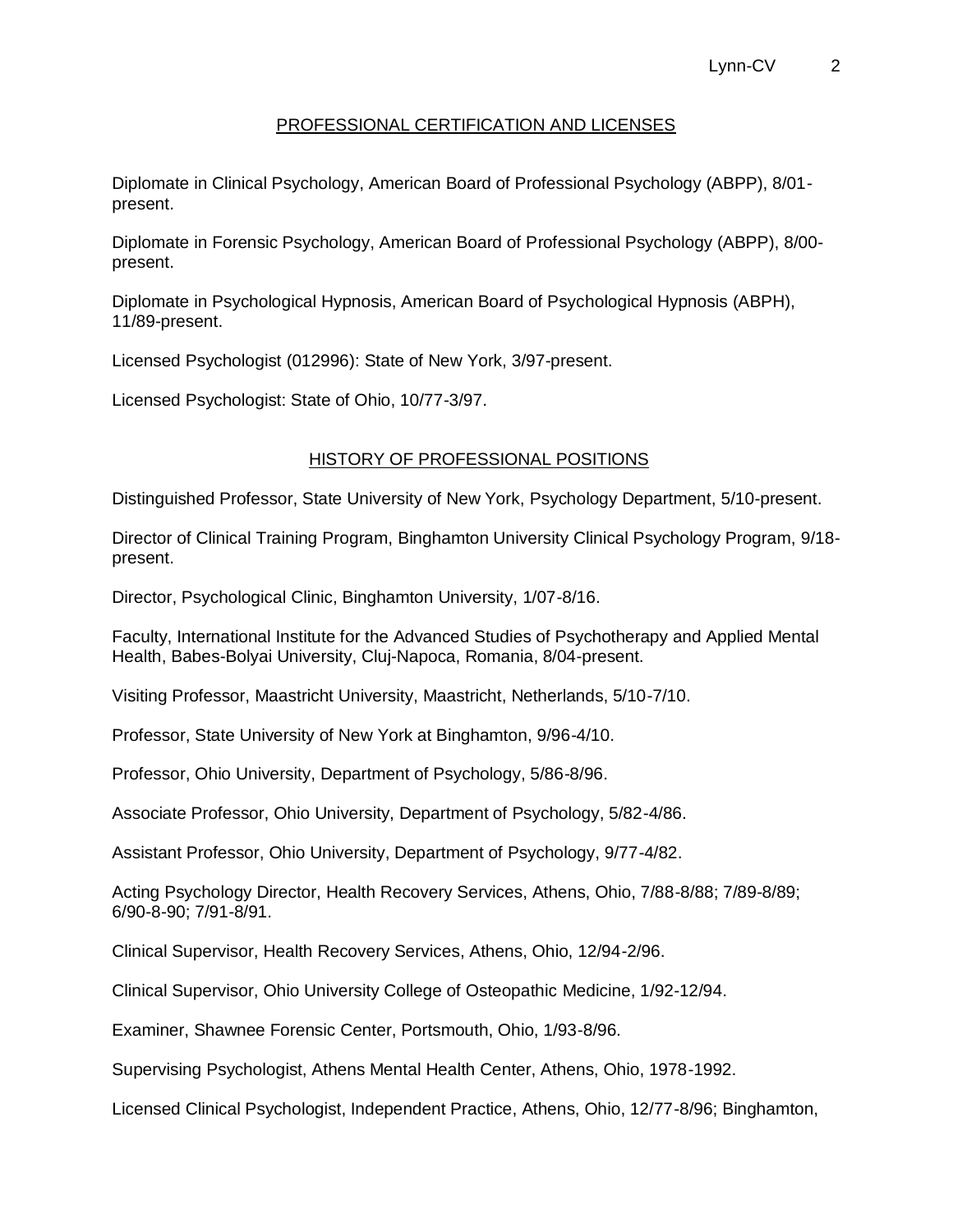## PROFESSIONAL CERTIFICATION AND LICENSES

Diplomate in Clinical Psychology, American Board of Professional Psychology (ABPP), 8/01-present.

Diplomate in Forensic Psychology, American Board of Professional Psychology (ABPP), 8/00-present.

Diplomate in Psychological Hypnosis, American Board of Psychological Hypnosis (ABPH), 11/89-present.

Licensed Psychologist (012996): State of New York, 3/97-present.

Licensed Psychologist: State of Ohio, 10/77-3/97.

## HISTORY OF PROFESSIONAL POSITIONS

Distinguished Professor, State University of New York, Psychology Department, 5/10-present.

Director of Clinical Training Program, Binghamton University Clinical Psychology Program, 9/18-present.

Director, Psychological Clinic, Binghamton University, 1/07-8/16.

Faculty, International Institute for the Advanced Studies of Psychotherapy and Applied Mental Health, Babes-Bolyai University, Cluj-Napoca, Romania, 8/04-present.

Visiting Professor, Maastricht University, Maastricht, Netherlands, 5/10-7/10.

Professor, State University of New York at Binghamton, 9/96-4/10.

Professor, Ohio University, Department of Psychology, 5/86-8/96.

Associate Professor, Ohio University, Department of Psychology, 5/82-4/86.

Assistant Professor, Ohio University, Department of Psychology, 9/77-4/82.

Acting Psychology Director, Health Recovery Services, Athens, Ohio, 7/88-8/88; 7/89-8/89; 6/90-8-90; 7/91-8/91.

Clinical Supervisor, Health Recovery Services, Athens, Ohio, 12/94-2/96.

Clinical Supervisor, Ohio University College of Osteopathic Medicine, 1/92-12/94.

Examiner, Shawnee Forensic Center, Portsmouth, Ohio, 1/93-8/96.

Supervising Psychologist, Athens Mental Health Center, Athens, Ohio, 1978-1992.

Licensed Clinical Psychologist, Independent Practice, Athens, Ohio, 12/77-8/96; Binghamton,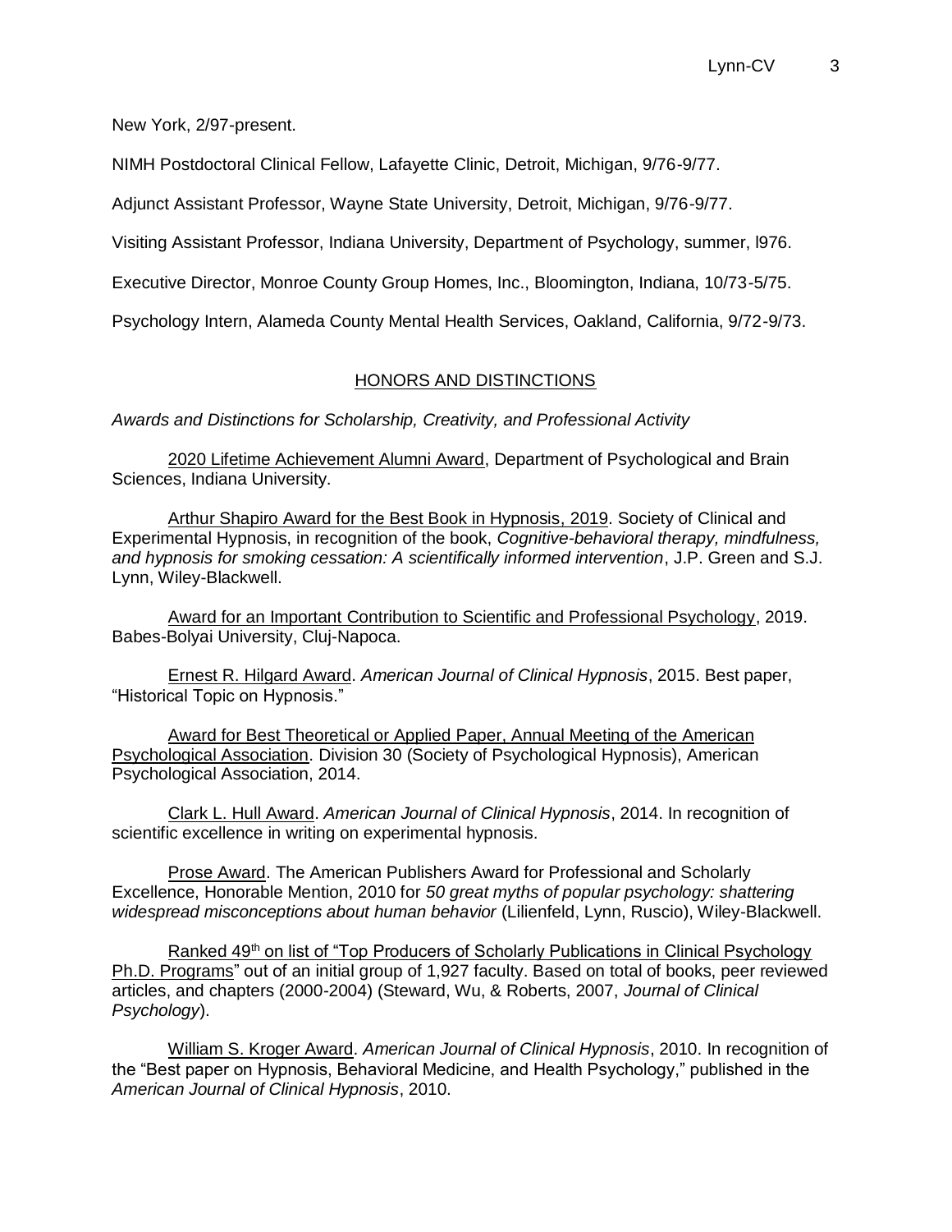New York, 2/97-present.

NIMH Postdoctoral Clinical Fellow, Lafayette Clinic, Detroit, Michigan, 9/76-9/77.

Adjunct Assistant Professor, Wayne State University, Detroit, Michigan, 9/76-9/77.

Visiting Assistant Professor, Indiana University, Department of Psychology, summer, l976.

Executive Director, Monroe County Group Homes, Inc., Bloomington, Indiana, 10/73-5/75.

Psychology Intern, Alameda County Mental Health Services, Oakland, California, 9/72-9/73.

## HONORS AND DISTINCTIONS

*Awards and Distinctions for Scholarship, Creativity, and Professional Activity*

2020 Lifetime Achievement Alumni Award, Department of Psychological and Brain Sciences, Indiana University.

Arthur Shapiro Award for the Best Book in Hypnosis, 2019. Society of Clinical and Experimental Hypnosis, in recognition of the book, *Cognitive-behavioral therapy, mindfulness, and hypnosis for smoking cessation: A scientifically informed intervention*, J.P. Green and S.J. Lynn, Wiley-Blackwell.

Award for an Important Contribution to Scientific and Professional Psychology, 2019. Babes-Bolyai University, Cluj-Napoca.

Ernest R. Hilgard Award. *American Journal of Clinical Hypnosis*, 2015. Best paper, "Historical Topic on Hypnosis."

Award for Best Theoretical or Applied Paper, Annual Meeting of the American Psychological Association. Division 30 (Society of Psychological Hypnosis), American Psychological Association, 2014.

Clark L. Hull Award. *American Journal of Clinical Hypnosis*, 2014. In recognition of scientific excellence in writing on experimental hypnosis.

Prose Award. The American Publishers Award for Professional and Scholarly Excellence, Honorable Mention, 2010 for *50 great myths of popular psychology: shattering widespread misconceptions about human behavior* (Lilienfeld, Lynn, Ruscio), Wiley-Blackwell.

Ranked 49th on list of "Top Producers of Scholarly Publications in Clinical Psychology Ph.D. Programs" out of an initial group of 1,927 faculty. Based on total of books, peer reviewed articles, and chapters (2000-2004) (Steward, Wu, & Roberts, 2007, *Journal of Clinical Psychology*).

William S. Kroger Award. *American Journal of Clinical Hypnosis*, 2010. In recognition of the "Best paper on Hypnosis, Behavioral Medicine, and Health Psychology," published in the *American Journal of Clinical Hypnosis*, 2010.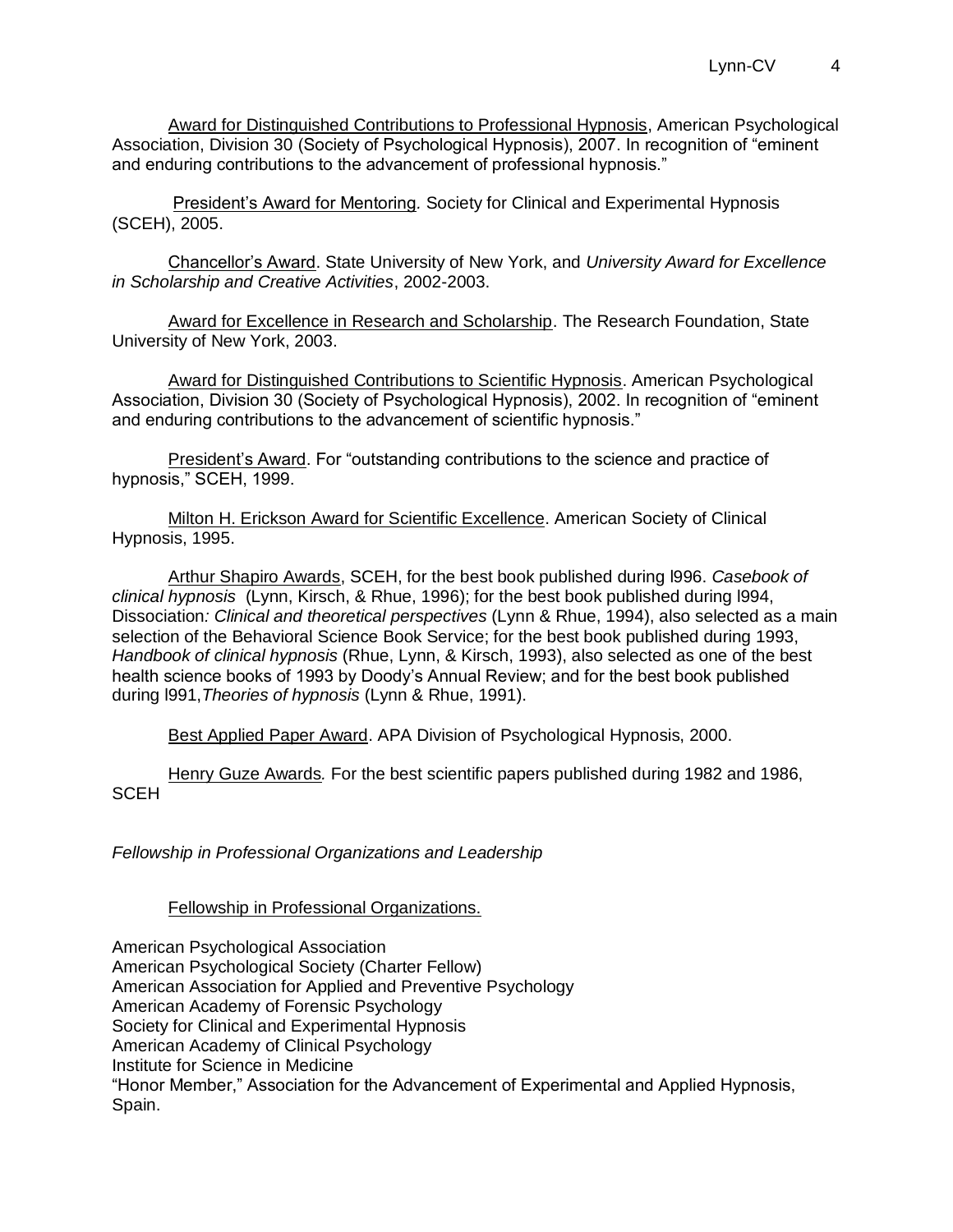Award for Distinguished Contributions to Professional Hypnosis, American Psychological Association, Division 30 (Society of Psychological Hypnosis), 2007. In recognition of "eminent and enduring contributions to the advancement of professional hypnosis."

President's Award for Mentoring. Society for Clinical and Experimental Hypnosis (SCEH), 2005.

Chancellor's Award. State University of New York, and *University Award for Excellence in Scholarship and Creative Activities*, 2002-2003.

Award for Excellence in Research and Scholarship. The Research Foundation, State University of New York, 2003.

Award for Distinguished Contributions to Scientific Hypnosis. American Psychological Association, Division 30 (Society of Psychological Hypnosis), 2002. In recognition of "eminent and enduring contributions to the advancement of scientific hypnosis."

President's Award. For "outstanding contributions to the science and practice of hypnosis," SCEH, 1999.

Milton H. Erickson Award for Scientific Excellence. American Society of Clinical Hypnosis, 1995.

Arthur Shapiro Awards, SCEH, for the best book published during l996. *Casebook of clinical hypnosis* (Lynn, Kirsch, & Rhue, 1996); for the best book published during l994, Dissociation*: Clinical and theoretical perspectives* (Lynn & Rhue, 1994), also selected as a main selection of the Behavioral Science Book Service; for the best book published during 1993, *Handbook of clinical hypnosis* (Rhue, Lynn, & Kirsch, 1993), also selected as one of the best health science books of 1993 by Doody's Annual Review; and for the best book published during l991,*Theories of hypnosis* (Lynn & Rhue, 1991).

Best Applied Paper Award. APA Division of Psychological Hypnosis, 2000.

Henry Guze Awards*.* For the best scientific papers published during 1982 and 1986, SCEH

*Fellowship in Professional Organizations and Leadership*

Fellowship in Professional Organizations.

American Psychological Association
American Psychological Society (Charter Fellow)
American Association for Applied and Preventive Psychology
American Academy of Forensic Psychology
Society for Clinical and Experimental Hypnosis
American Academy of Clinical Psychology
Institute for Science in Medicine
"Honor Member," Association for the Advancement of Experimental and Applied Hypnosis, Spain.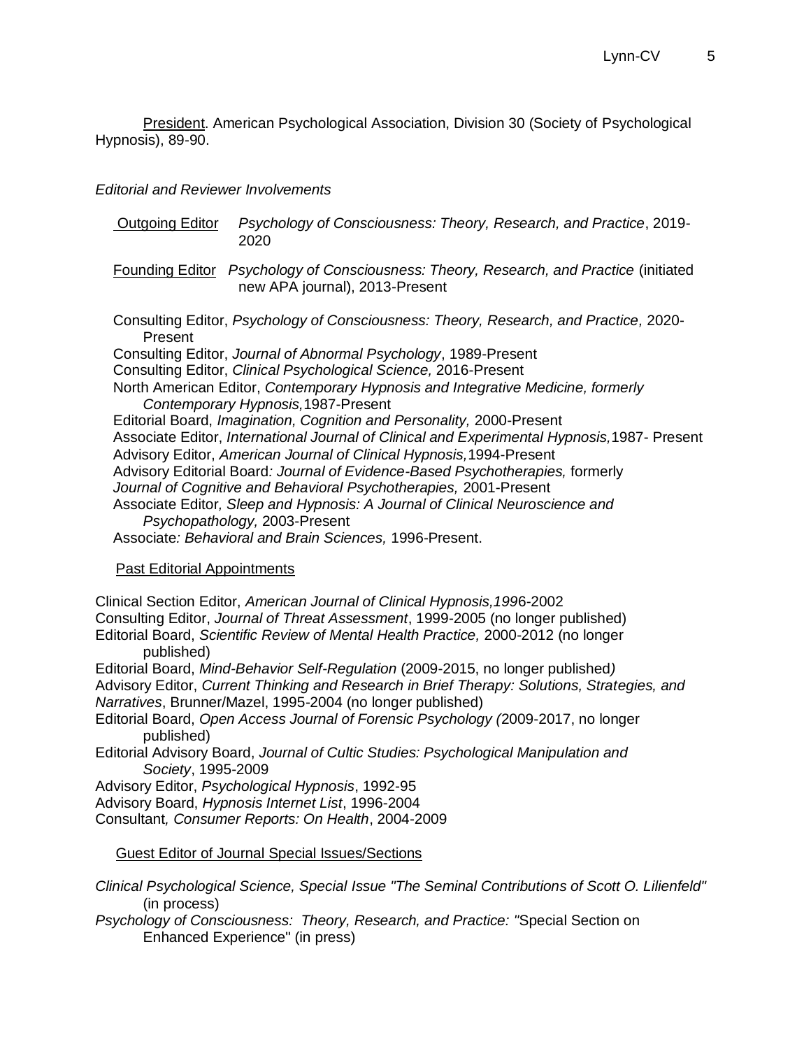President. American Psychological Association, Division 30 (Society of Psychological Hypnosis), 89-90.

*Editorial and Reviewer Involvements*

Outgoing Editor *Psychology of Consciousness: Theory, Research, and Practice*, 2019-2020

Founding Editor *Psychology of Consciousness: Theory, Research, and Practice* (initiated new APA journal), 2013-Present

Consulting Editor, *Psychology of Consciousness: Theory, Research, and Practice,* 2020-Present
Consulting Editor, *Journal of Abnormal Psychology*, 1989-Present
Consulting Editor, *Clinical Psychological Science,* 2016-Present
North American Editor, *Contemporary Hypnosis and Integrative Medicine, formerly Contemporary Hypnosis,*1987-Present
Editorial Board, *Imagination, Cognition and Personality,* 2000-Present
Associate Editor, *International Journal of Clinical and Experimental Hypnosis,*1987- Present
Advisory Editor, *American Journal of Clinical Hypnosis,*1994-Present
Advisory Editorial Board*: Journal of Evidence-Based Psychotherapies,* formerly *Journal of Cognitive and Behavioral Psychotherapies,* 2001-Present
Associate Editor*, Sleep and Hypnosis: A Journal of Clinical Neuroscience and Psychopathology,* 2003-Present
Associate*: Behavioral and Brain Sciences,* 1996-Present.

Past Editorial Appointments

Clinical Section Editor, *American Journal of Clinical Hypnosis,199*6-2002
Consulting Editor, *Journal of Threat Assessment*, 1999-2005 (no longer published)
Editorial Board, *Scientific Review of Mental Health Practice,* 2000-2012 (no longer published)
Editorial Board, *Mind-Behavior Self-Regulation* (2009-2015, no longer published*)*
Advisory Editor, *Current Thinking and Research in Brief Therapy: Solutions, Strategies, and Narratives*, Brunner/Mazel, 1995-2004 (no longer published)
Editorial Board, *Open Access Journal of Forensic Psychology (*2009-2017, no longer published)
Editorial Advisory Board, *Journal of Cultic Studies: Psychological Manipulation and Society*, 1995-2009
Advisory Editor, *Psychological Hypnosis*, 1992-95
Advisory Board, *Hypnosis Internet List*, 1996-2004
Consultant*, Consumer Reports: On Health*, 2004-2009

Guest Editor of Journal Special Issues/Sections

*Clinical Psychological Science, Special Issue "The Seminal Contributions of Scott O. Lilienfeld"* (in process)
*Psychology of Consciousness: Theory, Research, and Practice: "*Special Section on Enhanced Experience" (in press)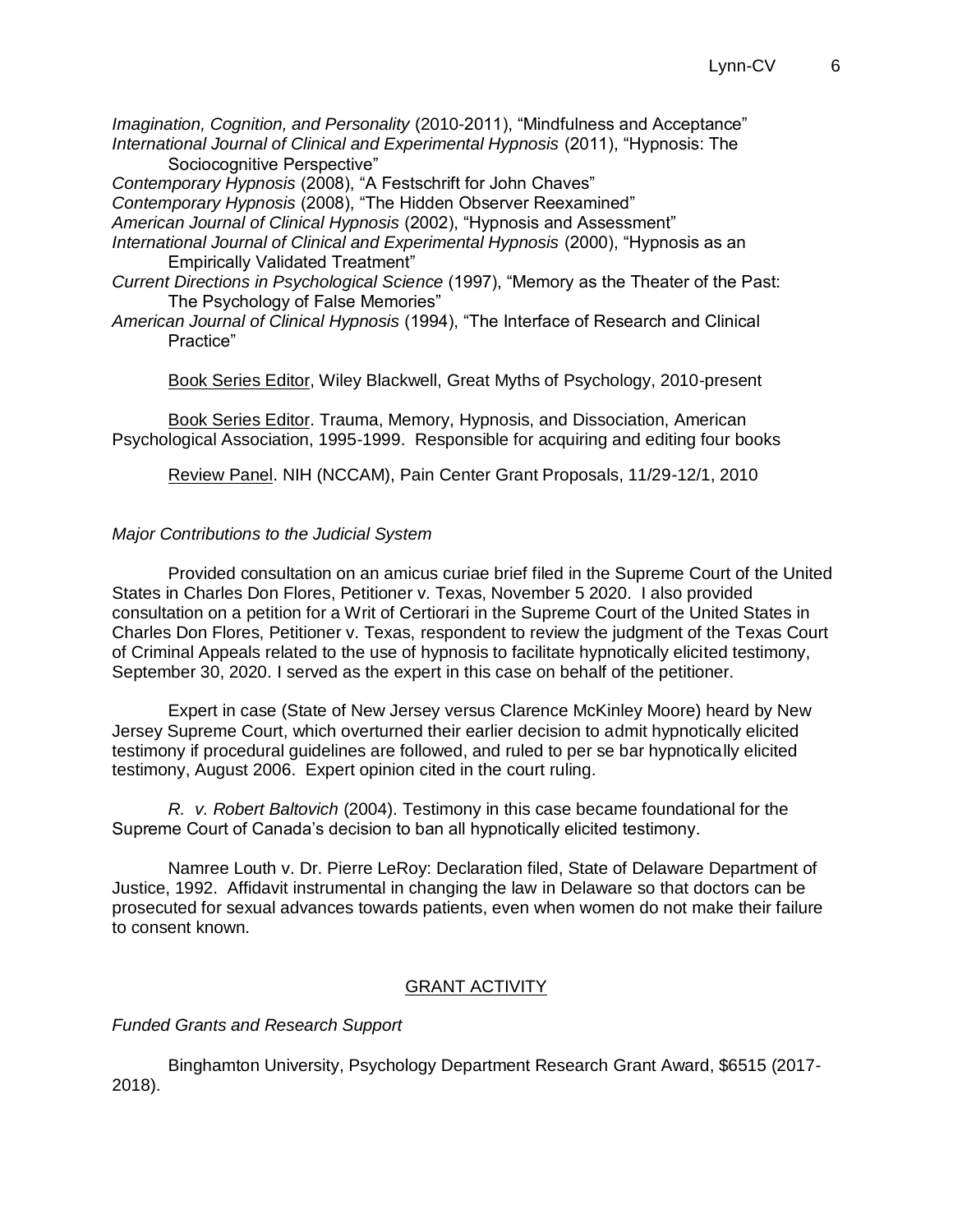*Imagination, Cognition, and Personality* (2010-2011), "Mindfulness and Acceptance"
*International Journal of Clinical and Experimental Hypnosis* (2011), "Hypnosis: The Sociocognitive Perspective"
*Contemporary Hypnosis* (2008), "A Festschrift for John Chaves"
*Contemporary Hypnosis* (2008), "The Hidden Observer Reexamined"
*American Journal of Clinical Hypnosis* (2002), "Hypnosis and Assessment"
*International Journal of Clinical and Experimental Hypnosis* (2000), "Hypnosis as an Empirically Validated Treatment"
*Current Directions in Psychological Science* (1997), "Memory as the Theater of the Past: The Psychology of False Memories"
*American Journal of Clinical Hypnosis* (1994), "The Interface of Research and Clinical Practice"

<u>Book Series Editor</u>, Wiley Blackwell, Great Myths of Psychology, 2010-present

<u>Book Series Editor</u>. Trauma, Memory, Hypnosis, and Dissociation, American Psychological Association, 1995-1999. Responsible for acquiring and editing four books

<u>Review Panel</u>. NIH (NCCAM), Pain Center Grant Proposals, 11/29-12/1, 2010

*Major Contributions to the Judicial System*

Provided consultation on an amicus curiae brief filed in the Supreme Court of the United States in Charles Don Flores, Petitioner v. Texas, November 5 2020. I also provided consultation on a petition for a Writ of Certiorari in the Supreme Court of the United States in Charles Don Flores, Petitioner v. Texas, respondent to review the judgment of the Texas Court of Criminal Appeals related to the use of hypnosis to facilitate hypnotically elicited testimony, September 30, 2020. I served as the expert in this case on behalf of the petitioner.

Expert in case (State of New Jersey versus Clarence McKinley Moore) heard by New Jersey Supreme Court, which overturned their earlier decision to admit hypnotically elicited testimony if procedural guidelines are followed, and ruled to per se bar hypnotically elicited testimony, August 2006. Expert opinion cited in the court ruling.

*R. v. Robert Baltovich* (2004). Testimony in this case became foundational for the Supreme Court of Canada's decision to ban all hypnotically elicited testimony.

Namree Louth v. Dr. Pierre LeRoy: Declaration filed, State of Delaware Department of Justice, 1992. Affidavit instrumental in changing the law in Delaware so that doctors can be prosecuted for sexual advances towards patients, even when women do not make their failure to consent known.

## <u>GRANT ACTIVITY</u>

*Funded Grants and Research Support*

Binghamton University, Psychology Department Research Grant Award, $6515 (2017-2018).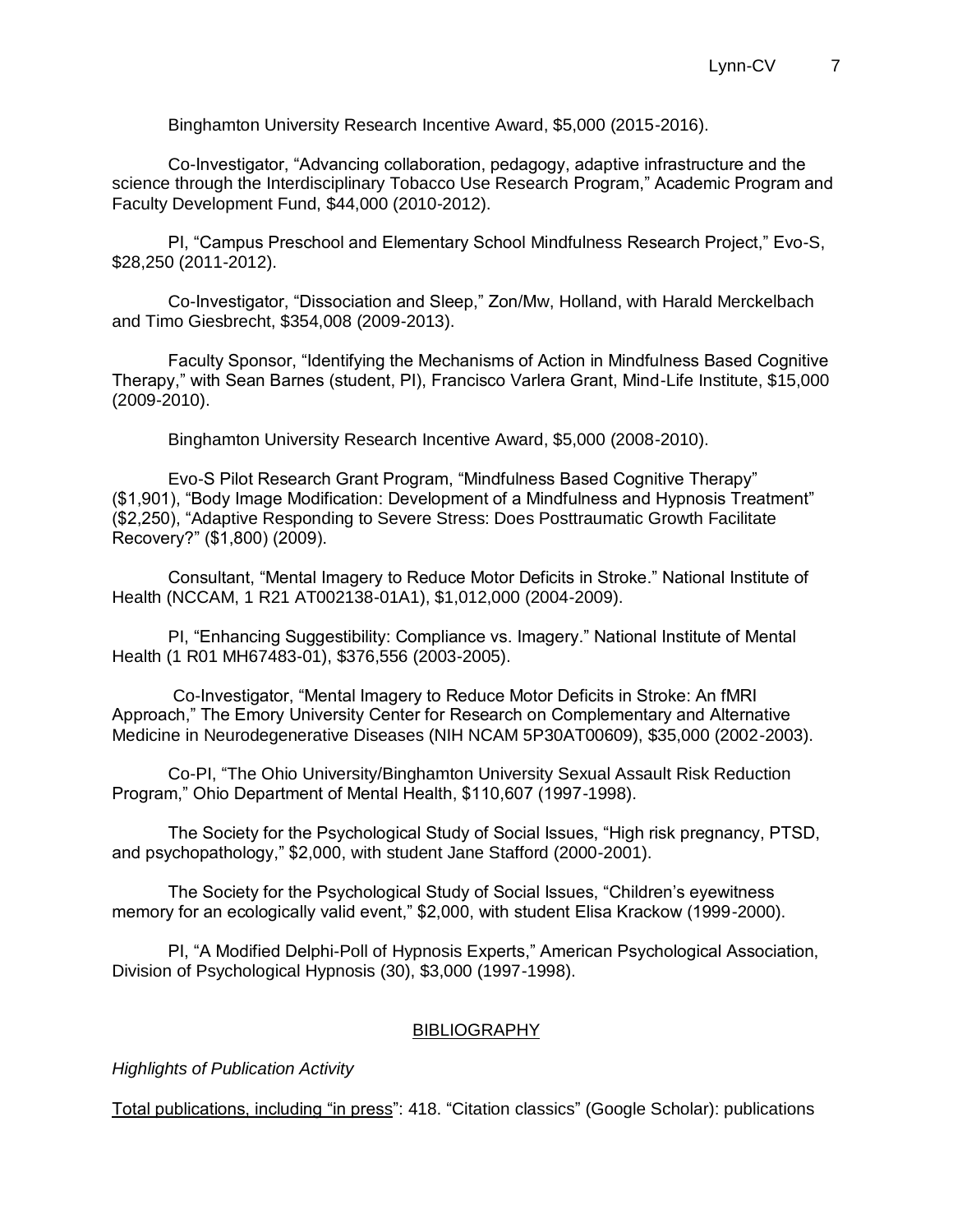Binghamton University Research Incentive Award, $5,000 (2015-2016).

Co-Investigator, "Advancing collaboration, pedagogy, adaptive infrastructure and the science through the Interdisciplinary Tobacco Use Research Program," Academic Program and Faculty Development Fund, $44,000 (2010-2012).

PI, "Campus Preschool and Elementary School Mindfulness Research Project," Evo-S, $28,250 (2011-2012).

Co-Investigator, "Dissociation and Sleep," Zon/Mw, Holland, with Harald Merckelbach and Timo Giesbrecht, $354,008 (2009-2013).

Faculty Sponsor, "Identifying the Mechanisms of Action in Mindfulness Based Cognitive Therapy," with Sean Barnes (student, PI), Francisco Varlera Grant, Mind-Life Institute, $15,000 (2009-2010).

Binghamton University Research Incentive Award, $5,000 (2008-2010).

Evo-S Pilot Research Grant Program, "Mindfulness Based Cognitive Therapy" ($1,901), "Body Image Modification: Development of a Mindfulness and Hypnosis Treatment" ($2,250), "Adaptive Responding to Severe Stress: Does Posttraumatic Growth Facilitate Recovery?" ($1,800) (2009).

Consultant, "Mental Imagery to Reduce Motor Deficits in Stroke." National Institute of Health (NCCAM, 1 R21 AT002138-01A1), $1,012,000 (2004-2009).

PI, "Enhancing Suggestibility: Compliance vs. Imagery." National Institute of Mental Health (1 R01 MH67483-01), $376,556 (2003-2005).

Co-Investigator, "Mental Imagery to Reduce Motor Deficits in Stroke: An fMRI Approach," The Emory University Center for Research on Complementary and Alternative Medicine in Neurodegenerative Diseases (NIH NCAM 5P30AT00609), $35,000 (2002-2003).

Co-PI, "The Ohio University/Binghamton University Sexual Assault Risk Reduction Program," Ohio Department of Mental Health, $110,607 (1997-1998).

The Society for the Psychological Study of Social Issues, "High risk pregnancy, PTSD, and psychopathology," $2,000, with student Jane Stafford (2000-2001).

The Society for the Psychological Study of Social Issues, "Children's eyewitness memory for an ecologically valid event," $2,000, with student Elisa Krackow (1999-2000).

PI, "A Modified Delphi-Poll of Hypnosis Experts," American Psychological Association, Division of Psychological Hypnosis (30), $3,000 (1997-1998).

## BIBLIOGRAPHY

*Highlights of Publication Activity*

Total publications, including "in press": 418. "Citation classics" (Google Scholar): publications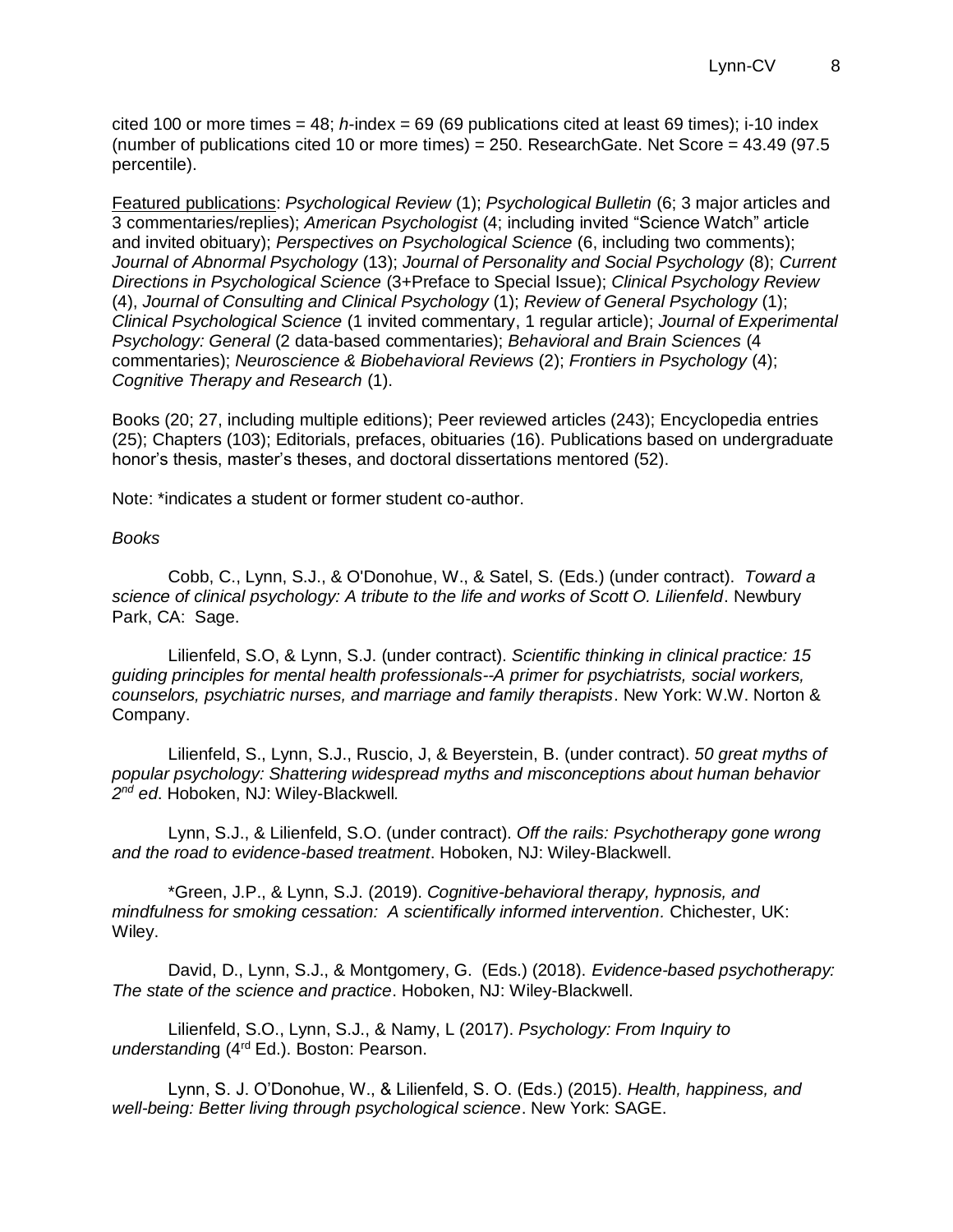cited 100 or more times = 48; *h*-index = 69 (69 publications cited at least 69 times); i-10 index (number of publications cited 10 or more times) = 250. ResearchGate. Net Score = 43.49 (97.5 percentile).

Featured publications: *Psychological Review* (1); *Psychological Bulletin* (6; 3 major articles and 3 commentaries/replies); *American Psychologist* (4; including invited "Science Watch" article and invited obituary); *Perspectives on Psychological Science* (6, including two comments); *Journal of Abnormal Psychology* (13); *Journal of Personality and Social Psychology* (8); *Current Directions in Psychological Science* (3+Preface to Special Issue); *Clinical Psychology Review* (4), *Journal of Consulting and Clinical Psychology* (1); *Review of General Psychology* (1); *Clinical Psychological Science* (1 invited commentary, 1 regular article); *Journal of Experimental Psychology: General* (2 data-based commentaries); *Behavioral and Brain Sciences* (4 commentaries); *Neuroscience & Biobehavioral Reviews* (2); *Frontiers in Psychology* (4); *Cognitive Therapy and Research* (1).

Books (20; 27, including multiple editions); Peer reviewed articles (243); Encyclopedia entries (25); Chapters (103); Editorials, prefaces, obituaries (16). Publications based on undergraduate honor's thesis, master's theses, and doctoral dissertations mentored (52).

Note: *indicates a student or former student co-author.

*Books*

Cobb, C., Lynn, S.J., & O'Donohue, W., & Satel, S. (Eds.) (under contract). *Toward a science of clinical psychology: A tribute to the life and works of Scott O. Lilienfeld*. Newbury Park, CA: Sage.

Lilienfeld, S.O, & Lynn, S.J. (under contract). *Scientific thinking in clinical practice: 15 guiding principles for mental health professionals--A primer for psychiatrists, social workers, counselors, psychiatric nurses, and marriage and family therapists*. New York: W.W. Norton & Company.

Lilienfeld, S., Lynn, S.J., Ruscio, J, & Beyerstein, B. (under contract). *50 great myths of popular psychology: Shattering widespread myths and misconceptions about human behavior 2nd ed*. Hoboken, NJ: Wiley-Blackwell.

Lynn, S.J., & Lilienfeld, S.O. (under contract). *Off the rails: Psychotherapy gone wrong and the road to evidence-based treatment*. Hoboken, NJ: Wiley-Blackwell.

*Green, J.P., & Lynn, S.J. (2019). *Cognitive-behavioral therapy, hypnosis, and mindfulness for smoking cessation: A scientifically informed intervention.* Chichester, UK: Wiley.

David, D., Lynn, S.J., & Montgomery, G. (Eds.) (2018). *Evidence-based psychotherapy: The state of the science and practice*. Hoboken, NJ: Wiley-Blackwell.

Lilienfeld, S.O., Lynn, S.J., & Namy, L (2017). *Psychology: From Inquiry to understanding* (4rd Ed.). Boston: Pearson.

Lynn, S. J. O'Donohue, W., & Lilienfeld, S. O. (Eds.) (2015). *Health, happiness, and well-being: Better living through psychological science*. New York: SAGE.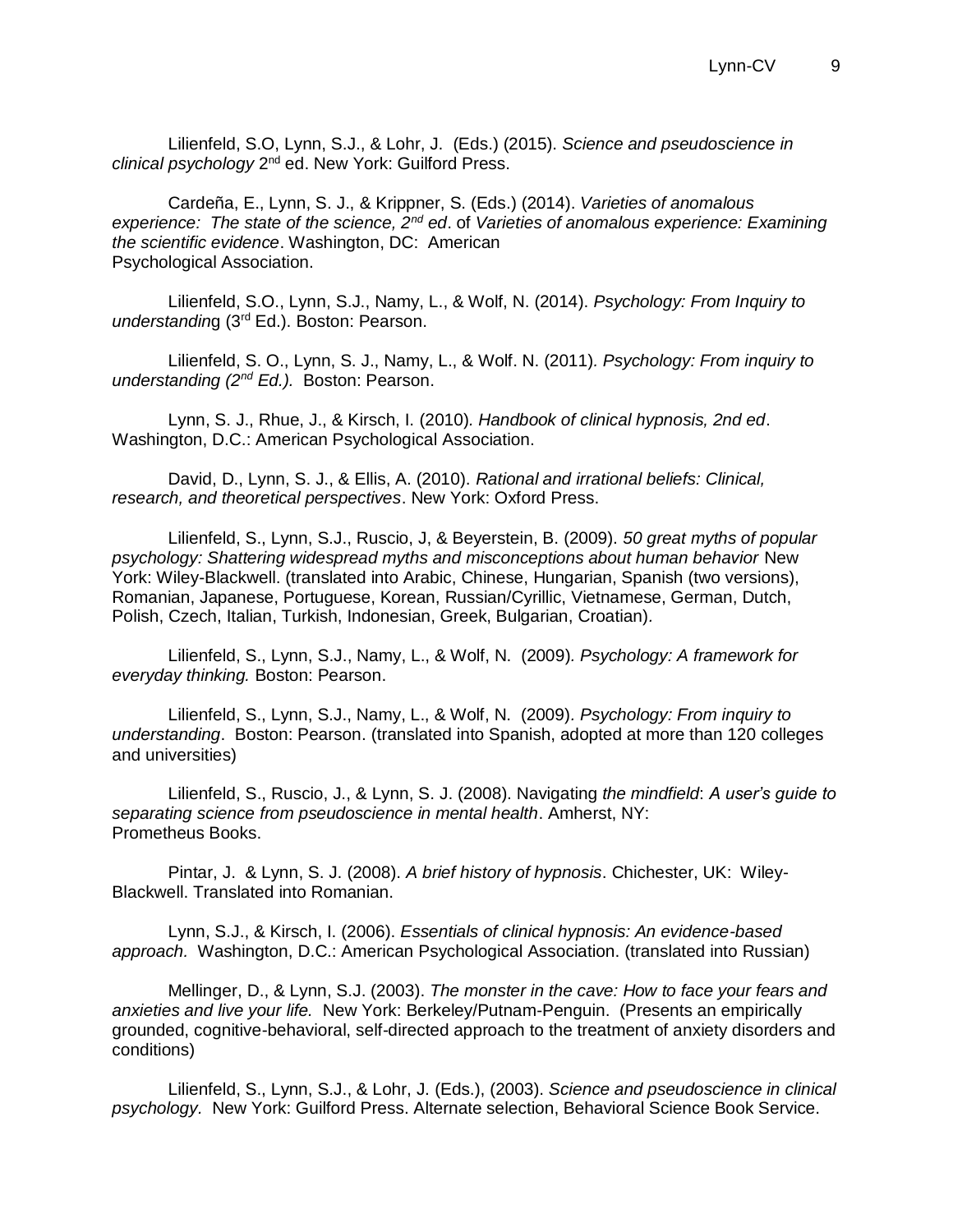Lilienfeld, S.O, Lynn, S.J., & Lohr, J. (Eds.) (2015). *Science and pseudoscience in clinical psychology* 2nd ed. New York: Guilford Press.

Cardeña, E., Lynn, S. J., & Krippner, S. (Eds.) (2014). *Varieties of anomalous experience: The state of the science, 2nd ed*. of *Varieties of anomalous experience: Examining the scientific evidence*. Washington, DC: American Psychological Association.

Lilienfeld, S.O., Lynn, S.J., Namy, L., & Wolf, N. (2014). *Psychology: From Inquiry to understanding* (3rd Ed.). Boston: Pearson.

Lilienfeld, S. O., Lynn, S. J., Namy, L., & Wolf. N. (2011). *Psychology: From inquiry to understanding (2nd Ed.).* Boston: Pearson.

Lynn, S. J., Rhue, J., & Kirsch, I. (2010). *Handbook of clinical hypnosis, 2nd ed*. Washington, D.C.: American Psychological Association.

David, D., Lynn, S. J., & Ellis, A. (2010). *Rational and irrational beliefs: Clinical, research, and theoretical perspectives*. New York: Oxford Press.

Lilienfeld, S., Lynn, S.J., Ruscio, J, & Beyerstein, B. (2009). *50 great myths of popular psychology: Shattering widespread myths and misconceptions about human behavior* New York: Wiley-Blackwell. (translated into Arabic, Chinese, Hungarian, Spanish (two versions), Romanian, Japanese, Portuguese, Korean, Russian/Cyrillic, Vietnamese, German, Dutch, Polish, Czech, Italian, Turkish, Indonesian, Greek, Bulgarian, Croatian).

Lilienfeld, S., Lynn, S.J., Namy, L., & Wolf, N. (2009). *Psychology: A framework for everyday thinking.* Boston: Pearson.

Lilienfeld, S., Lynn, S.J., Namy, L., & Wolf, N. (2009). *Psychology: From inquiry to understanding*. Boston: Pearson. (translated into Spanish, adopted at more than 120 colleges and universities)

Lilienfeld, S., Ruscio, J., & Lynn, S. J. (2008). Navigating *the mindfield*: *A user's guide to separating science from pseudoscience in mental health*. Amherst, NY: Prometheus Books.

Pintar, J. & Lynn, S. J. (2008). *A brief history of hypnosis*. Chichester, UK: Wiley-Blackwell. Translated into Romanian.

Lynn, S.J., & Kirsch, I. (2006). *Essentials of clinical hypnosis: An evidence-based approach.* Washington, D.C.: American Psychological Association. (translated into Russian)

Mellinger, D., & Lynn, S.J. (2003). *The monster in the cave: How to face your fears and anxieties and live your life.* New York: Berkeley/Putnam-Penguin. (Presents an empirically grounded, cognitive-behavioral, self-directed approach to the treatment of anxiety disorders and conditions)

Lilienfeld, S., Lynn, S.J., & Lohr, J. (Eds.), (2003). *Science and pseudoscience in clinical psychology.* New York: Guilford Press. Alternate selection, Behavioral Science Book Service.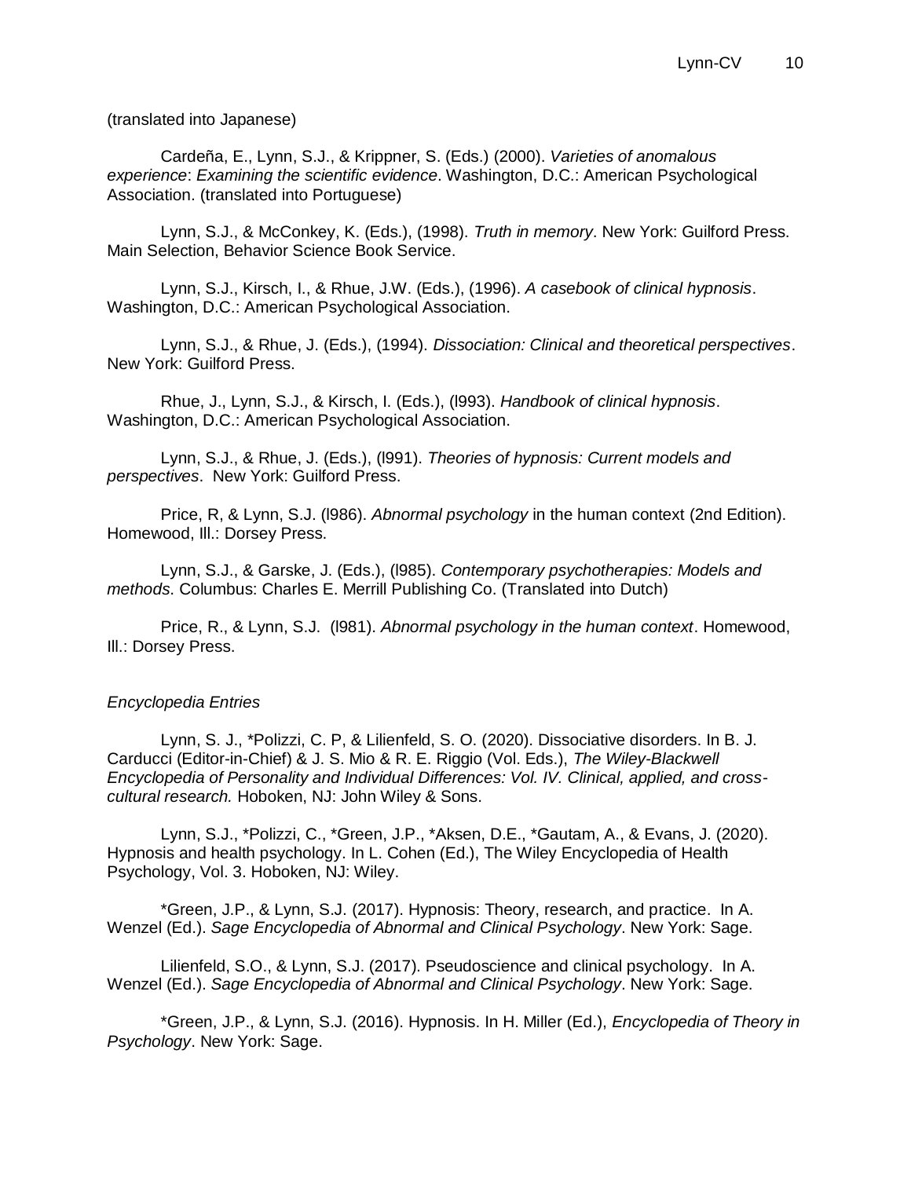(translated into Japanese)

Cardeña, E., Lynn, S.J., & Krippner, S. (Eds.) (2000). *Varieties of anomalous experience*: *Examining the scientific evidence*. Washington, D.C.: American Psychological Association. (translated into Portuguese)

Lynn, S.J., & McConkey, K. (Eds.), (1998). *Truth in memory*. New York: Guilford Press. Main Selection, Behavior Science Book Service.

Lynn, S.J., Kirsch, I., & Rhue, J.W. (Eds.), (1996). *A casebook of clinical hypnosis*. Washington, D.C.: American Psychological Association.

Lynn, S.J., & Rhue, J. (Eds.), (1994). *Dissociation: Clinical and theoretical perspectives*. New York: Guilford Press.

Rhue, J., Lynn, S.J., & Kirsch, I. (Eds.), (l993). *Handbook of clinical hypnosis*. Washington, D.C.: American Psychological Association.

Lynn, S.J., & Rhue, J. (Eds.), (l991). *Theories of hypnosis: Current models and perspectives*. New York: Guilford Press.

Price, R, & Lynn, S.J. (l986). *Abnormal psychology* in the human context (2nd Edition). Homewood, Ill.: Dorsey Press.

Lynn, S.J., & Garske, J. (Eds.), (l985). *Contemporary psychotherapies: Models and methods*. Columbus: Charles E. Merrill Publishing Co. (Translated into Dutch)

Price, R., & Lynn, S.J. (l981). *Abnormal psychology in the human context*. Homewood, Ill.: Dorsey Press.

*Encyclopedia Entries*

Lynn, S. J., *Polizzi, C. P, & Lilienfeld, S. O. (2020). Dissociative disorders. In B. J. Carducci (Editor-in-Chief) & J. S. Mio & R. E. Riggio (Vol. Eds.), *The Wiley-Blackwell Encyclopedia of Personality and Individual Differences: Vol. IV. Clinical, applied, and cross-cultural research.* Hoboken, NJ: John Wiley & Sons.

Lynn, S.J., *Polizzi, C., *Green, J.P., *Aksen, D.E., *Gautam, A., & Evans, J. (2020). Hypnosis and health psychology. In L. Cohen (Ed.), The Wiley Encyclopedia of Health Psychology, Vol. 3. Hoboken, NJ: Wiley.

*Green, J.P., & Lynn, S.J. (2017). Hypnosis: Theory, research, and practice. In A. Wenzel (Ed.). *Sage Encyclopedia of Abnormal and Clinical Psychology*. New York: Sage.

Lilienfeld, S.O., & Lynn, S.J. (2017). Pseudoscience and clinical psychology. In A. Wenzel (Ed.). *Sage Encyclopedia of Abnormal and Clinical Psychology*. New York: Sage.

*Green, J.P., & Lynn, S.J. (2016). Hypnosis. In H. Miller (Ed.), *Encyclopedia of Theory in Psychology*. New York: Sage.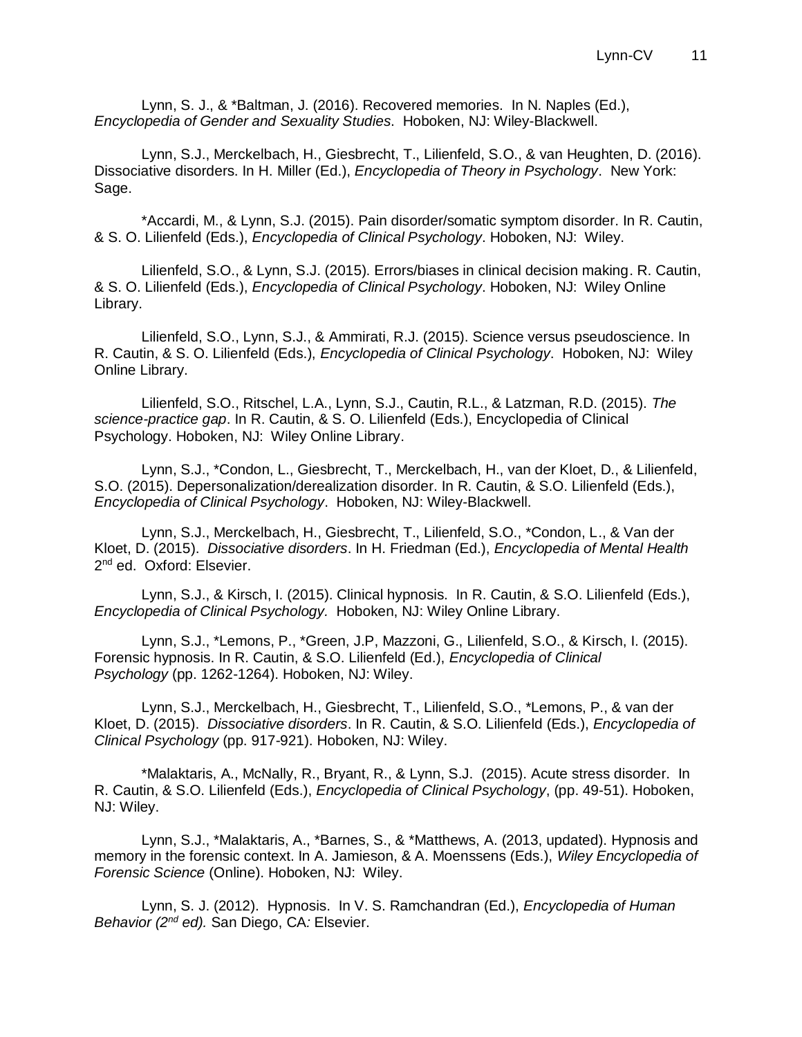Lynn, S. J., & *Baltman, J. (2016). Recovered memories. In N. Naples (Ed.), *Encyclopedia of Gender and Sexuality Studies*. Hoboken, NJ: Wiley-Blackwell.

Lynn, S.J., Merckelbach, H., Giesbrecht, T., Lilienfeld, S.O., & van Heughten, D. (2016). Dissociative disorders. In H. Miller (Ed.), *Encyclopedia of Theory in Psychology*. New York: Sage.

*Accardi, M., & Lynn, S.J. (2015). Pain disorder/somatic symptom disorder. In R. Cautin, & S. O. Lilienfeld (Eds.), *Encyclopedia of Clinical Psychology*. Hoboken, NJ: Wiley.

Lilienfeld, S.O., & Lynn, S.J. (2015). Errors/biases in clinical decision making. R. Cautin, & S. O. Lilienfeld (Eds.), *Encyclopedia of Clinical Psychology*. Hoboken, NJ: Wiley Online Library.

Lilienfeld, S.O., Lynn, S.J., & Ammirati, R.J. (2015). Science versus pseudoscience. In R. Cautin, & S. O. Lilienfeld (Eds.), *Encyclopedia of Clinical Psychology*. Hoboken, NJ: Wiley Online Library.

Lilienfeld, S.O., Ritschel, L.A., Lynn, S.J., Cautin, R.L., & Latzman, R.D. (2015). *The science-practice gap*. In R. Cautin, & S. O. Lilienfeld (Eds.), Encyclopedia of Clinical Psychology. Hoboken, NJ: Wiley Online Library.

Lynn, S.J., *Condon, L., Giesbrecht, T., Merckelbach, H., van der Kloet, D., & Lilienfeld, S.O. (2015). Depersonalization/derealization disorder. In R. Cautin, & S.O. Lilienfeld (Eds.), *Encyclopedia of Clinical Psychology*. Hoboken, NJ: Wiley-Blackwell.

Lynn, S.J., Merckelbach, H., Giesbrecht, T., Lilienfeld, S.O., *Condon, L., & Van der Kloet, D. (2015). *Dissociative disorders*. In H. Friedman (Ed.), *Encyclopedia of Mental Health* 2nd ed. Oxford: Elsevier.

Lynn, S.J., & Kirsch, I. (2015). Clinical hypnosis. In R. Cautin, & S.O. Lilienfeld (Eds.), *Encyclopedia of Clinical Psychology.* Hoboken, NJ: Wiley Online Library.

Lynn, S.J., *Lemons, P., *Green, J.P, Mazzoni, G., Lilienfeld, S.O., & Kirsch, I. (2015). Forensic hypnosis. In R. Cautin, & S.O. Lilienfeld (Ed.), *Encyclopedia of Clinical Psychology* (pp. 1262-1264). Hoboken, NJ: Wiley.

Lynn, S.J., Merckelbach, H., Giesbrecht, T., Lilienfeld, S.O., *Lemons, P., & van der Kloet, D. (2015). *Dissociative disorders*. In R. Cautin, & S.O. Lilienfeld (Eds.), *Encyclopedia of Clinical Psychology* (pp. 917-921). Hoboken, NJ: Wiley.

*Malaktaris, A., McNally, R., Bryant, R., & Lynn, S.J. (2015). Acute stress disorder. In R. Cautin, & S.O. Lilienfeld (Eds.), *Encyclopedia of Clinical Psychology*, (pp. 49-51). Hoboken, NJ: Wiley.

Lynn, S.J., *Malaktaris, A., *Barnes, S., & *Matthews, A. (2013, updated). Hypnosis and memory in the forensic context. In A. Jamieson, & A. Moenssens (Eds.), *Wiley Encyclopedia of Forensic Science* (Online). Hoboken, NJ: Wiley.

Lynn, S. J. (2012). Hypnosis. In V. S. Ramchandran (Ed.), *Encyclopedia of Human Behavior (2nd ed).* San Diego, CA*:* Elsevier.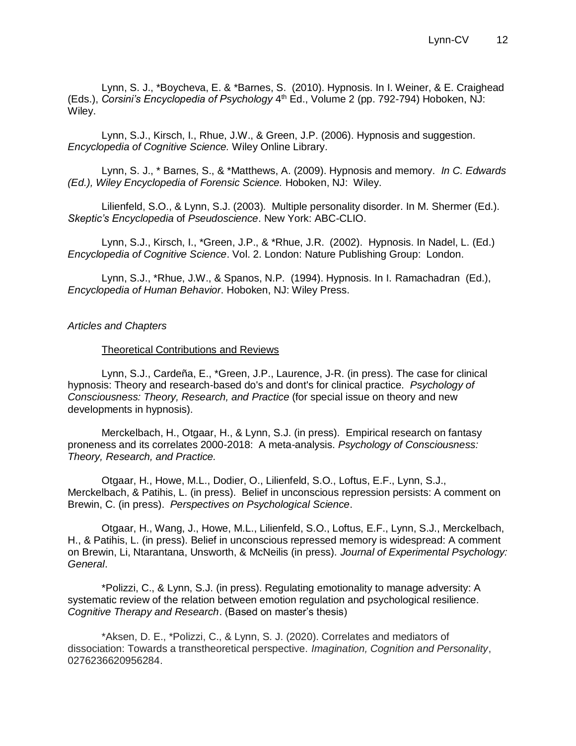Lynn, S. J., *Boycheva, E. & *Barnes, S. (2010). Hypnosis. In I. Weiner, & E. Craighead (Eds.), *Corsini's Encyclopedia of Psychology* 4th Ed., Volume 2 (pp. 792-794) Hoboken, NJ: Wiley.

Lynn, S.J., Kirsch, I., Rhue, J.W., & Green, J.P. (2006). Hypnosis and suggestion. *Encyclopedia of Cognitive Science.* Wiley Online Library.

Lynn, S. J., * Barnes, S., & *Matthews, A. (2009). Hypnosis and memory. *In C. Edwards (Ed.), Wiley Encyclopedia of Forensic Science.* Hoboken, NJ: Wiley.

Lilienfeld, S.O., & Lynn, S.J. (2003). Multiple personality disorder. In M. Shermer (Ed.). *Skeptic's Encyclopedia* of *Pseudoscience*. New York: ABC-CLIO.

Lynn, S.J., Kirsch, I., *Green, J.P., & *Rhue, J.R. (2002). Hypnosis. In Nadel, L. (Ed.) *Encyclopedia of Cognitive Science*. Vol. 2. London: Nature Publishing Group: London.

Lynn, S.J., *Rhue, J.W., & Spanos, N.P. (1994). Hypnosis. In I. Ramachadran (Ed.), *Encyclopedia of Human Behavior*. Hoboken, NJ: Wiley Press.

*Articles and Chapters*

Theoretical Contributions and Reviews

Lynn, S.J., Cardeña, E., *Green, J.P., Laurence, J-R. (in press). The case for clinical hypnosis: Theory and research-based do's and dont's for clinical practice. *Psychology of Consciousness: Theory, Research, and Practice* (for special issue on theory and new developments in hypnosis).

Merckelbach, H., Otgaar, H., & Lynn, S.J. (in press). Empirical research on fantasy proneness and its correlates 2000-2018: A meta-analysis. *Psychology of Consciousness: Theory, Research, and Practice.*

Otgaar, H., Howe, M.L., Dodier, O., Lilienfeld, S.O., Loftus, E.F., Lynn, S.J., Merckelbach, & Patihis, L. (in press). Belief in unconscious repression persists: A comment on Brewin, C. (in press). *Perspectives on Psychological Science*.

Otgaar, H., Wang, J., Howe, M.L., Lilienfeld, S.O., Loftus, E.F., Lynn, S.J., Merckelbach, H., & Patihis, L. (in press). Belief in unconscious repressed memory is widespread: A comment on Brewin, Li, Ntarantana, Unsworth, & McNeilis (in press). *Journal of Experimental Psychology: General*.

*Polizzi, C., & Lynn, S.J. (in press). Regulating emotionality to manage adversity: A systematic review of the relation between emotion regulation and psychological resilience. *Cognitive Therapy and Research*. (Based on master's thesis)

*Aksen, D. E., *Polizzi, C., & Lynn, S. J. (2020). Correlates and mediators of dissociation: Towards a transtheoretical perspective. *Imagination, Cognition and Personality*, 0276236620956284.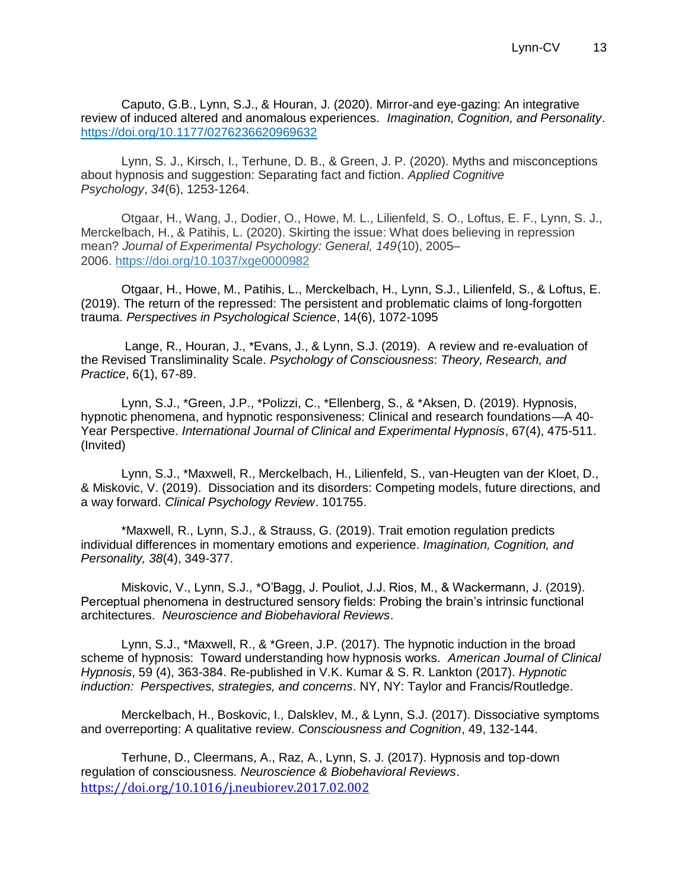Caputo, G.B., Lynn, S.J., & Houran, J. (2020). Mirror-and eye-gazing: An integrative review of induced altered and anomalous experiences. *Imagination, Cognition, and Personality*. https://doi.org/10.1177/0276236620969632

Lynn, S. J., Kirsch, I., Terhune, D. B., & Green, J. P. (2020). Myths and misconceptions about hypnosis and suggestion: Separating fact and fiction. *Applied Cognitive Psychology*, *34*(6), 1253-1264.

Otgaar, H., Wang, J., Dodier, O., Howe, M. L., Lilienfeld, S. O., Loftus, E. F., Lynn, S. J., Merckelbach, H., & Patihis, L. (2020). Skirting the issue: What does believing in repression mean? *Journal of Experimental Psychology: General, 149*(10), 2005–2006. https://doi.org/10.1037/xge0000982

Otgaar, H., Howe, M., Patihis, L., Merckelbach, H., Lynn, S.J., Lilienfeld, S., & Loftus, E. (2019). The return of the repressed: The persistent and problematic claims of long-forgotten trauma. *Perspectives in Psychological Science*, 14(6), 1072-1095

Lange, R., Houran, J., *Evans, J., & Lynn, S.J. (2019). A review and re-evaluation of the Revised Transliminality Scale. *Psychology of Consciousness*: *Theory, Research, and Practice*, 6(1), 67-89.

Lynn, S.J., *Green, J.P., *Polizzi, C., *Ellenberg, S., & *Aksen, D. (2019). Hypnosis, hypnotic phenomena, and hypnotic responsiveness: Clinical and research foundations—A 40-Year Perspective. *International Journal of Clinical and Experimental Hypnosis*, 67(4), 475-511. (Invited)

Lynn, S.J., *Maxwell, R., Merckelbach, H., Lilienfeld, S., van-Heugten van der Kloet, D., & Miskovic, V. (2019). Dissociation and its disorders: Competing models, future directions, and a way forward. *Clinical Psychology Review*. 101755.

*Maxwell, R., Lynn, S.J., & Strauss, G. (2019). Trait emotion regulation predicts individual differences in momentary emotions and experience. *Imagination, Cognition, and Personality, 38*(4), 349-377.

Miskovic, V., Lynn, S.J., *O'Bagg, J. Pouliot, J.J. Rios, M., & Wackermann, J. (2019). Perceptual phenomena in destructured sensory fields: Probing the brain's intrinsic functional architectures. *Neuroscience and Biobehavioral Reviews*.

Lynn, S.J., *Maxwell, R., & *Green, J.P. (2017). The hypnotic induction in the broad scheme of hypnosis: Toward understanding how hypnosis works. *American Journal of Clinical Hypnosis*, 59 (4), 363-384. Re-published in V.K. Kumar & S. R. Lankton (2017). *Hypnotic induction: Perspectives, strategies, and concerns*. NY, NY: Taylor and Francis/Routledge.

Merckelbach, H., Boskovic, I., Dalsklev, M., & Lynn, S.J. (2017). Dissociative symptoms and overreporting: A qualitative review. *Consciousness and Cognition*, 49, 132-144.

Terhune, D., Cleermans, A., Raz, A., Lynn, S. J. (2017). Hypnosis and top-down regulation of consciousness. *Neuroscience & Biobehavioral Reviews*. https://doi.org/10.1016/j.neubiorev.2017.02.002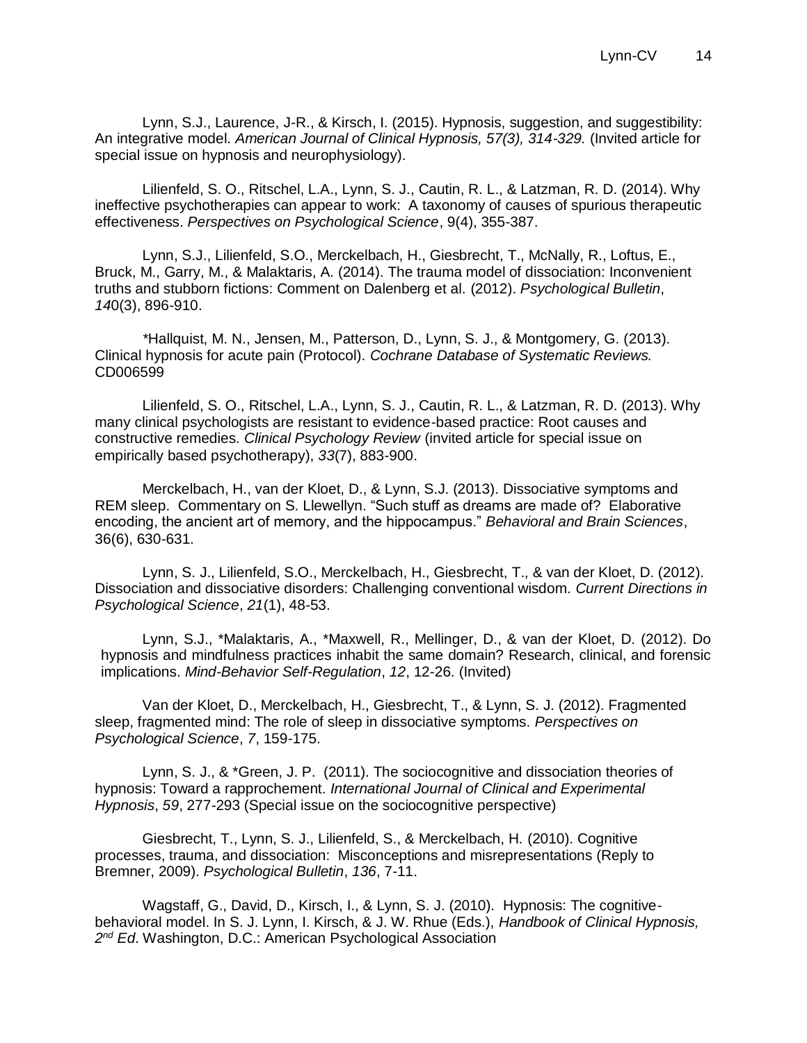Lynn, S.J., Laurence, J-R., & Kirsch, I. (2015). Hypnosis, suggestion, and suggestibility: An integrative model. *American Journal of Clinical Hypnosis, 57(3), 314-329.* (Invited article for special issue on hypnosis and neurophysiology).

Lilienfeld, S. O., Ritschel, L.A., Lynn, S. J., Cautin, R. L., & Latzman, R. D. (2014). Why ineffective psychotherapies can appear to work: A taxonomy of causes of spurious therapeutic effectiveness. *Perspectives on Psychological Science*, 9(4), 355-387.

Lynn, S.J., Lilienfeld, S.O., Merckelbach, H., Giesbrecht, T., McNally, R., Loftus, E., Bruck, M., Garry, M., & Malaktaris, A. (2014). The trauma model of dissociation: Inconvenient truths and stubborn fictions: Comment on Dalenberg et al. (2012). *Psychological Bulletin*, *14*0(3), 896-910.

*Hallquist, M. N., Jensen, M., Patterson, D., Lynn, S. J., & Montgomery, G. (2013). Clinical hypnosis for acute pain (Protocol). *Cochrane Database of Systematic Reviews.* CD006599

Lilienfeld, S. O., Ritschel, L.A., Lynn, S. J., Cautin, R. L., & Latzman, R. D. (2013). Why many clinical psychologists are resistant to evidence-based practice: Root causes and constructive remedies. *Clinical Psychology Review* (invited article for special issue on empirically based psychotherapy), *33*(7), 883-900.

Merckelbach, H., van der Kloet, D., & Lynn, S.J. (2013). Dissociative symptoms and REM sleep. Commentary on S. Llewellyn. "Such stuff as dreams are made of? Elaborative encoding, the ancient art of memory, and the hippocampus." *Behavioral and Brain Sciences*, 36(6), 630-631.

Lynn, S. J., Lilienfeld, S.O., Merckelbach, H., Giesbrecht, T., & van der Kloet, D. (2012). Dissociation and dissociative disorders: Challenging conventional wisdom. *Current Directions in Psychological Science*, *21*(1), 48-53.

Lynn, S.J., *Malaktaris, A., *Maxwell, R., Mellinger, D., & van der Kloet, D. (2012). Do hypnosis and mindfulness practices inhabit the same domain? Research, clinical, and forensic implications. *Mind-Behavior Self-Regulation*, *12*, 12-26. (Invited)

Van der Kloet, D., Merckelbach, H., Giesbrecht, T., & Lynn, S. J. (2012). Fragmented sleep, fragmented mind: The role of sleep in dissociative symptoms. *Perspectives on Psychological Science*, *7*, 159-175.

Lynn, S. J., & *Green, J. P. (2011). The sociocognitive and dissociation theories of hypnosis: Toward a rapprochement. *International Journal of Clinical and Experimental Hypnosis*, *59*, 277-293 (Special issue on the sociocognitive perspective)

Giesbrecht, T., Lynn, S. J., Lilienfeld, S., & Merckelbach, H. (2010). Cognitive processes, trauma, and dissociation: Misconceptions and misrepresentations (Reply to Bremner, 2009). *Psychological Bulletin*, *136*, 7-11.

Wagstaff, G., David, D., Kirsch, I., & Lynn, S. J. (2010). Hypnosis: The cognitive-behavioral model. In S. J. Lynn, I. Kirsch, & J. W. Rhue (Eds.), *Handbook of Clinical Hypnosis, 2nd Ed*. Washington, D.C.: American Psychological Association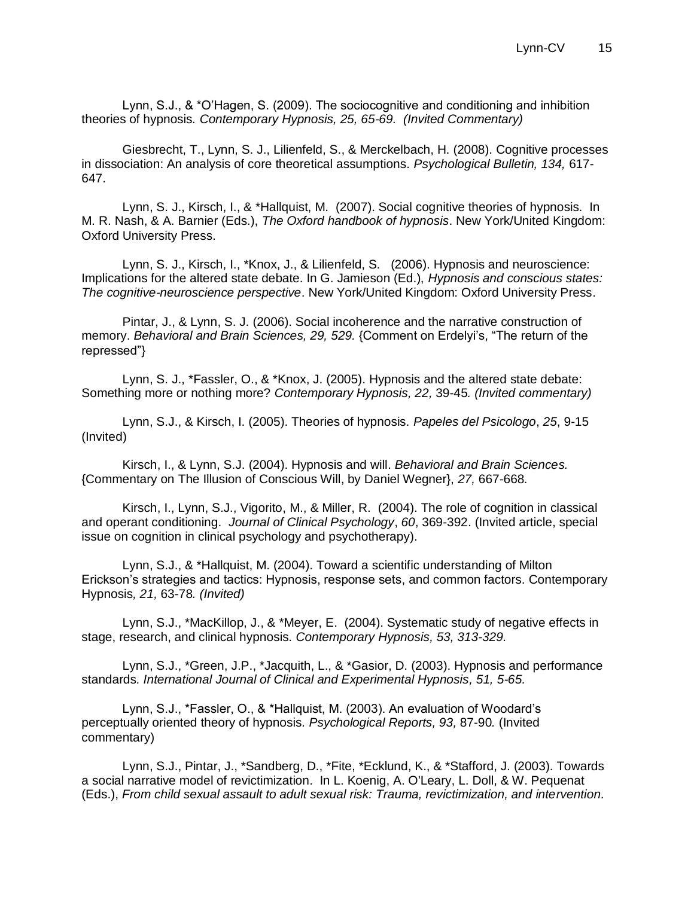Lynn, S.J., & *O'Hagen, S. (2009). The sociocognitive and conditioning and inhibition theories of hypnosis. *Contemporary Hypnosis, 25, 65-69. (Invited Commentary)*

Giesbrecht, T., Lynn, S. J., Lilienfeld, S., & Merckelbach, H. (2008). Cognitive processes in dissociation: An analysis of core theoretical assumptions. *Psychological Bulletin, 134,* 617-647.

Lynn, S. J., Kirsch, I., & *Hallquist, M. (2007). Social cognitive theories of hypnosis. In M. R. Nash, & A. Barnier (Eds.), *The Oxford handbook of hypnosis*. New York/United Kingdom: Oxford University Press.

Lynn, S. J., Kirsch, I., *Knox, J., & Lilienfeld, S. (2006). Hypnosis and neuroscience: Implications for the altered state debate. In G. Jamieson (Ed.), *Hypnosis and conscious states: The cognitive-neuroscience perspective*. New York/United Kingdom: Oxford University Press.

Pintar, J., & Lynn, S. J. (2006). Social incoherence and the narrative construction of memory. *Behavioral and Brain Sciences, 29, 529.* {Comment on Erdelyi's, "The return of the repressed"}

Lynn, S. J., *Fassler, O., & *Knox, J. (2005). Hypnosis and the altered state debate: Something more or nothing more? *Contemporary Hypnosis, 22,* 39-45*. (Invited commentary)*

Lynn, S.J., & Kirsch, I. (2005). Theories of hypnosis. *Papeles del Psicologo*, *25*, 9-15 (Invited)

Kirsch, I., & Lynn, S.J. (2004). Hypnosis and will. *Behavioral and Brain Sciences.* {Commentary on The Illusion of Conscious Will, by Daniel Wegner}, *27,* 667-668*.*

Kirsch, I., Lynn, S.J., Vigorito, M., & Miller, R. (2004). The role of cognition in classical and operant conditioning. *Journal of Clinical Psychology*, *60*, 369-392. (Invited article, special issue on cognition in clinical psychology and psychotherapy).

Lynn, S.J., & *Hallquist, M. (2004). Toward a scientific understanding of Milton Erickson's strategies and tactics: Hypnosis, response sets, and common factors. Contemporary Hypnosis*, 21,* 63-78*. (Invited)*

Lynn, S.J., *MacKillop, J., & *Meyer, E. (2004). Systematic study of negative effects in stage, research, and clinical hypnosis. *Contemporary Hypnosis, 53, 313-329.*

Lynn, S.J., *Green, J.P., *Jacquith, L., & *Gasior, D. (2003). Hypnosis and performance standards*. International Journal of Clinical and Experimental Hypnosis, 51, 5-65.*

Lynn, S.J., *Fassler, O., & *Hallquist, M. (2003). An evaluation of Woodard's perceptually oriented theory of hypnosis*. Psychological Reports, 93,* 87-90*.* (Invited commentary)

Lynn, S.J., Pintar, J., *Sandberg, D., *Fite, *Ecklund, K., & *Stafford, J. (2003). Towards a social narrative model of revictimization. In L. Koenig, A. O'Leary, L. Doll, & W. Pequenat (Eds.), *From child sexual assault to adult sexual risk: Trauma, revictimization, and intervention*.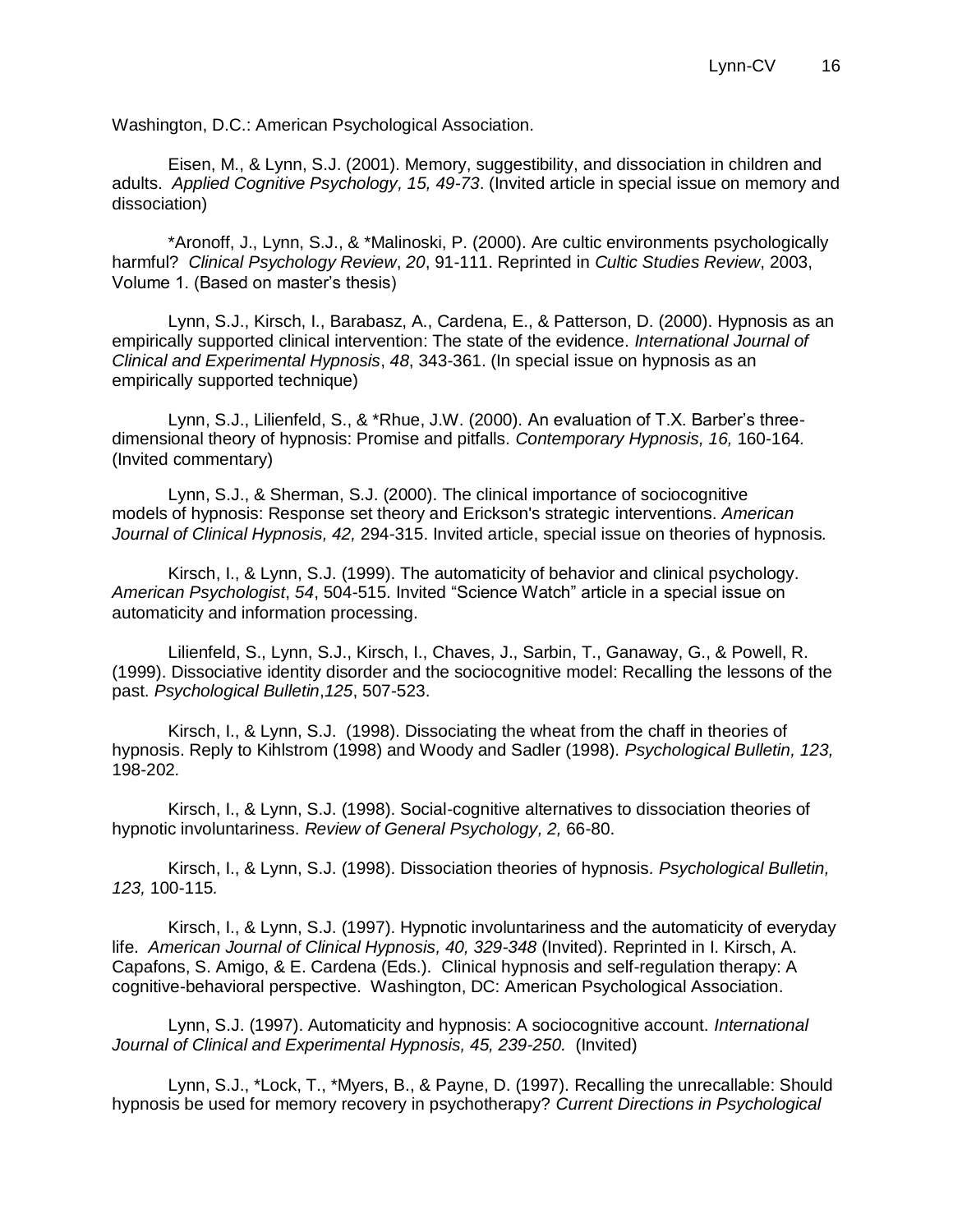Washington, D.C.: American Psychological Association.

Eisen, M., & Lynn, S.J. (2001). Memory, suggestibility, and dissociation in children and adults. *Applied Cognitive Psychology, 15, 49-73*. (Invited article in special issue on memory and dissociation)

*Aronoff, J., Lynn, S.J., & *Malinoski, P. (2000). Are cultic environments psychologically harmful? *Clinical Psychology Review*, *20*, 91-111. Reprinted in *Cultic Studies Review*, 2003, Volume 1. (Based on master's thesis)

Lynn, S.J., Kirsch, I., Barabasz, A., Cardena, E., & Patterson, D. (2000). Hypnosis as an empirically supported clinical intervention: The state of the evidence. *International Journal of Clinical and Experimental Hypnosis*, *48*, 343-361. (In special issue on hypnosis as an empirically supported technique)

Lynn, S.J., Lilienfeld, S., & *Rhue, J.W. (2000). An evaluation of T.X. Barber's three-dimensional theory of hypnosis: Promise and pitfalls. *Contemporary Hypnosis, 16,* 160-164*.* (Invited commentary)

Lynn, S.J., & Sherman, S.J. (2000). The clinical importance of sociocognitive models of hypnosis: Response set theory and Erickson's strategic interventions. *American Journal of Clinical Hypnosis, 42,* 294-315. Invited article, special issue on theories of hypnosis*.*

Kirsch, I., & Lynn, S.J. (1999). The automaticity of behavior and clinical psychology. *American Psychologist*, *54*, 504-515. Invited "Science Watch" article in a special issue on automaticity and information processing.

Lilienfeld, S., Lynn, S.J., Kirsch, I., Chaves, J., Sarbin, T., Ganaway, G., & Powell, R. (1999). Dissociative identity disorder and the sociocognitive model: Recalling the lessons of the past. *Psychological Bulletin*,*125*, 507-523.

Kirsch, I., & Lynn, S.J. (1998). Dissociating the wheat from the chaff in theories of hypnosis. Reply to Kihlstrom (1998) and Woody and Sadler (1998). *Psychological Bulletin, 123,* 198-202*.*

Kirsch, I., & Lynn, S.J. (1998). Social-cognitive alternatives to dissociation theories of hypnotic involuntariness. *Review of General Psychology, 2,* 66-80.

Kirsch, I., & Lynn, S.J. (1998). Dissociation theories of hypnosis*. Psychological Bulletin, 123,* 100-115*.*

Kirsch, I., & Lynn, S.J. (1997). Hypnotic involuntariness and the automaticity of everyday life. *American Journal of Clinical Hypnosis, 40, 329-348* (Invited). Reprinted in I. Kirsch, A. Capafons, S. Amigo, & E. Cardena (Eds.). Clinical hypnosis and self-regulation therapy: A cognitive-behavioral perspective. Washington, DC: American Psychological Association.

Lynn, S.J. (1997). Automaticity and hypnosis: A sociocognitive account. *International Journal of Clinical and Experimental Hypnosis, 45, 239-250.* (Invited)

Lynn, S.J., *Lock, T., *Myers, B., & Payne, D. (1997). Recalling the unrecallable: Should hypnosis be used for memory recovery in psychotherapy? *Current Directions in Psychological*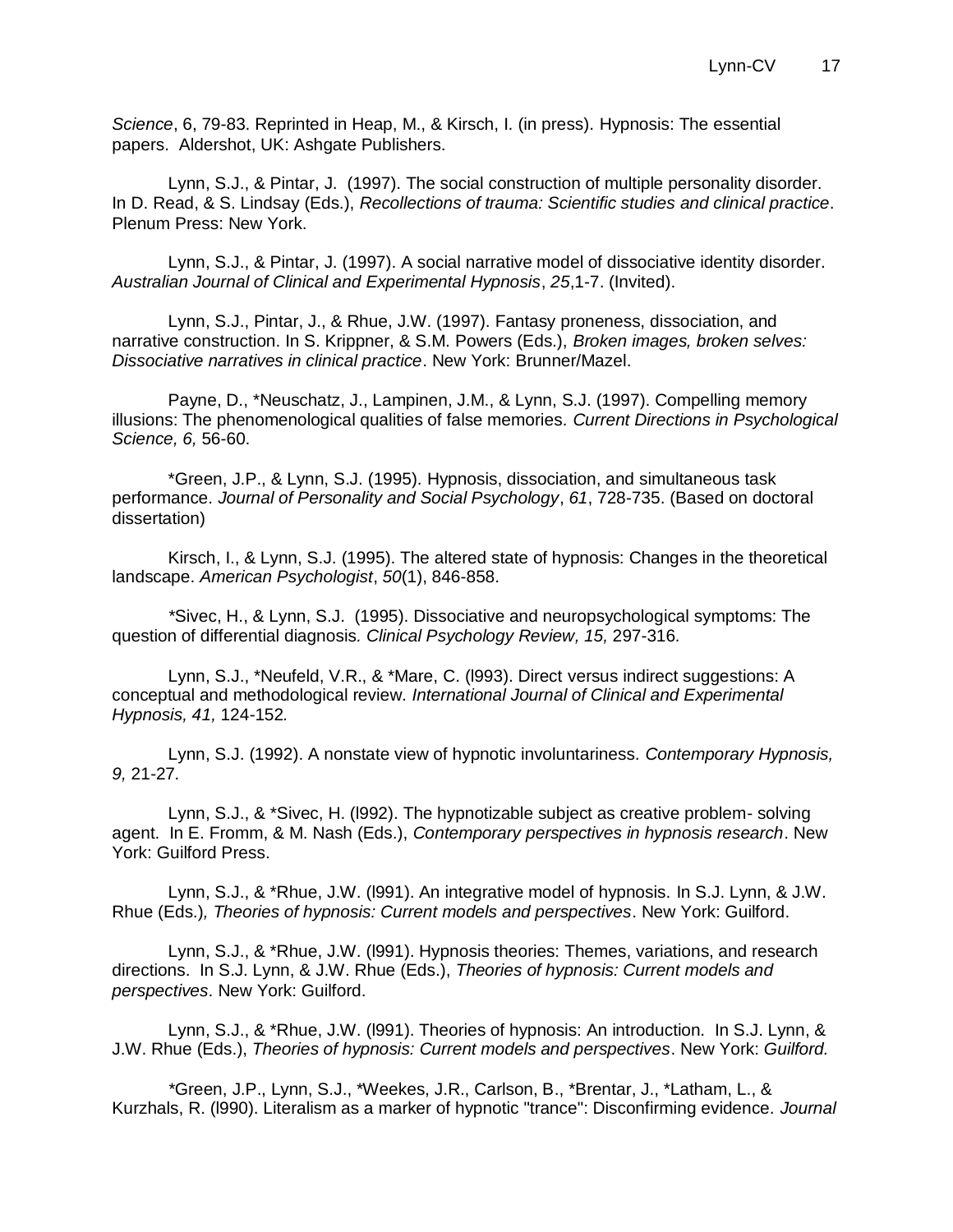*Science*, 6, 79-83. Reprinted in Heap, M., & Kirsch, I. (in press). Hypnosis: The essential papers. Aldershot, UK: Ashgate Publishers.

Lynn, S.J., & Pintar, J. (1997). The social construction of multiple personality disorder. In D. Read, & S. Lindsay (Eds.), *Recollections of trauma: Scientific studies and clinical practice*. Plenum Press: New York.

Lynn, S.J., & Pintar, J. (1997). A social narrative model of dissociative identity disorder. *Australian Journal of Clinical and Experimental Hypnosis*, *25*,1-7. (Invited).

Lynn, S.J., Pintar, J., & Rhue, J.W. (1997). Fantasy proneness, dissociation, and narrative construction. In S. Krippner, & S.M. Powers (Eds.), *Broken images, broken selves: Dissociative narratives in clinical practice*. New York: Brunner/Mazel.

Payne, D., *Neuschatz, J., Lampinen, J.M., & Lynn, S.J. (1997). Compelling memory illusions: The phenomenological qualities of false memories*. Current Directions in Psychological Science, 6,* 56-60.

*Green, J.P., & Lynn, S.J. (1995). Hypnosis, dissociation, and simultaneous task performance. *Journal of Personality and Social Psychology*, *61*, 728-735. (Based on doctoral dissertation)

Kirsch, I., & Lynn, S.J. (1995). The altered state of hypnosis: Changes in the theoretical landscape. *American Psychologist*, *50*(1), 846-858.

*Sivec, H., & Lynn, S.J. (1995). Dissociative and neuropsychological symptoms: The question of differential diagnosis*. Clinical Psychology Review, 15,* 297-316.

Lynn, S.J., *Neufeld, V.R., & *Mare, C. (l993). Direct versus indirect suggestions: A conceptual and methodological review*. International Journal of Clinical and Experimental Hypnosis, 41,* 124-152*.*

Lynn, S.J. (1992). A nonstate view of hypnotic involuntariness. *Contemporary Hypnosis, 9,* 21-27*.*

Lynn, S.J., & *Sivec, H. (l992). The hypnotizable subject as creative problem- solving agent. In E. Fromm, & M. Nash (Eds.), *Contemporary perspectives in hypnosis research*. New York: Guilford Press.

Lynn, S.J., & *Rhue, J.W. (l991). An integrative model of hypnosis. In S.J. Lynn, & J.W. Rhue (Eds.)*, Theories of hypnosis: Current models and perspectives*. New York: Guilford.

Lynn, S.J., & *Rhue, J.W. (l991). Hypnosis theories: Themes, variations, and research directions. In S.J. Lynn, & J.W. Rhue (Eds.), *Theories of hypnosis: Current models and perspectives*. New York: Guilford.

Lynn, S.J., & *Rhue, J.W. (l991). Theories of hypnosis: An introduction. In S.J. Lynn, & J.W. Rhue (Eds.), *Theories of hypnosis: Current models and perspectives*. New York: *Guilford.*

*Green, J.P., Lynn, S.J., *Weekes, J.R., Carlson, B., *Brentar, J., *Latham, L., & Kurzhals, R. (l990). Literalism as a marker of hypnotic "trance": Disconfirming evidence. *Journal*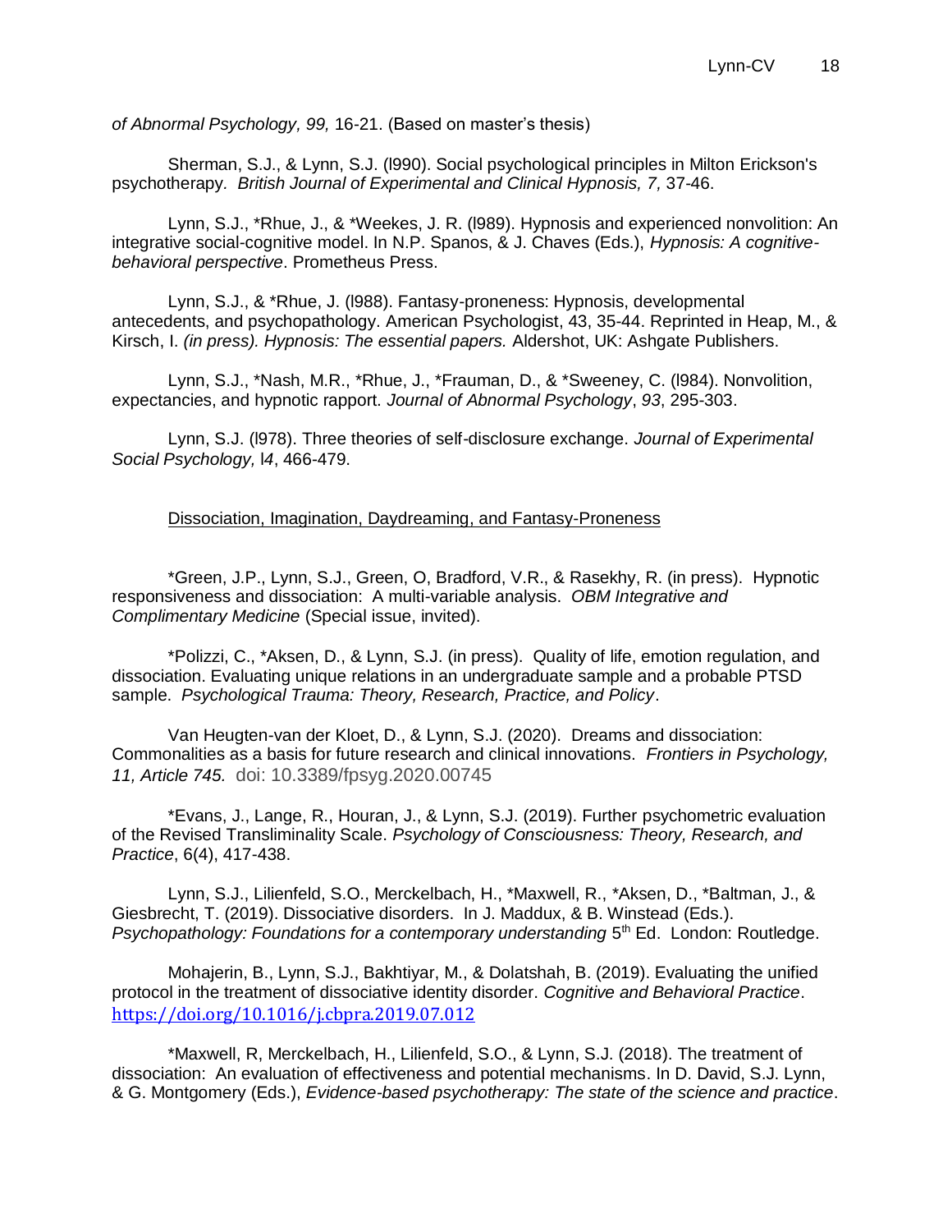*of Abnormal Psychology, 99,* 16-21. (Based on master's thesis)

Sherman, S.J., & Lynn, S.J. (l990). Social psychological principles in Milton Erickson's psychotherapy. *British Journal of Experimental and Clinical Hypnosis, 7,* 37-46.

Lynn, S.J., *Rhue, J., & *Weekes, J. R. (l989). Hypnosis and experienced nonvolition: An integrative social-cognitive model. In N.P. Spanos, & J. Chaves (Eds.), *Hypnosis: A cognitive-behavioral perspective*. Prometheus Press.

Lynn, S.J., & *Rhue, J. (l988). Fantasy-proneness: Hypnosis, developmental antecedents, and psychopathology. American Psychologist, 43, 35-44. Reprinted in Heap, M., & Kirsch, I. *(in press). Hypnosis: The essential papers.* Aldershot, UK: Ashgate Publishers.

Lynn, S.J., *Nash, M.R., *Rhue, J., *Frauman, D., & *Sweeney, C. (l984). Nonvolition, expectancies, and hypnotic rapport. *Journal of Abnormal Psychology*, *93*, 295-303.

Lynn, S.J. (l978). Three theories of self-disclosure exchange. *Journal of Experimental Social Psychology,* l*4*, 466-479.

<u>Dissociation, Imagination, Daydreaming, and Fantasy-Proneness</u>

*Green, J.P., Lynn, S.J., Green, O, Bradford, V.R., & Rasekhy, R. (in press). Hypnotic responsiveness and dissociation: A multi-variable analysis. *OBM Integrative and Complimentary Medicine* (Special issue, invited).

*Polizzi, C., *Aksen, D., & Lynn, S.J. (in press). Quality of life, emotion regulation, and dissociation. Evaluating unique relations in an undergraduate sample and a probable PTSD sample. *Psychological Trauma: Theory, Research, Practice, and Policy*.

Van Heugten-van der Kloet, D., & Lynn, S.J. (2020). Dreams and dissociation: Commonalities as a basis for future research and clinical innovations. *Frontiers in Psychology, 11, Article 745.* doi: 10.3389/fpsyg.2020.00745

*Evans, J., Lange, R., Houran, J., & Lynn, S.J. (2019). Further psychometric evaluation of the Revised Transliminality Scale. *Psychology of Consciousness: Theory, Research, and Practice*, 6(4), 417-438.

Lynn, S.J., Lilienfeld, S.O., Merckelbach, H., *Maxwell, R., *Aksen, D., *Baltman, J., & Giesbrecht, T. (2019). Dissociative disorders. In J. Maddux, & B. Winstead (Eds.). *Psychopathology: Foundations for a contemporary understanding* 5th Ed. London: Routledge.

Mohajerin, B., Lynn, S.J., Bakhtiyar, M., & Dolatshah, B. (2019). Evaluating the unified protocol in the treatment of dissociative identity disorder. *Cognitive and Behavioral Practice*. https://doi.org/10.1016/j.cbpra.2019.07.012

*Maxwell, R, Merckelbach, H., Lilienfeld, S.O., & Lynn, S.J. (2018). The treatment of dissociation: An evaluation of effectiveness and potential mechanisms. In D. David, S.J. Lynn, & G. Montgomery (Eds.), *Evidence-based psychotherapy: The state of the science and practice*.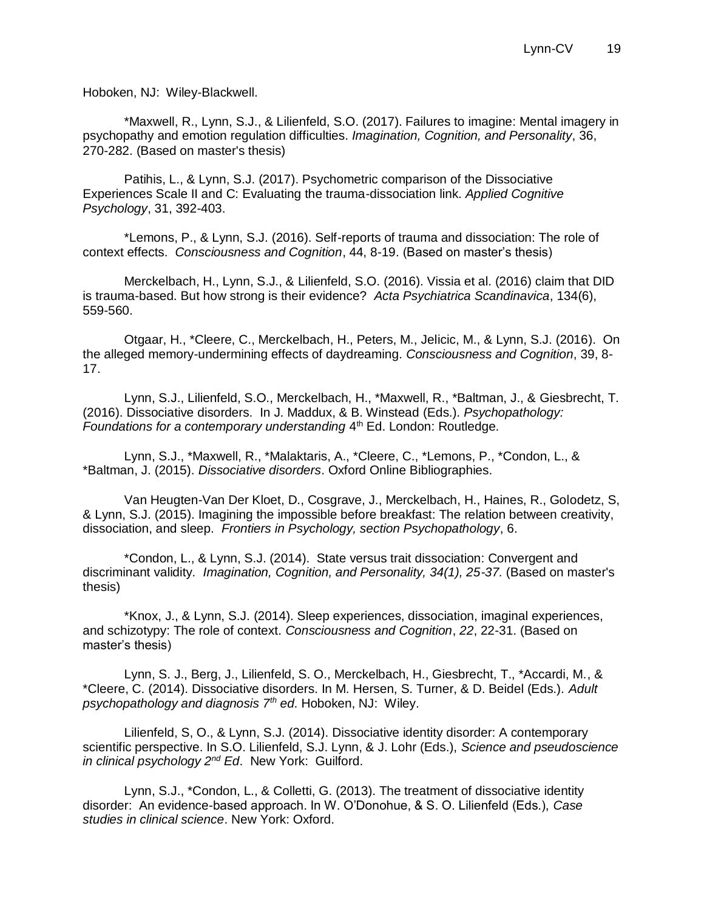Hoboken, NJ: Wiley-Blackwell.

*Maxwell, R., Lynn, S.J., & Lilienfeld, S.O. (2017). Failures to imagine: Mental imagery in psychopathy and emotion regulation difficulties. *Imagination, Cognition, and Personality*, 36, 270-282. (Based on master's thesis)

Patihis, L., & Lynn, S.J. (2017). Psychometric comparison of the Dissociative Experiences Scale II and C: Evaluating the trauma-dissociation link. *Applied Cognitive Psychology*, 31, 392-403.

*Lemons, P., & Lynn, S.J. (2016). Self-reports of trauma and dissociation: The role of context effects. *Consciousness and Cognition*, 44, 8-19. (Based on master's thesis)

Merckelbach, H., Lynn, S.J., & Lilienfeld, S.O. (2016). Vissia et al. (2016) claim that DID is trauma-based. But how strong is their evidence? *Acta Psychiatrica Scandinavica*, 134(6), 559-560.

Otgaar, H., *Cleere, C., Merckelbach, H., Peters, M., Jelicic, M., & Lynn, S.J. (2016). On the alleged memory-undermining effects of daydreaming. *Consciousness and Cognition*, 39, 8-17.

Lynn, S.J., Lilienfeld, S.O., Merckelbach, H., *Maxwell, R., *Baltman, J., & Giesbrecht, T. (2016). Dissociative disorders. In J. Maddux, & B. Winstead (Eds.). *Psychopathology: Foundations for a contemporary understanding* 4th Ed. London: Routledge.

Lynn, S.J., *Maxwell, R., *Malaktaris, A., *Cleere, C., *Lemons, P., *Condon, L., & *Baltman, J. (2015). *Dissociative disorders*. Oxford Online Bibliographies.

Van Heugten-Van Der Kloet, D., Cosgrave, J., Merckelbach, H., Haines, R., Golodetz, S, & Lynn, S.J. (2015). Imagining the impossible before breakfast: The relation between creativity, dissociation, and sleep. *Frontiers in Psychology, section Psychopathology*, 6.

*Condon, L., & Lynn, S.J. (2014). State versus trait dissociation: Convergent and discriminant validity. *Imagination, Cognition, and Personality, 34(1), 25-37.* (Based on master's thesis)

*Knox, J., & Lynn, S.J. (2014). Sleep experiences, dissociation, imaginal experiences, and schizotypy: The role of context. *Consciousness and Cognition*, *22*, 22-31. (Based on master's thesis)

Lynn, S. J., Berg, J., Lilienfeld, S. O., Merckelbach, H., Giesbrecht, T., *Accardi, M., & *Cleere, C. (2014). Dissociative disorders. In M. Hersen, S. Turner, & D. Beidel (Eds.). *Adult psychopathology and diagnosis 7th ed*. Hoboken, NJ: Wiley.

Lilienfeld, S, O., & Lynn, S.J. (2014). Dissociative identity disorder: A contemporary scientific perspective. In S.O. Lilienfeld, S.J. Lynn, & J. Lohr (Eds.), *Science and pseudoscience in clinical psychology 2nd Ed*. New York: Guilford.

Lynn, S.J., *Condon, L., & Colletti, G. (2013). The treatment of dissociative identity disorder: An evidence-based approach. In W. O'Donohue, & S. O. Lilienfeld (Eds.), *Case studies in clinical science*. New York: Oxford.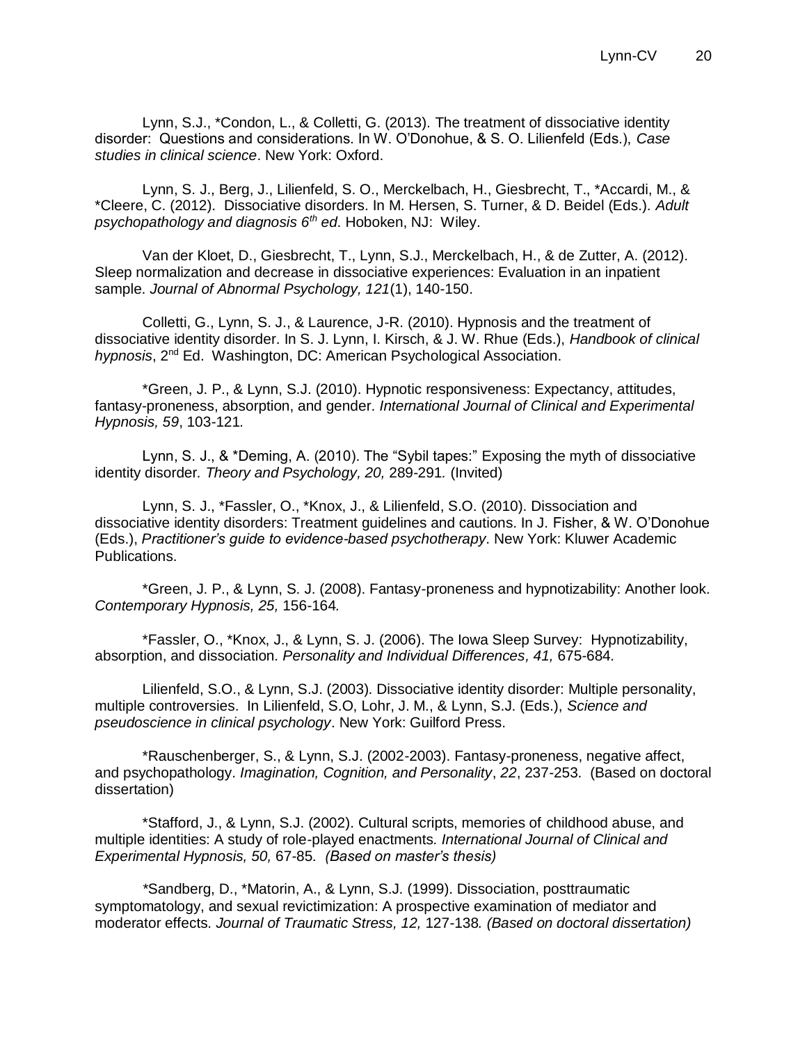Lynn, S.J., *Condon, L., & Colletti, G. (2013). The treatment of dissociative identity disorder: Questions and considerations. In W. O'Donohue, & S. O. Lilienfeld (Eds.), *Case studies in clinical science*. New York: Oxford.

Lynn, S. J., Berg, J., Lilienfeld, S. O., Merckelbach, H., Giesbrecht, T., *Accardi, M., & *Cleere, C. (2012). Dissociative disorders. In M. Hersen, S. Turner, & D. Beidel (Eds.). *Adult psychopathology and diagnosis 6th ed*. Hoboken, NJ: Wiley.

Van der Kloet, D., Giesbrecht, T., Lynn, S.J., Merckelbach, H., & de Zutter, A. (2012). Sleep normalization and decrease in dissociative experiences: Evaluation in an inpatient sample. *Journal of Abnormal Psychology, 121*(1), 140-150.

Colletti, G., Lynn, S. J., & Laurence, J-R. (2010). Hypnosis and the treatment of dissociative identity disorder. In S. J. Lynn, I. Kirsch, & J. W. Rhue (Eds.), *Handbook of clinical hypnosis*, 2nd Ed. Washington, DC: American Psychological Association.

*Green, J. P., & Lynn, S.J. (2010). Hypnotic responsiveness: Expectancy, attitudes, fantasy-proneness, absorption, and gender. *International Journal of Clinical and Experimental Hypnosis, 59*, 103-121.

Lynn, S. J., & *Deming, A. (2010). The "Sybil tapes:" Exposing the myth of dissociative identity disorder. *Theory and Psychology, 20,* 289-291. (Invited)

Lynn, S. J., *Fassler, O., *Knox, J., & Lilienfeld, S.O. (2010). Dissociation and dissociative identity disorders: Treatment guidelines and cautions. In J. Fisher, & W. O'Donohue (Eds.), *Practitioner's guide to evidence-based psychotherapy*. New York: Kluwer Academic Publications.

*Green, J. P., & Lynn, S. J. (2008). Fantasy-proneness and hypnotizability: Another look. *Contemporary Hypnosis, 25,* 156-164.

*Fassler, O., *Knox, J., & Lynn, S. J. (2006). The Iowa Sleep Survey: Hypnotizability, absorption, and dissociation. *Personality and Individual Differences, 41,* 675-684.

Lilienfeld, S.O., & Lynn, S.J. (2003). Dissociative identity disorder: Multiple personality, multiple controversies. In Lilienfeld, S.O, Lohr, J. M., & Lynn, S.J. (Eds.), *Science and pseudoscience in clinical psychology*. New York: Guilford Press.

*Rauschenberger, S., & Lynn, S.J. (2002-2003). Fantasy-proneness, negative affect, and psychopathology. *Imagination, Cognition, and Personality*, *22*, 237-253. (Based on doctoral dissertation)

*Stafford, J., & Lynn, S.J. (2002). Cultural scripts, memories of childhood abuse, and multiple identities: A study of role-played enactments. *International Journal of Clinical and Experimental Hypnosis, 50,* 67-85. *(Based on master's thesis)*

*Sandberg, D., *Matorin, A., & Lynn, S.J. (1999). Dissociation, posttraumatic symptomatology, and sexual revictimization: A prospective examination of mediator and moderator effects. *Journal of Traumatic Stress, 12,* 127-138. *(Based on doctoral dissertation)*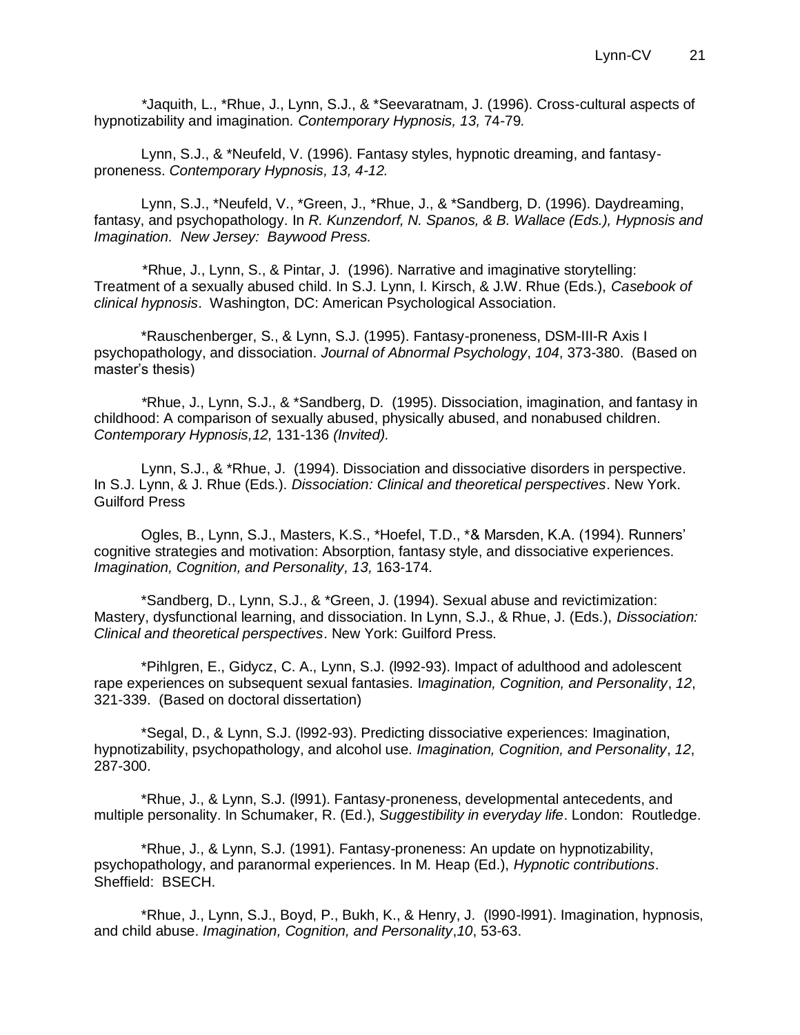*Jaquith, L., *Rhue, J., Lynn, S.J., & *Seevaratnam, J. (1996). Cross-cultural aspects of hypnotizability and imagination. *Contemporary Hypnosis, 13,* 74-79.

Lynn, S.J., & *Neufeld, V. (1996). Fantasy styles, hypnotic dreaming, and fantasy-proneness. *Contemporary Hypnosis, 13, 4-12.*

Lynn, S.J., *Neufeld, V., *Green, J., *Rhue, J., & *Sandberg, D. (1996). Daydreaming, fantasy, and psychopathology. In *R. Kunzendorf, N. Spanos, & B. Wallace (Eds.), Hypnosis and Imagination. New Jersey: Baywood Press.*

*Rhue, J., Lynn, S., & Pintar, J. (1996). Narrative and imaginative storytelling: Treatment of a sexually abused child. In S.J. Lynn, I. Kirsch, & J.W. Rhue (Eds.), *Casebook of clinical hypnosis*. Washington, DC: American Psychological Association.

*Rauschenberger, S., & Lynn, S.J. (1995). Fantasy-proneness, DSM-III-R Axis I psychopathology, and dissociation. *Journal of Abnormal Psychology*, *104*, 373-380. (Based on master's thesis)

*Rhue, J., Lynn, S.J., & *Sandberg, D. (1995). Dissociation, imagination, and fantasy in childhood: A comparison of sexually abused, physically abused, and nonabused children. *Contemporary Hypnosis,12,* 131-136 *(Invited).*

Lynn, S.J., & *Rhue, J. (1994). Dissociation and dissociative disorders in perspective. In S.J. Lynn, & J. Rhue (Eds.). *Dissociation: Clinical and theoretical perspectives*. New York. Guilford Press

Ogles, B., Lynn, S.J., Masters, K.S., *Hoefel, T.D., *& Marsden, K.A. (1994). Runners' cognitive strategies and motivation: Absorption, fantasy style, and dissociative experiences. *Imagination, Cognition, and Personality, 13,* 163-174.

*Sandberg, D., Lynn, S.J., & *Green, J. (1994). Sexual abuse and revictimization: Mastery, dysfunctional learning, and dissociation. In Lynn, S.J., & Rhue, J. (Eds.), *Dissociation: Clinical and theoretical perspectives*. New York: Guilford Press.

*Pihlgren, E., Gidycz, C. A., Lynn, S.J. (l992-93). Impact of adulthood and adolescent rape experiences on subsequent sexual fantasies. I*magination, Cognition, and Personality*, *12*, 321-339. (Based on doctoral dissertation)

*Segal, D., & Lynn, S.J. (l992-93). Predicting dissociative experiences: Imagination, hypnotizability, psychopathology, and alcohol use. *Imagination, Cognition, and Personality*, *12*, 287-300.

*Rhue, J., & Lynn, S.J. (l991). Fantasy-proneness, developmental antecedents, and multiple personality. In Schumaker, R. (Ed.), *Suggestibility in everyday life*. London: Routledge.

*Rhue, J., & Lynn, S.J. (1991). Fantasy-proneness: An update on hypnotizability, psychopathology, and paranormal experiences. In M. Heap (Ed.), *Hypnotic contributions*. Sheffield: BSECH.

*Rhue, J., Lynn, S.J., Boyd, P., Bukh, K., & Henry, J. (l990-l991). Imagination, hypnosis, and child abuse. *Imagination, Cognition, and Personality*,*10*, 53-63.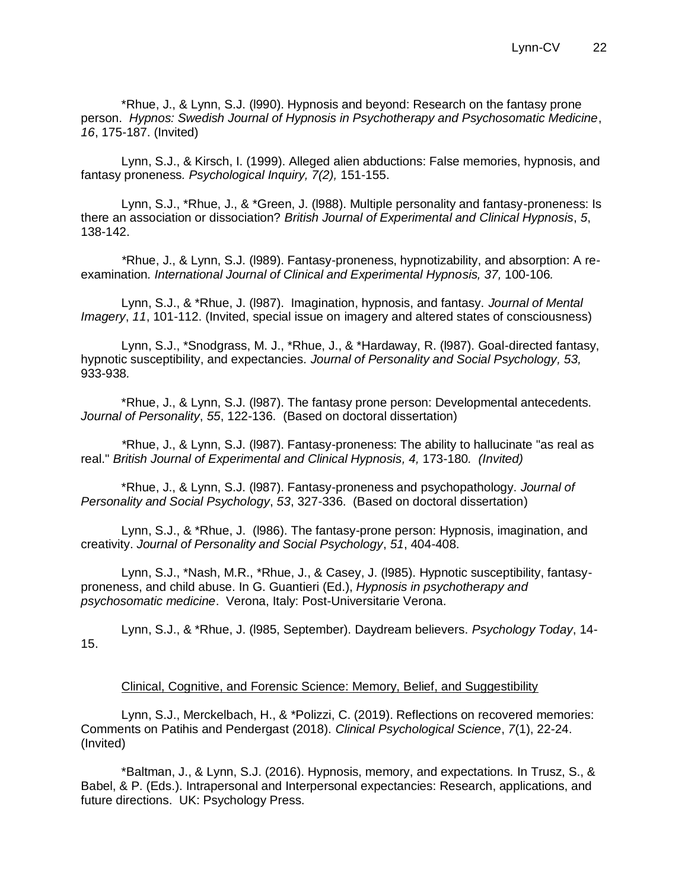*Rhue, J., & Lynn, S.J. (l990). Hypnosis and beyond: Research on the fantasy prone person. *Hypnos: Swedish Journal of Hypnosis in Psychotherapy and Psychosomatic Medicine*, *16*, 175-187. (Invited)

Lynn, S.J., & Kirsch, I. (1999). Alleged alien abductions: False memories, hypnosis, and fantasy proneness. *Psychological Inquiry, 7(2),* 151-155.

Lynn, S.J., *Rhue, J., & *Green, J. (l988). Multiple personality and fantasy-proneness: Is there an association or dissociation? *British Journal of Experimental and Clinical Hypnosis*, *5*, 138-142.

*Rhue, J., & Lynn, S.J. (l989). Fantasy-proneness, hypnotizability, and absorption: A re-examination. *International Journal of Clinical and Experimental Hypnosis, 37,* 100-106.

Lynn, S.J., & *Rhue, J. (l987). Imagination, hypnosis, and fantasy. *Journal of Mental Imagery*, *11*, 101-112. (Invited, special issue on imagery and altered states of consciousness)

Lynn, S.J., *Snodgrass, M. J., *Rhue, J., & *Hardaway, R. (l987). Goal-directed fantasy, hypnotic susceptibility, and expectancies. *Journal of Personality and Social Psychology, 53,* 933-938.

*Rhue, J., & Lynn, S.J. (l987). The fantasy prone person: Developmental antecedents. *Journal of Personality*, *55*, 122-136. (Based on doctoral dissertation)

*Rhue, J., & Lynn, S.J. (l987). Fantasy-proneness: The ability to hallucinate "as real as real." *British Journal of Experimental and Clinical Hypnosis, 4,* 173-180. *(Invited)*

*Rhue, J., & Lynn, S.J. (l987). Fantasy-proneness and psychopathology. *Journal of Personality and Social Psychology*, *53*, 327-336. (Based on doctoral dissertation)

Lynn, S.J., & *Rhue, J. (l986). The fantasy-prone person: Hypnosis, imagination, and creativity. *Journal of Personality and Social Psychology*, *51*, 404-408.

Lynn, S.J., *Nash, M.R., *Rhue, J., & Casey, J. (l985). Hypnotic susceptibility, fantasy-proneness, and child abuse. In G. Guantieri (Ed.), *Hypnosis in psychotherapy and psychosomatic medicine*. Verona, Italy: Post-Universitarie Verona.

Lynn, S.J., & *Rhue, J. (l985, September). Daydream believers. *Psychology Today*, 14-15.

<u>Clinical, Cognitive, and Forensic Science: Memory, Belief, and Suggestibility</u>

Lynn, S.J., Merckelbach, H., & *Polizzi, C. (2019). Reflections on recovered memories: Comments on Patihis and Pendergast (2018). *Clinical Psychological Science*, *7*(1), 22-24. (Invited)

*Baltman, J., & Lynn, S.J. (2016). Hypnosis, memory, and expectations. In Trusz, S., & Babel, & P. (Eds.). Intrapersonal and Interpersonal expectancies: Research, applications, and future directions. UK: Psychology Press.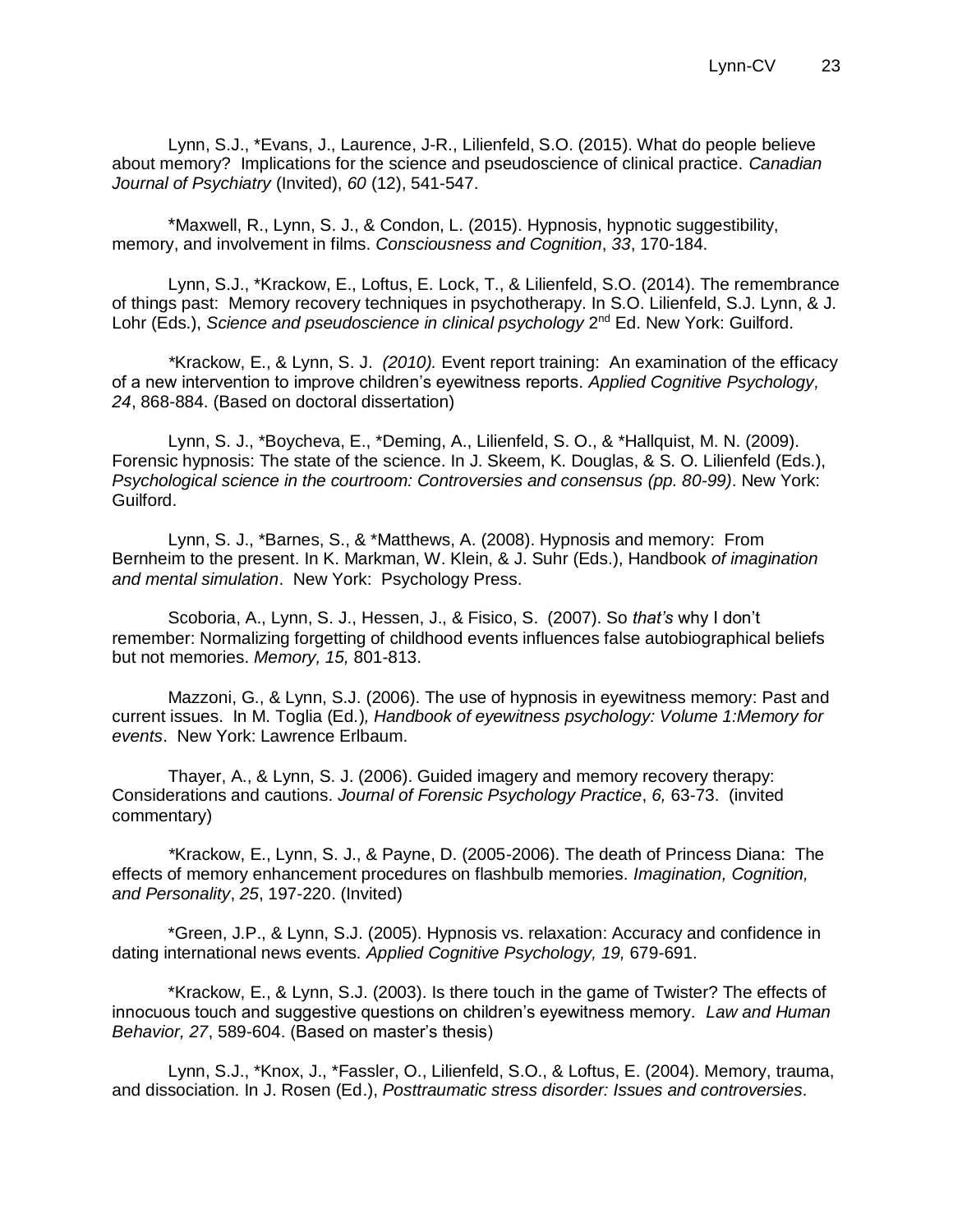Lynn, S.J., *Evans, J., Laurence, J-R., Lilienfeld, S.O. (2015). What do people believe about memory? Implications for the science and pseudoscience of clinical practice. *Canadian Journal of Psychiatry* (Invited), *60* (12), 541-547.

*Maxwell, R., Lynn, S. J., & Condon, L. (2015). Hypnosis, hypnotic suggestibility, memory, and involvement in films. *Consciousness and Cognition*, *33*, 170-184.

Lynn, S.J., *Krackow, E., Loftus, E. Lock, T., & Lilienfeld, S.O. (2014). The remembrance of things past: Memory recovery techniques in psychotherapy. In S.O. Lilienfeld, S.J. Lynn, & J. Lohr (Eds.), *Science and pseudoscience in clinical psychology* 2nd Ed. New York: Guilford.

*Krackow, E., & Lynn, S. J. *(2010).* Event report training: An examination of the efficacy of a new intervention to improve children's eyewitness reports. *Applied Cognitive Psychology, 24*, 868-884. (Based on doctoral dissertation)

Lynn, S. J., *Boycheva, E., *Deming, A., Lilienfeld, S. O., & *Hallquist, M. N. (2009). Forensic hypnosis: The state of the science. In J. Skeem, K. Douglas, & S. O. Lilienfeld (Eds.), *Psychological science in the courtroom: Controversies and consensus (pp. 80-99)*. New York: Guilford.

Lynn, S. J., *Barnes, S., & *Matthews, A. (2008). Hypnosis and memory: From Bernheim to the present. In K. Markman, W. Klein, & J. Suhr (Eds.), Handbook *of imagination and mental simulation*. New York: Psychology Press.

Scoboria, A., Lynn, S. J., Hessen, J., & Fisico, S. (2007). So *that's* why I don't remember: Normalizing forgetting of childhood events influences false autobiographical beliefs but not memories. *Memory, 15,* 801-813.

Mazzoni, G., & Lynn, S.J. (2006). The use of hypnosis in eyewitness memory: Past and current issues. In M. Toglia (Ed.)*, Handbook of eyewitness psychology: Volume 1:Memory for events*. New York: Lawrence Erlbaum.

Thayer, A., & Lynn, S. J. (2006). Guided imagery and memory recovery therapy: Considerations and cautions. *Journal of Forensic Psychology Practice*, *6,* 63-73. (invited commentary)

*Krackow, E., Lynn, S. J., & Payne, D. (2005-2006). The death of Princess Diana: The effects of memory enhancement procedures on flashbulb memories. *Imagination, Cognition, and Personality*, *25*, 197-220. (Invited)

*Green, J.P., & Lynn, S.J. (2005). Hypnosis vs. relaxation: Accuracy and confidence in dating international news events. *Applied Cognitive Psychology, 19,* 679-691.

*Krackow, E., & Lynn, S.J. (2003). Is there touch in the game of Twister? The effects of innocuous touch and suggestive questions on children's eyewitness memory. *Law and Human Behavior, 27*, 589-604. (Based on master's thesis)

Lynn, S.J., *Knox, J., *Fassler, O., Lilienfeld, S.O., & Loftus, E. (2004). Memory, trauma, and dissociation. In J. Rosen (Ed.), *Posttraumatic stress disorder: Issues and controversies.*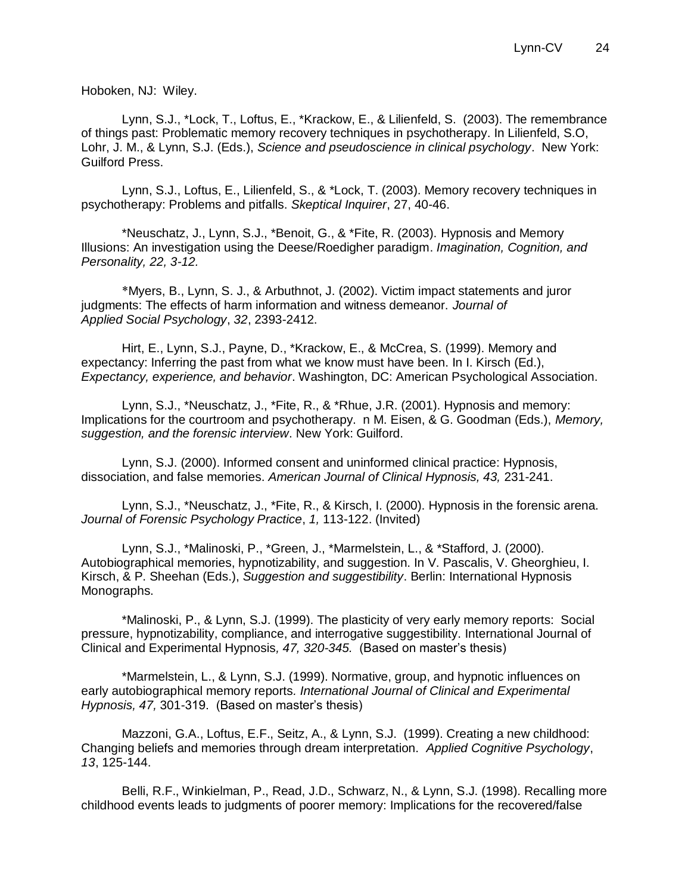Hoboken, NJ: Wiley.

Lynn, S.J., *Lock, T., Loftus, E., *Krackow, E., & Lilienfeld, S. (2003). The remembrance of things past: Problematic memory recovery techniques in psychotherapy. In Lilienfeld, S.O, Lohr, J. M., & Lynn, S.J. (Eds.), *Science and pseudoscience in clinical psychology*. New York: Guilford Press.

Lynn, S.J., Loftus, E., Lilienfeld, S., & *Lock, T. (2003). Memory recovery techniques in psychotherapy: Problems and pitfalls. *Skeptical Inquirer*, 27, 40-46.

*Neuschatz, J., Lynn, S.J., *Benoit, G., & *Fite, R. (2003). Hypnosis and Memory Illusions: An investigation using the Deese/Roedigher paradigm. *Imagination, Cognition, and Personality, 22, 3-12.*

*Myers, B., Lynn, S. J., & Arbuthnot, J. (2002). Victim impact statements and juror judgments: The effects of harm information and witness demeanor. *Journal of Applied Social Psychology*, *32*, 2393-2412.

Hirt, E., Lynn, S.J., Payne, D., *Krackow, E., & McCrea, S. (1999). Memory and expectancy: Inferring the past from what we know must have been. In I. Kirsch (Ed.), *Expectancy, experience, and behavior*. Washington, DC: American Psychological Association.

Lynn, S.J., *Neuschatz, J., *Fite, R., & *Rhue, J.R. (2001). Hypnosis and memory: Implications for the courtroom and psychotherapy. n M. Eisen, & G. Goodman (Eds.), *Memory, suggestion, and the forensic interview*. New York: Guilford.

Lynn, S.J. (2000). Informed consent and uninformed clinical practice: Hypnosis, dissociation, and false memories. *American Journal of Clinical Hypnosis, 43,* 231-241.

Lynn, S.J., *Neuschatz, J., *Fite, R., & Kirsch, I. (2000). Hypnosis in the forensic arena. *Journal of Forensic Psychology Practice*, *1,* 113-122. (Invited)

Lynn, S.J., *Malinoski, P., *Green, J., *Marmelstein, L., & *Stafford, J. (2000). Autobiographical memories, hypnotizability, and suggestion. In V. Pascalis, V. Gheorghieu, I. Kirsch, & P. Sheehan (Eds.), *Suggestion and suggestibility*. Berlin: International Hypnosis Monographs.

*Malinoski, P., & Lynn, S.J. (1999). The plasticity of very early memory reports: Social pressure, hypnotizability, compliance, and interrogative suggestibility. International Journal of Clinical and Experimental Hypnosis*, 47, 320-345.* (Based on master's thesis)

*Marmelstein, L., & Lynn, S.J. (1999). Normative, group, and hypnotic influences on early autobiographical memory reports*. International Journal of Clinical and Experimental Hypnosis, 47,* 301-319. (Based on master's thesis)

Mazzoni, G.A., Loftus, E.F., Seitz, A., & Lynn, S.J. (1999). Creating a new childhood: Changing beliefs and memories through dream interpretation. *Applied Cognitive Psychology*, *13*, 125-144.

Belli, R.F., Winkielman, P., Read, J.D., Schwarz, N., & Lynn, S.J. (1998). Recalling more childhood events leads to judgments of poorer memory: Implications for the recovered/false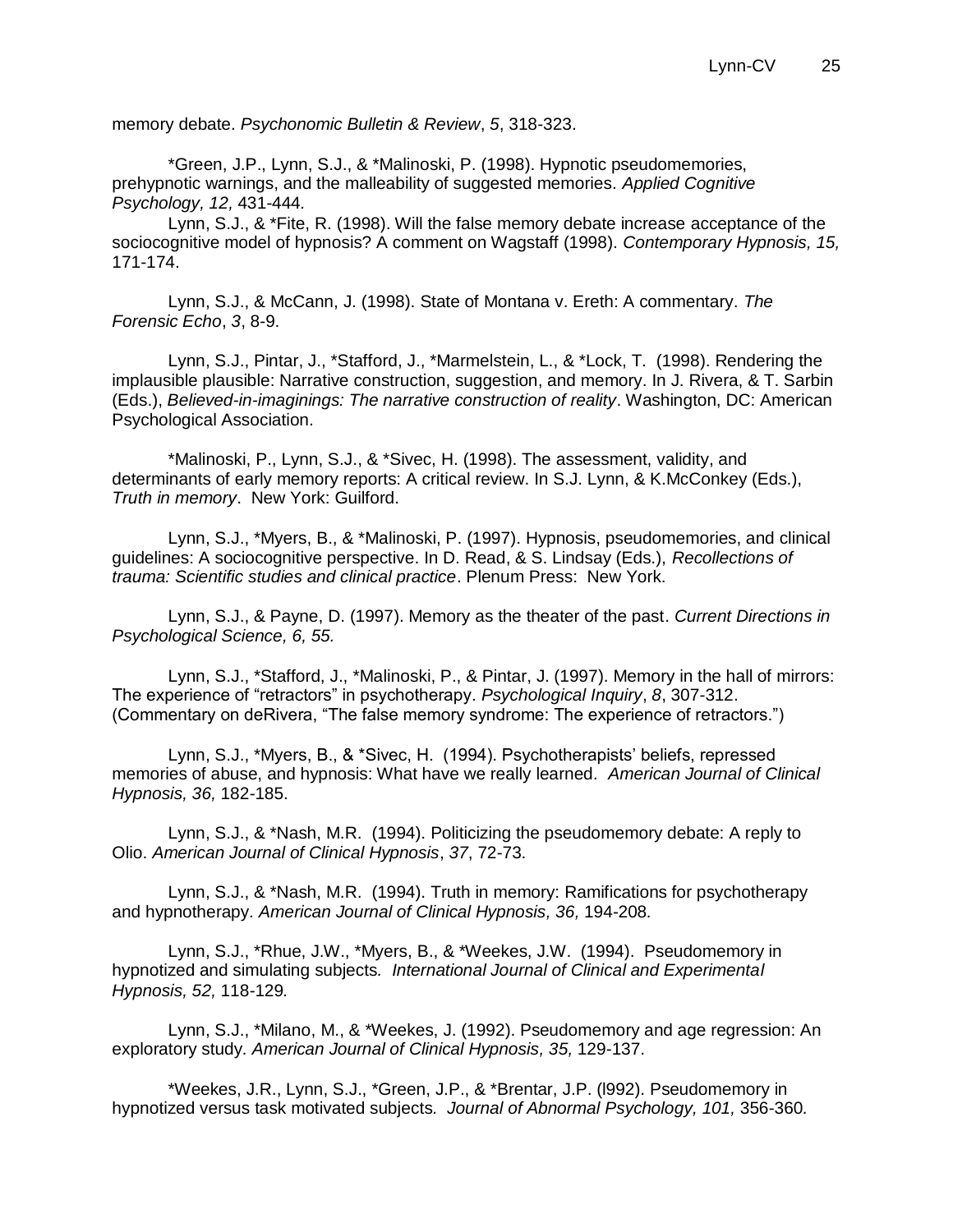memory debate. *Psychonomic Bulletin & Review*, *5*, 318-323.

*Green, J.P., Lynn, S.J., & *Malinoski, P. (1998). Hypnotic pseudomemories, prehypnotic warnings, and the malleability of suggested memories. *Applied Cognitive Psychology, 12,* 431-444.

Lynn, S.J., & *Fite, R. (1998). Will the false memory debate increase acceptance of the sociocognitive model of hypnosis? A comment on Wagstaff (1998). *Contemporary Hypnosis, 15,* 171-174.

Lynn, S.J., & McCann, J. (1998). State of Montana v. Ereth: A commentary. *The Forensic Echo*, *3*, 8-9.

Lynn, S.J., Pintar, J., *Stafford, J., *Marmelstein, L., & *Lock, T. (1998). Rendering the implausible plausible: Narrative construction, suggestion, and memory. In J. Rivera, & T. Sarbin (Eds.), *Believed-in-imaginings: The narrative construction of reality*. Washington, DC: American Psychological Association.

*Malinoski, P., Lynn, S.J., & *Sivec, H. (1998). The assessment, validity, and determinants of early memory reports: A critical review. In S.J. Lynn, & K.McConkey (Eds.), *Truth in memory*. New York: Guilford.

Lynn, S.J., *Myers, B., & *Malinoski, P. (1997). Hypnosis, pseudomemories, and clinical guidelines: A sociocognitive perspective. In D. Read, & S. Lindsay (Eds.), *Recollections of trauma: Scientific studies and clinical practice*. Plenum Press: New York.

Lynn, S.J., & Payne, D. (1997). Memory as the theater of the past. *Current Directions in Psychological Science, 6, 55.*

Lynn, S.J., *Stafford, J., *Malinoski, P., & Pintar, J. (1997). Memory in the hall of mirrors: The experience of "retractors" in psychotherapy. *Psychological Inquiry*, *8*, 307-312. (Commentary on deRivera, "The false memory syndrome: The experience of retractors.")

Lynn, S.J., *Myers, B., & *Sivec, H. (1994). Psychotherapists' beliefs, repressed memories of abuse, and hypnosis: What have we really learned. *American Journal of Clinical Hypnosis, 36,* 182-185.

Lynn, S.J., & *Nash, M.R. (1994). Politicizing the pseudomemory debate: A reply to Olio. *American Journal of Clinical Hypnosis*, *37*, 72-73.

Lynn, S.J., & *Nash, M.R. (1994). Truth in memory: Ramifications for psychotherapy and hypnotherapy. *American Journal of Clinical Hypnosis, 36,* 194-208.

Lynn, S.J., *Rhue, J.W., *Myers, B., & *Weekes, J.W. (1994). Pseudomemory in hypnotized and simulating subjects. *International Journal of Clinical and Experimental Hypnosis, 52,* 118-129.

Lynn, S.J., *Milano, M., & *Weekes, J. (1992). Pseudomemory and age regression: An exploratory study. *American Journal of Clinical Hypnosis, 35,* 129-137.

*Weekes, J.R., Lynn, S.J., *Green, J.P., & *Brentar, J.P. (l992). Pseudomemory in hypnotized versus task motivated subjects. *Journal of Abnormal Psychology, 101,* 356-360.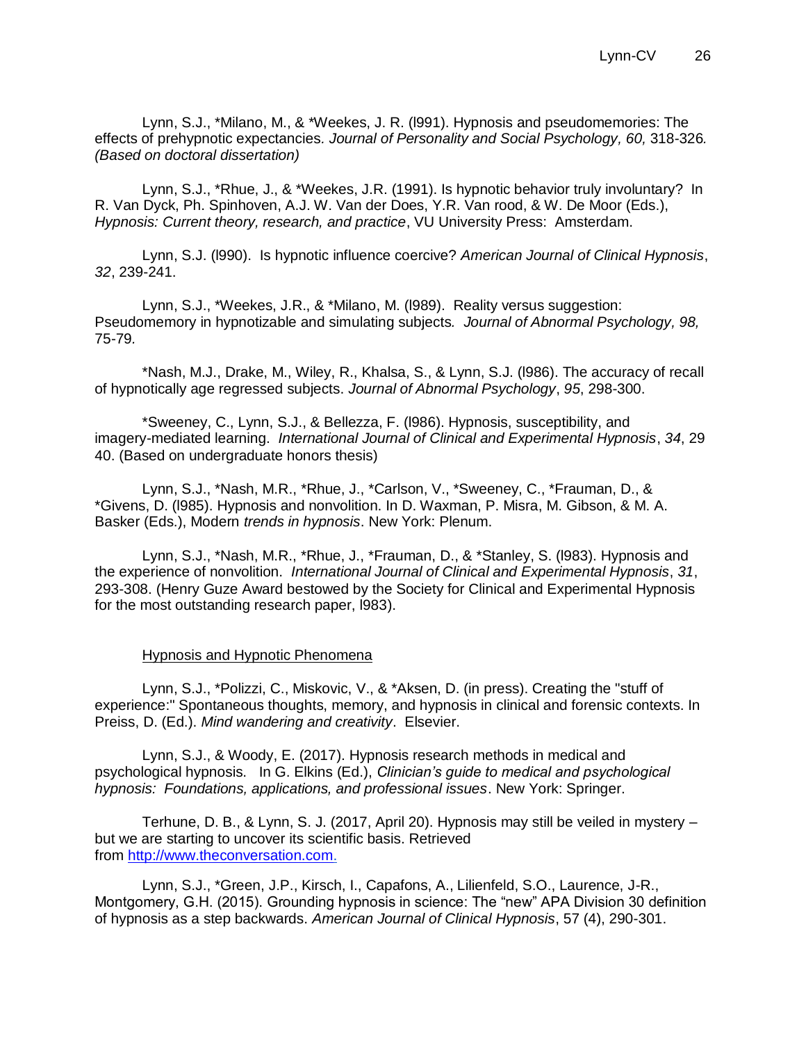Lynn, S.J., *Milano, M., & *Weekes, J. R. (l991). Hypnosis and pseudomemories: The effects of prehypnotic expectancies. *Journal of Personality and Social Psychology, 60,* 318-326*. (Based on doctoral dissertation)*

Lynn, S.J., *Rhue, J., & *Weekes, J.R. (1991). Is hypnotic behavior truly involuntary? In R. Van Dyck, Ph. Spinhoven, A.J. W. Van der Does, Y.R. Van rood, & W. De Moor (Eds.), *Hypnosis: Current theory, research, and practice*, VU University Press: Amsterdam.

Lynn, S.J. (l990). Is hypnotic influence coercive? *American Journal of Clinical Hypnosis*, *32*, 239-241.

Lynn, S.J., *Weekes, J.R., & *Milano, M. (l989). Reality versus suggestion: Pseudomemory in hypnotizable and simulating subjects*. Journal of Abnormal Psychology, 98,* 75-79*.*

*Nash, M.J., Drake, M., Wiley, R., Khalsa, S., & Lynn, S.J. (l986). The accuracy of recall of hypnotically age regressed subjects. *Journal of Abnormal Psychology*, *95*, 298-300.

*Sweeney, C., Lynn, S.J., & Bellezza, F. (l986). Hypnosis, susceptibility, and imagery-mediated learning. *International Journal of Clinical and Experimental Hypnosis*, *34*, 29 40. (Based on undergraduate honors thesis)

Lynn, S.J., *Nash, M.R., *Rhue, J., *Carlson, V., *Sweeney, C., *Frauman, D., & *Givens, D. (l985). Hypnosis and nonvolition. In D. Waxman, P. Misra, M. Gibson, & M. A. Basker (Eds.), Modern *trends in hypnosis*. New York: Plenum.

Lynn, S.J., *Nash, M.R., *Rhue, J., *Frauman, D., & *Stanley, S. (l983). Hypnosis and the experience of nonvolition. *International Journal of Clinical and Experimental Hypnosis*, *31*, 293-308. (Henry Guze Award bestowed by the Society for Clinical and Experimental Hypnosis for the most outstanding research paper, l983).

<u>Hypnosis and Hypnotic Phenomena</u>

Lynn, S.J., *Polizzi, C., Miskovic, V., & *Aksen, D. (in press). Creating the "stuff of experience:" Spontaneous thoughts, memory, and hypnosis in clinical and forensic contexts. In Preiss, D. (Ed.). *Mind wandering and creativity*. Elsevier.

Lynn, S.J., & Woody, E. (2017). Hypnosis research methods in medical and psychological hypnosis. In G. Elkins (Ed.), *Clinician's guide to medical and psychological hypnosis: Foundations, applications, and professional issues*. New York: Springer.

Terhune, D. B., & Lynn, S. J. (2017, April 20). Hypnosis may still be veiled in mystery – but we are starting to uncover its scientific basis. Retrieved from http://www.theconversation.com.

Lynn, S.J., *Green, J.P., Kirsch, I., Capafons, A., Lilienfeld, S.O., Laurence, J-R., Montgomery, G.H. (2015). Grounding hypnosis in science: The "new" APA Division 30 definition of hypnosis as a step backwards. *American Journal of Clinical Hypnosis*, 57 (4), 290-301.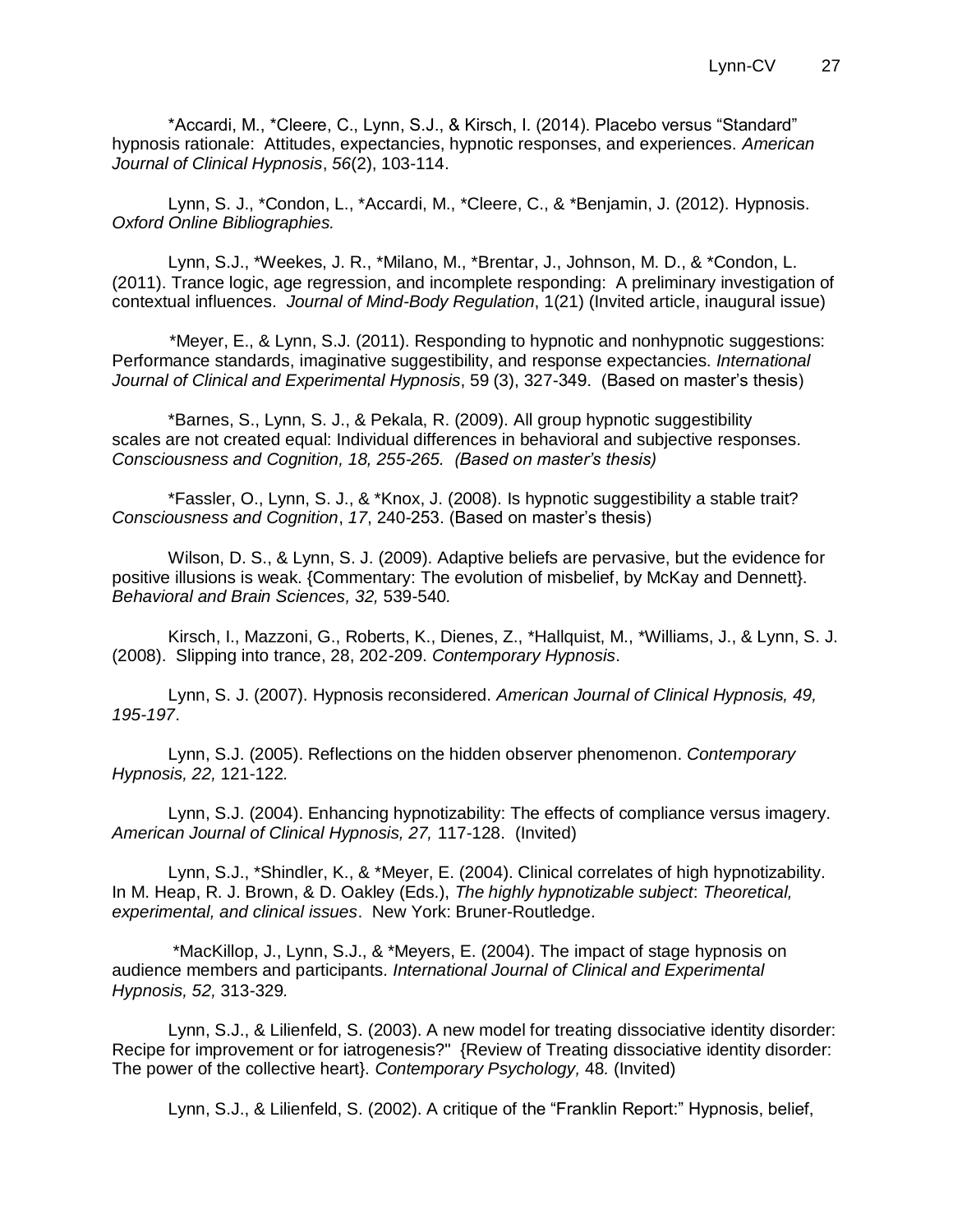*Accardi, M., *Cleere, C., Lynn, S.J., & Kirsch, I. (2014). Placebo versus "Standard" hypnosis rationale: Attitudes, expectancies, hypnotic responses, and experiences. *American Journal of Clinical Hypnosis*, *56*(2), 103-114.

Lynn, S. J., *Condon, L., *Accardi, M., *Cleere, C., & *Benjamin, J. (2012). Hypnosis. *Oxford Online Bibliographies.*

Lynn, S.J., *Weekes, J. R., *Milano, M., *Brentar, J., Johnson, M. D., & *Condon, L. (2011). Trance logic, age regression, and incomplete responding: A preliminary investigation of contextual influences. *Journal of Mind-Body Regulation*, 1(21) (Invited article, inaugural issue)

*Meyer, E., & Lynn, S.J. (2011). Responding to hypnotic and nonhypnotic suggestions: Performance standards, imaginative suggestibility, and response expectancies. *International Journal of Clinical and Experimental Hypnosis*, 59 (3), 327-349. (Based on master's thesis)

*Barnes, S., Lynn, S. J., & Pekala, R. (2009). All group hypnotic suggestibility scales are not created equal: Individual differences in behavioral and subjective responses. *Consciousness and Cognition, 18, 255-265. (Based on master's thesis)*

*Fassler, O., Lynn, S. J., & *Knox, J. (2008). Is hypnotic suggestibility a stable trait? *Consciousness and Cognition*, *17*, 240-253. (Based on master's thesis)

Wilson, D. S., & Lynn, S. J. (2009). Adaptive beliefs are pervasive, but the evidence for positive illusions is weak. {Commentary: The evolution of misbelief, by McKay and Dennett}. *Behavioral and Brain Sciences, 32,* 539-540*.*

Kirsch, I., Mazzoni, G., Roberts, K., Dienes, Z., *Hallquist, M., *Williams, J., & Lynn, S. J. (2008). Slipping into trance, 28, 202-209. *Contemporary Hypnosis*.

Lynn, S. J. (2007). Hypnosis reconsidered. *American Journal of Clinical Hypnosis, 49, 195-197*.

Lynn, S.J. (2005). Reflections on the hidden observer phenomenon. *Contemporary Hypnosis, 22,* 121-122*.*

Lynn, S.J. (2004). Enhancing hypnotizability: The effects of compliance versus imagery. *American Journal of Clinical Hypnosis, 27,* 117-128. (Invited)

Lynn, S.J., *Shindler, K., & *Meyer, E. (2004). Clinical correlates of high hypnotizability. In M. Heap, R. J. Brown, & D. Oakley (Eds.), *The highly hypnotizable subject*: *Theoretical, experimental, and clinical issues*. New York: Bruner-Routledge.

*MacKillop, J., Lynn, S.J., & *Meyers, E. (2004). The impact of stage hypnosis on audience members and participants*. International Journal of Clinical and Experimental Hypnosis, 52,* 313-329*.*

Lynn, S.J., & Lilienfeld, S. (2003). A new model for treating dissociative identity disorder: Recipe for improvement or for iatrogenesis?" {Review of Treating dissociative identity disorder: The power of the collective heart}. *Contemporary Psychology,* 48*.* (Invited)

Lynn, S.J., & Lilienfeld, S. (2002). A critique of the "Franklin Report:" Hypnosis, belief,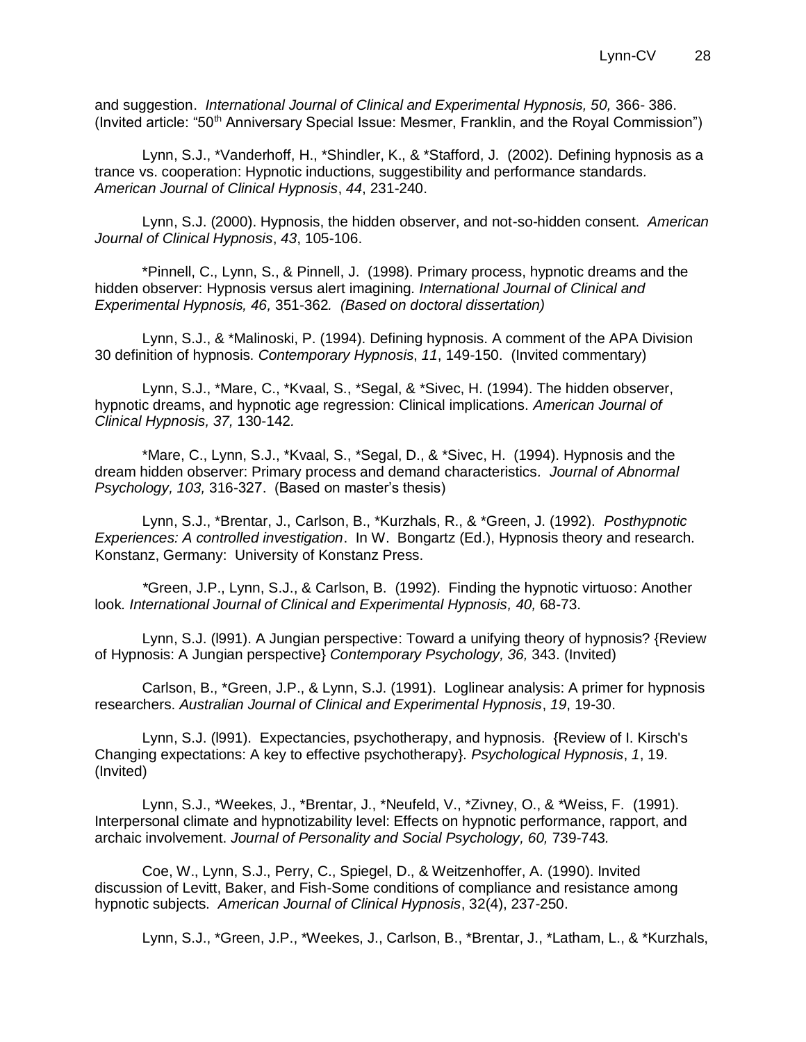and suggestion. *International Journal of Clinical and Experimental Hypnosis, 50,* 366- 386. (Invited article: "50th Anniversary Special Issue: Mesmer, Franklin, and the Royal Commission")

Lynn, S.J., *Vanderhoff, H., *Shindler, K., & *Stafford, J. (2002). Defining hypnosis as a trance vs. cooperation: Hypnotic inductions, suggestibility and performance standards. *American Journal of Clinical Hypnosis*, *44*, 231-240.

Lynn, S.J. (2000). Hypnosis, the hidden observer, and not-so-hidden consent. *American Journal of Clinical Hypnosis*, *43*, 105-106.

*Pinnell, C., Lynn, S., & Pinnell, J. (1998). Primary process, hypnotic dreams and the hidden observer: Hypnosis versus alert imagining. *International Journal of Clinical and Experimental Hypnosis, 46,* 351-362*. (Based on doctoral dissertation)*

Lynn, S.J., & *Malinoski, P. (1994). Defining hypnosis. A comment of the APA Division 30 definition of hypnosis. *Contemporary Hypnosis*, *11*, 149-150. (Invited commentary)

Lynn, S.J., *Mare, C., *Kvaal, S., *Segal, & *Sivec, H. (1994). The hidden observer, hypnotic dreams, and hypnotic age regression: Clinical implications. *American Journal of Clinical Hypnosis, 37,* 130-142*.*

*Mare, C., Lynn, S.J., *Kvaal, S., *Segal, D., & *Sivec, H. (1994). Hypnosis and the dream hidden observer: Primary process and demand characteristics. *Journal of Abnormal Psychology, 103,* 316-327. (Based on master's thesis)

Lynn, S.J., *Brentar, J., Carlson, B., *Kurzhals, R., & *Green, J. (1992). *Posthypnotic Experiences: A controlled investigation*. In W. Bongartz (Ed.), Hypnosis theory and research. Konstanz, Germany: University of Konstanz Press.

*Green, J.P., Lynn, S.J., & Carlson, B. (1992). Finding the hypnotic virtuoso: Another look*. International Journal of Clinical and Experimental Hypnosis, 40,* 68-73.

Lynn, S.J. (l991). A Jungian perspective: Toward a unifying theory of hypnosis? {Review of Hypnosis: A Jungian perspective} *Contemporary Psychology, 36,* 343. (Invited)

Carlson, B., *Green, J.P., & Lynn, S.J. (1991). Loglinear analysis: A primer for hypnosis researchers. *Australian Journal of Clinical and Experimental Hypnosis*, *19*, 19-30.

Lynn, S.J. (l991). Expectancies, psychotherapy, and hypnosis. {Review of I. Kirsch's Changing expectations: A key to effective psychotherapy}. *Psychological Hypnosis*, *1*, 19. (Invited)

Lynn, S.J., *Weekes, J., *Brentar, J., *Neufeld, V., *Zivney, O., & *Weiss, F. (1991). Interpersonal climate and hypnotizability level: Effects on hypnotic performance, rapport, and archaic involvement. *Journal of Personality and Social Psychology, 60,* 739-743*.*

Coe, W., Lynn, S.J., Perry, C., Spiegel, D., & Weitzenhoffer, A. (1990). Invited discussion of Levitt, Baker, and Fish-Some conditions of compliance and resistance among hypnotic subjects*. American Journal of Clinical Hypnosis*, 32(4), 237-250.

Lynn, S.J., *Green, J.P., *Weekes, J., Carlson, B., *Brentar, J., *Latham, L., & *Kurzhals,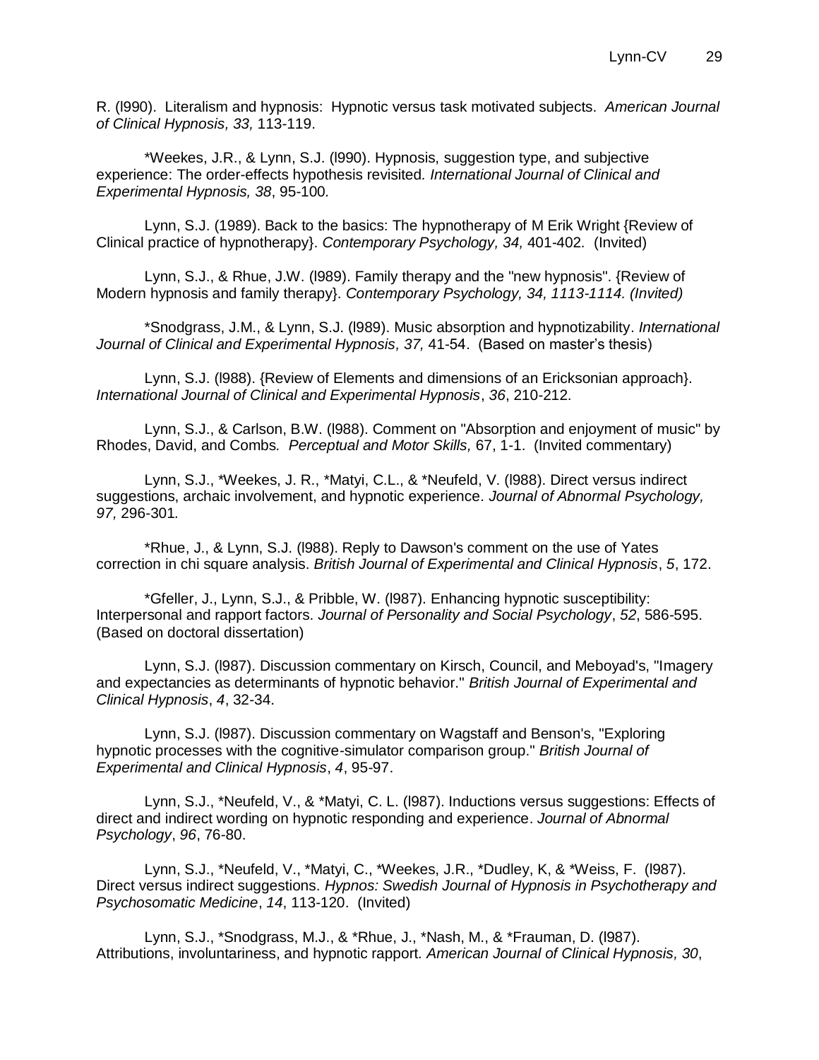R. (l990). Literalism and hypnosis: Hypnotic versus task motivated subjects. *American Journal of Clinical Hypnosis, 33,* 113-119.

*Weekes, J.R., & Lynn, S.J. (l990). Hypnosis, suggestion type, and subjective experience: The order-effects hypothesis revisited*. International Journal of Clinical and Experimental Hypnosis, 38*, 95-100*.*

Lynn, S.J. (1989). Back to the basics: The hypnotherapy of M Erik Wright {Review of Clinical practice of hypnotherapy}. *Contemporary Psychology, 34,* 401-402*.* (Invited)

Lynn, S.J., & Rhue, J.W. (l989). Family therapy and the "new hypnosis". {Review of Modern hypnosis and family therapy}. *Contemporary Psychology, 34, 1113-1114. (Invited)*

*Snodgrass, J.M., & Lynn, S.J. (l989). Music absorption and hypnotizability. *International Journal of Clinical and Experimental Hypnosis*, *37,* 41-54. (Based on master's thesis)

Lynn, S.J. (l988). {Review of Elements and dimensions of an Ericksonian approach}. *International Journal of Clinical and Experimental Hypnosis*, *36*, 210-212.

Lynn, S.J., & Carlson, B.W. (l988). Comment on "Absorption and enjoyment of music" by Rhodes, David, and Combs*. Perceptual and Motor Skills,* 67, 1-1. (Invited commentary)

Lynn, S.J., *Weekes, J. R., *Matyi, C.L., & *Neufeld, V. (l988). Direct versus indirect suggestions, archaic involvement, and hypnotic experience. *Journal of Abnormal Psychology, 97,* 296-301*.*

*Rhue, J., & Lynn, S.J. (l988). Reply to Dawson's comment on the use of Yates correction in chi square analysis. *British Journal of Experimental and Clinical Hypnosis*, *5*, 172.

*Gfeller, J., Lynn, S.J., & Pribble, W. (l987). Enhancing hypnotic susceptibility: Interpersonal and rapport factors. *Journal of Personality and Social Psychology*, *52*, 586-595. (Based on doctoral dissertation)

Lynn, S.J. (l987). Discussion commentary on Kirsch, Council, and Meboyad's, "Imagery and expectancies as determinants of hypnotic behavior." *British Journal of Experimental and Clinical Hypnosis*, *4*, 32-34.

Lynn, S.J. (l987). Discussion commentary on Wagstaff and Benson's, "Exploring hypnotic processes with the cognitive-simulator comparison group." *British Journal of Experimental and Clinical Hypnosis*, *4*, 95-97.

Lynn, S.J., *Neufeld, V., & *Matyi, C. L. (l987). Inductions versus suggestions: Effects of direct and indirect wording on hypnotic responding and experience. *Journal of Abnormal Psychology*, *96*, 76-80.

Lynn, S.J., *Neufeld, V., *Matyi, C., *Weekes, J.R., *Dudley, K, & *Weiss, F. (l987). Direct versus indirect suggestions. *Hypnos: Swedish Journal of Hypnosis in Psychotherapy and Psychosomatic Medicine*, *14*, 113-120. (Invited)

Lynn, S.J., *Snodgrass, M.J., & *Rhue, J., *Nash, M., & *Frauman, D. (l987). Attributions, involuntariness, and hypnotic rapport*. American Journal of Clinical Hypnosis, 30*,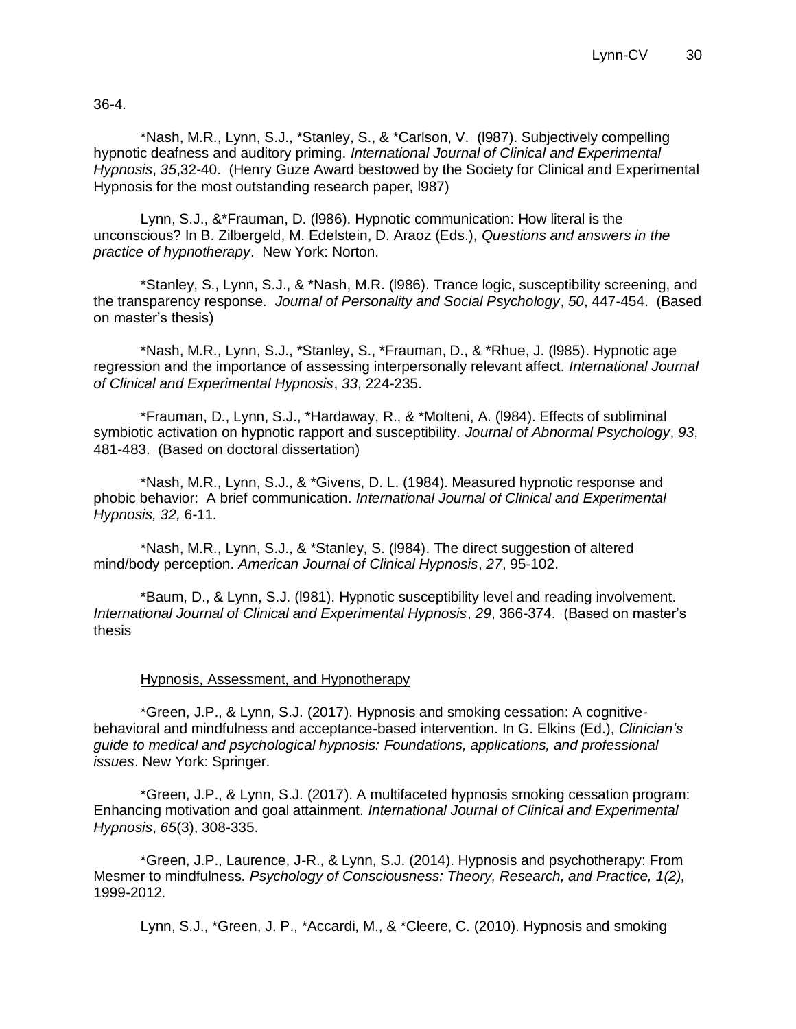36-4.

*Nash, M.R., Lynn, S.J., *Stanley, S., & *Carlson, V. (l987). Subjectively compelling hypnotic deafness and auditory priming. *International Journal of Clinical and Experimental Hypnosis*, *35*,32-40. (Henry Guze Award bestowed by the Society for Clinical and Experimental Hypnosis for the most outstanding research paper, l987)

Lynn, S.J., &*Frauman, D. (l986). Hypnotic communication: How literal is the unconscious? In B. Zilbergeld, M. Edelstein, D. Araoz (Eds.), *Questions and answers in the practice of hypnotherapy*. New York: Norton.

*Stanley, S., Lynn, S.J., & *Nash, M.R. (l986). Trance logic, susceptibility screening, and the transparency response. *Journal of Personality and Social Psychology*, *50*, 447-454. (Based on master's thesis)

*Nash, M.R., Lynn, S.J., *Stanley, S., *Frauman, D., & *Rhue, J. (l985). Hypnotic age regression and the importance of assessing interpersonally relevant affect. *International Journal of Clinical and Experimental Hypnosis*, *33*, 224-235.

*Frauman, D., Lynn, S.J., *Hardaway, R., & *Molteni, A. (l984). Effects of subliminal symbiotic activation on hypnotic rapport and susceptibility. *Journal of Abnormal Psychology*, *93*, 481-483. (Based on doctoral dissertation)

*Nash, M.R., Lynn, S.J., & *Givens, D. L. (1984). Measured hypnotic response and phobic behavior: A brief communication. *International Journal of Clinical and Experimental Hypnosis, 32,* 6-11.

*Nash, M.R., Lynn, S.J., & *Stanley, S. (l984). The direct suggestion of altered mind/body perception. *American Journal of Clinical Hypnosis*, *27*, 95-102.

*Baum, D., & Lynn, S.J. (l981). Hypnotic susceptibility level and reading involvement. *International Journal of Clinical and Experimental Hypnosis*, *29*, 366-374. (Based on master's thesis

<u>Hypnosis, Assessment, and Hypnotherapy</u>

*Green, J.P., & Lynn, S.J. (2017). Hypnosis and smoking cessation: A cognitive-behavioral and mindfulness and acceptance-based intervention. In G. Elkins (Ed.), *Clinician's guide to medical and psychological hypnosis: Foundations, applications, and professional issues*. New York: Springer.

*Green, J.P., & Lynn, S.J. (2017). A multifaceted hypnosis smoking cessation program: Enhancing motivation and goal attainment. *International Journal of Clinical and Experimental Hypnosis*, *65*(3), 308-335.

*Green, J.P., Laurence, J-R., & Lynn, S.J. (2014). Hypnosis and psychotherapy: From Mesmer to mindfulness. *Psychology of Consciousness: Theory, Research, and Practice, 1(2),* 1999-2012*.*

Lynn, S.J., *Green, J. P., *Accardi, M., & *Cleere, C. (2010). Hypnosis and smoking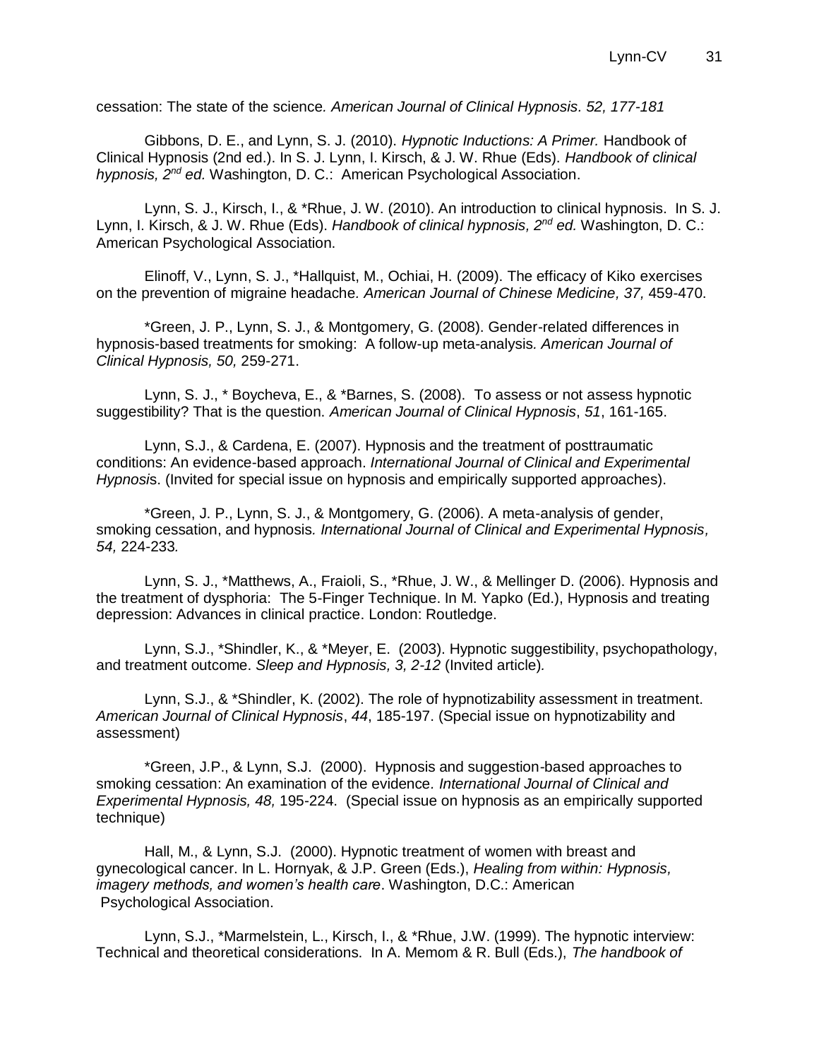cessation: The state of the science*. American Journal of Clinical Hypnosis. 52, 177-181*

Gibbons, D. E., and Lynn, S. J. (2010). *Hypnotic Inductions: A Primer.* Handbook of Clinical Hypnosis (2nd ed.). In S. J. Lynn, I. Kirsch, & J. W. Rhue (Eds). *Handbook of clinical hypnosis, 2nd ed.* Washington, D. C.: American Psychological Association.

Lynn, S. J., Kirsch, I., & *Rhue, J. W. (2010). An introduction to clinical hypnosis. In S. J. Lynn, I. Kirsch, & J. W. Rhue (Eds). *Handbook of clinical hypnosis, 2nd ed.* Washington, D. C.: American Psychological Association.

Elinoff, V., Lynn, S. J., *Hallquist, M., Ochiai, H. (2009). The efficacy of Kiko exercises on the prevention of migraine headache*. American Journal of Chinese Medicine, 37,* 459-470.

*Green, J. P., Lynn, S. J., & Montgomery, G. (2008). Gender-related differences in hypnosis-based treatments for smoking: A follow-up meta-analysis*. American Journal of Clinical Hypnosis, 50,* 259-271.

Lynn, S. J., * Boycheva, E., & *Barnes, S. (2008). To assess or not assess hypnotic suggestibility? That is the question. *American Journal of Clinical Hypnosis*, *51*, 161-165.

Lynn, S.J., & Cardena, E. (2007). Hypnosis and the treatment of posttraumatic conditions: An evidence-based approach. *International Journal of Clinical and Experimental Hypnosi*s. (Invited for special issue on hypnosis and empirically supported approaches).

*Green, J. P., Lynn, S. J., & Montgomery, G. (2006). A meta-analysis of gender, smoking cessation, and hypnosis*. International Journal of Clinical and Experimental Hypnosis, 54,* 224-233*.*

Lynn, S. J., *Matthews, A., Fraioli, S., *Rhue, J. W., & Mellinger D. (2006). Hypnosis and the treatment of dysphoria: The 5-Finger Technique. In M. Yapko (Ed.), Hypnosis and treating depression: Advances in clinical practice. London: Routledge.

Lynn, S.J., *Shindler, K., & *Meyer, E. (2003). Hypnotic suggestibility, psychopathology, and treatment outcome. *Sleep and Hypnosis, 3, 2-12* (Invited article)*.*

Lynn, S.J., & *Shindler, K. (2002). The role of hypnotizability assessment in treatment. *American Journal of Clinical Hypnosis*, *44*, 185-197. (Special issue on hypnotizability and assessment)

*Green, J.P., & Lynn, S.J. (2000). Hypnosis and suggestion-based approaches to smoking cessation: An examination of the evidence*. International Journal of Clinical and Experimental Hypnosis, 48,* 195-224. (Special issue on hypnosis as an empirically supported technique)

Hall, M., & Lynn, S.J. (2000). Hypnotic treatment of women with breast and gynecological cancer. In L. Hornyak, & J.P. Green (Eds.), *Healing from within: Hypnosis, imagery methods, and women's health care*. Washington, D.C.: American Psychological Association.

Lynn, S.J., *Marmelstein, L., Kirsch, I., & *Rhue, J.W. (1999). The hypnotic interview: Technical and theoretical considerations. In A. Memom & R. Bull (Eds.), *The handbook of*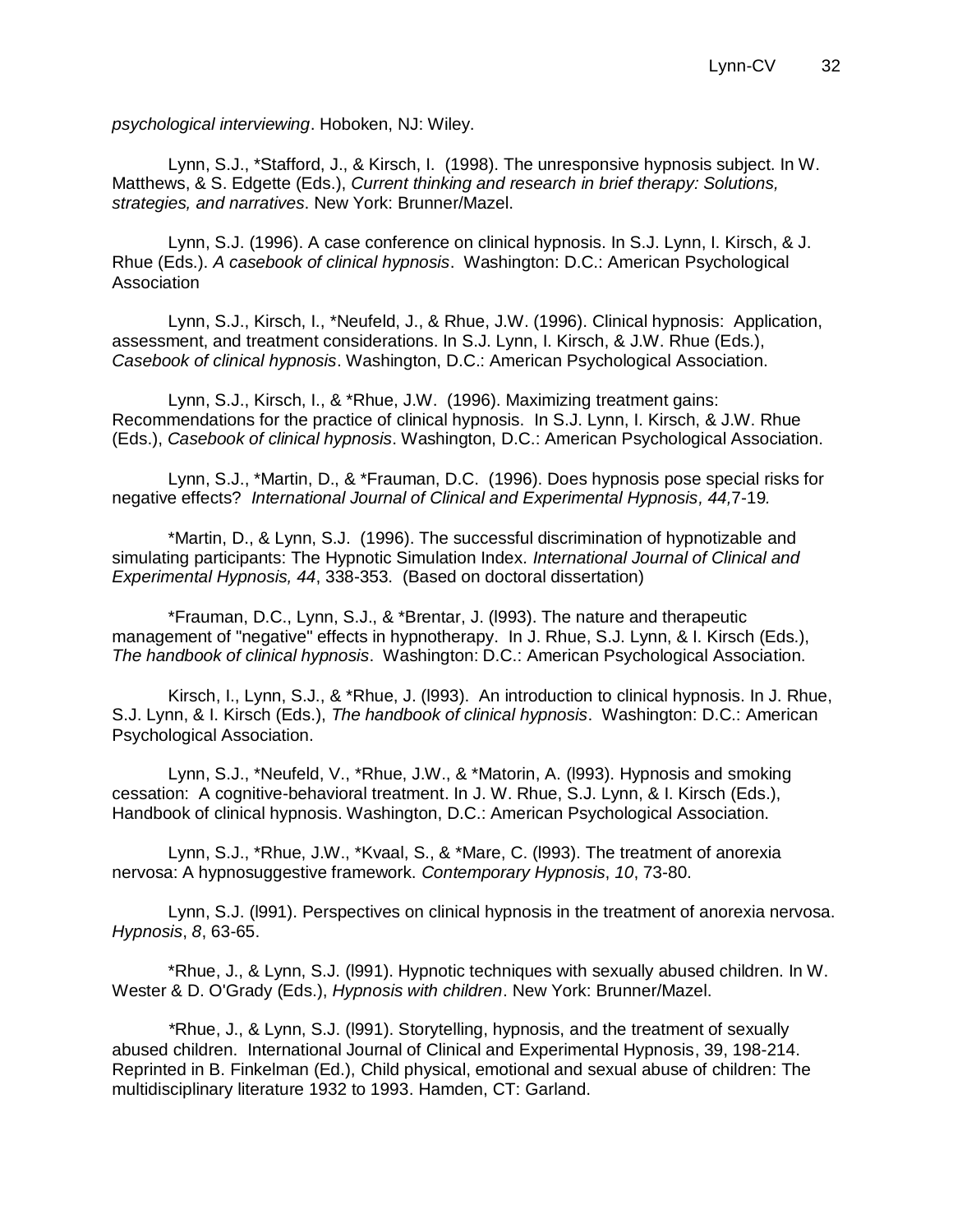*psychological interviewing*. Hoboken, NJ: Wiley.

Lynn, S.J., *Stafford, J., & Kirsch, I. (1998). The unresponsive hypnosis subject. In W. Matthews, & S. Edgette (Eds.), *Current thinking and research in brief therapy: Solutions, strategies, and narratives*. New York: Brunner/Mazel.

Lynn, S.J. (1996). A case conference on clinical hypnosis. In S.J. Lynn, I. Kirsch, & J. Rhue (Eds.). *A casebook of clinical hypnosis*. Washington: D.C.: American Psychological Association

Lynn, S.J., Kirsch, I., *Neufeld, J., & Rhue, J.W. (1996). Clinical hypnosis: Application, assessment, and treatment considerations. In S.J. Lynn, I. Kirsch, & J.W. Rhue (Eds.), *Casebook of clinical hypnosis*. Washington, D.C.: American Psychological Association.

Lynn, S.J., Kirsch, I., & *Rhue, J.W. (1996). Maximizing treatment gains: Recommendations for the practice of clinical hypnosis. In S.J. Lynn, I. Kirsch, & J.W. Rhue (Eds.), *Casebook of clinical hypnosis*. Washington, D.C.: American Psychological Association.

Lynn, S.J., *Martin, D., & *Frauman, D.C. (1996). Does hypnosis pose special risks for negative effects? *International Journal of Clinical and Experimental Hypnosis, 44,*7-19*.*

*Martin, D., & Lynn, S.J. (1996). The successful discrimination of hypnotizable and simulating participants: The Hypnotic Simulation Index*. International Journal of Clinical and Experimental Hypnosis, 44*, 338-353. (Based on doctoral dissertation)

*Frauman, D.C., Lynn, S.J., & *Brentar, J. (l993). The nature and therapeutic management of "negative" effects in hypnotherapy. In J. Rhue, S.J. Lynn, & I. Kirsch (Eds.), *The handbook of clinical hypnosis*. Washington: D.C.: American Psychological Association.

Kirsch, I., Lynn, S.J., & *Rhue, J. (l993). An introduction to clinical hypnosis. In J. Rhue, S.J. Lynn, & I. Kirsch (Eds.), *The handbook of clinical hypnosis*. Washington: D.C.: American Psychological Association.

Lynn, S.J., *Neufeld, V., *Rhue, J.W., & *Matorin, A. (l993). Hypnosis and smoking cessation: A cognitive-behavioral treatment. In J. W. Rhue, S.J. Lynn, & I. Kirsch (Eds.), Handbook of clinical hypnosis. Washington, D.C.: American Psychological Association.

Lynn, S.J., *Rhue, J.W., *Kvaal, S., & *Mare, C. (l993). The treatment of anorexia nervosa: A hypnosuggestive framework. *Contemporary Hypnosis*, *10*, 73-80.

Lynn, S.J. (l991). Perspectives on clinical hypnosis in the treatment of anorexia nervosa. *Hypnosis*, *8*, 63-65.

*Rhue, J., & Lynn, S.J. (l991). Hypnotic techniques with sexually abused children. In W. Wester & D. O'Grady (Eds.), *Hypnosis with children*. New York: Brunner/Mazel.

*Rhue, J., & Lynn, S.J. (l991). Storytelling, hypnosis, and the treatment of sexually abused children. International Journal of Clinical and Experimental Hypnosis, 39, 198-214. Reprinted in B. Finkelman (Ed.), Child physical, emotional and sexual abuse of children: The multidisciplinary literature 1932 to 1993. Hamden, CT: Garland.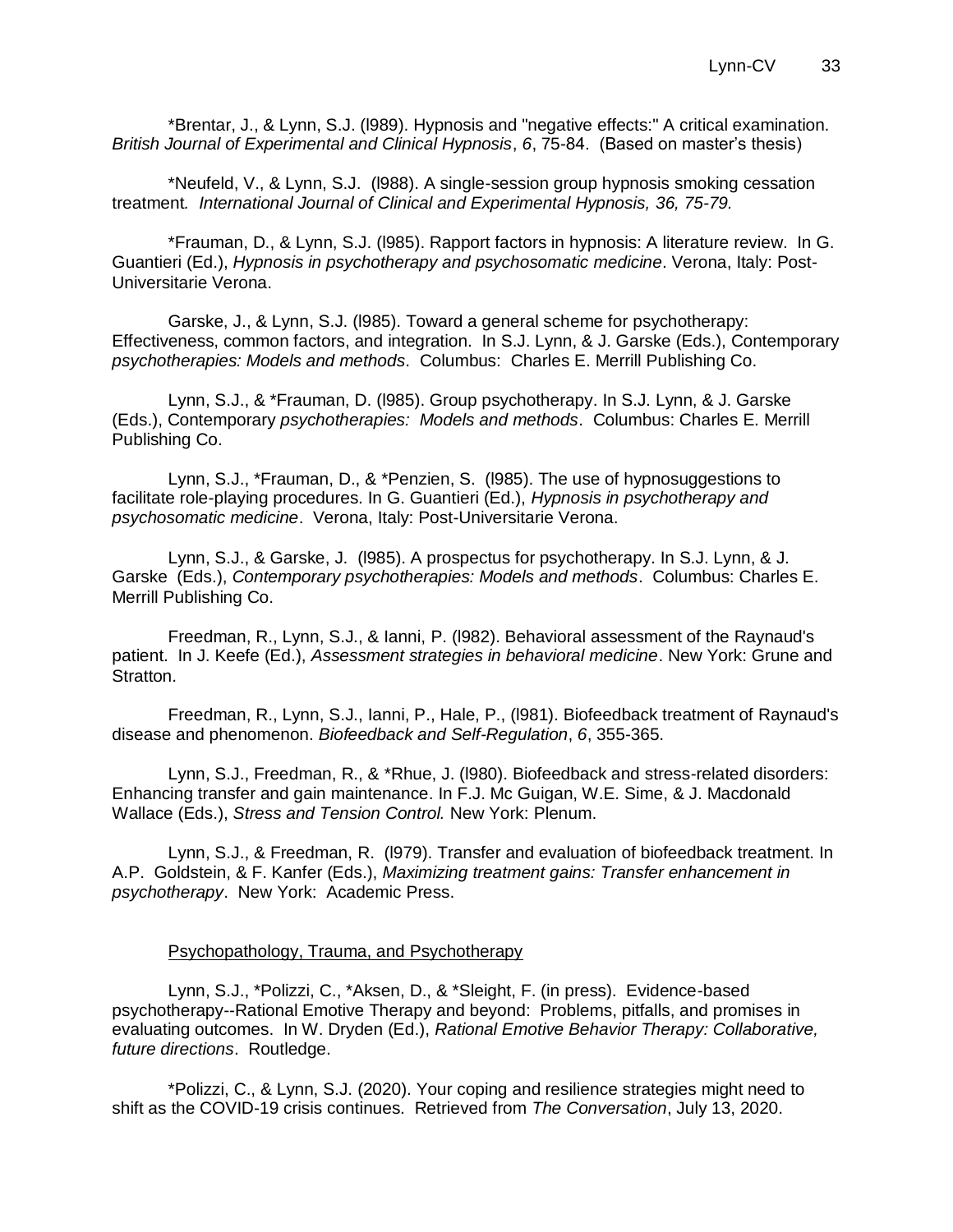*Brentar, J., & Lynn, S.J. (l989). Hypnosis and "negative effects:" A critical examination. *British Journal of Experimental and Clinical Hypnosis*, *6*, 75-84. (Based on master's thesis)

*Neufeld, V., & Lynn, S.J. (l988). A single-session group hypnosis smoking cessation treatment*. International Journal of Clinical and Experimental Hypnosis, 36, 75-79.*

*Frauman, D., & Lynn, S.J. (l985). Rapport factors in hypnosis: A literature review. In G. Guantieri (Ed.), *Hypnosis in psychotherapy and psychosomatic medicine*. Verona, Italy: Post-Universitarie Verona.

Garske, J., & Lynn, S.J. (l985). Toward a general scheme for psychotherapy: Effectiveness, common factors, and integration. In S.J. Lynn, & J. Garske (Eds.), Contemporary *psychotherapies: Models and methods*. Columbus: Charles E. Merrill Publishing Co.

Lynn, S.J., & *Frauman, D. (l985). Group psychotherapy. In S.J. Lynn, & J. Garske (Eds.), Contemporary *psychotherapies: Models and methods*. Columbus: Charles E. Merrill Publishing Co.

Lynn, S.J., *Frauman, D., & *Penzien, S. (l985). The use of hypnosuggestions to facilitate role-playing procedures. In G. Guantieri (Ed.), *Hypnosis in psychotherapy and psychosomatic medicine*. Verona, Italy: Post-Universitarie Verona.

Lynn, S.J., & Garske, J. (l985). A prospectus for psychotherapy. In S.J. Lynn, & J. Garske (Eds.), *Contemporary psychotherapies: Models and methods*. Columbus: Charles E. Merrill Publishing Co.

Freedman, R., Lynn, S.J., & Ianni, P. (l982). Behavioral assessment of the Raynaud's patient. In J. Keefe (Ed.), *Assessment strategies in behavioral medicine*. New York: Grune and Stratton.

Freedman, R., Lynn, S.J., Ianni, P., Hale, P., (l981). Biofeedback treatment of Raynaud's disease and phenomenon. *Biofeedback and Self-Regulation*, *6*, 355-365.

Lynn, S.J., Freedman, R., & *Rhue, J. (l980). Biofeedback and stress-related disorders: Enhancing transfer and gain maintenance. In F.J. Mc Guigan, W.E. Sime, & J. Macdonald Wallace (Eds.), *Stress and Tension Control.* New York: Plenum.

Lynn, S.J., & Freedman, R. (l979). Transfer and evaluation of biofeedback treatment. In A.P. Goldstein, & F. Kanfer (Eds.), *Maximizing treatment gains: Transfer enhancement in psychotherapy*. New York: Academic Press.

<u>Psychopathology, Trauma, and Psychotherapy</u>

Lynn, S.J., *Polizzi, C., *Aksen, D., & *Sleight, F. (in press). Evidence-based psychotherapy--Rational Emotive Therapy and beyond: Problems, pitfalls, and promises in evaluating outcomes. In W. Dryden (Ed.), *Rational Emotive Behavior Therapy: Collaborative, future directions*. Routledge.

*Polizzi, C., & Lynn, S.J. (2020). Your coping and resilience strategies might need to shift as the COVID-19 crisis continues. Retrieved from *The Conversation*, July 13, 2020.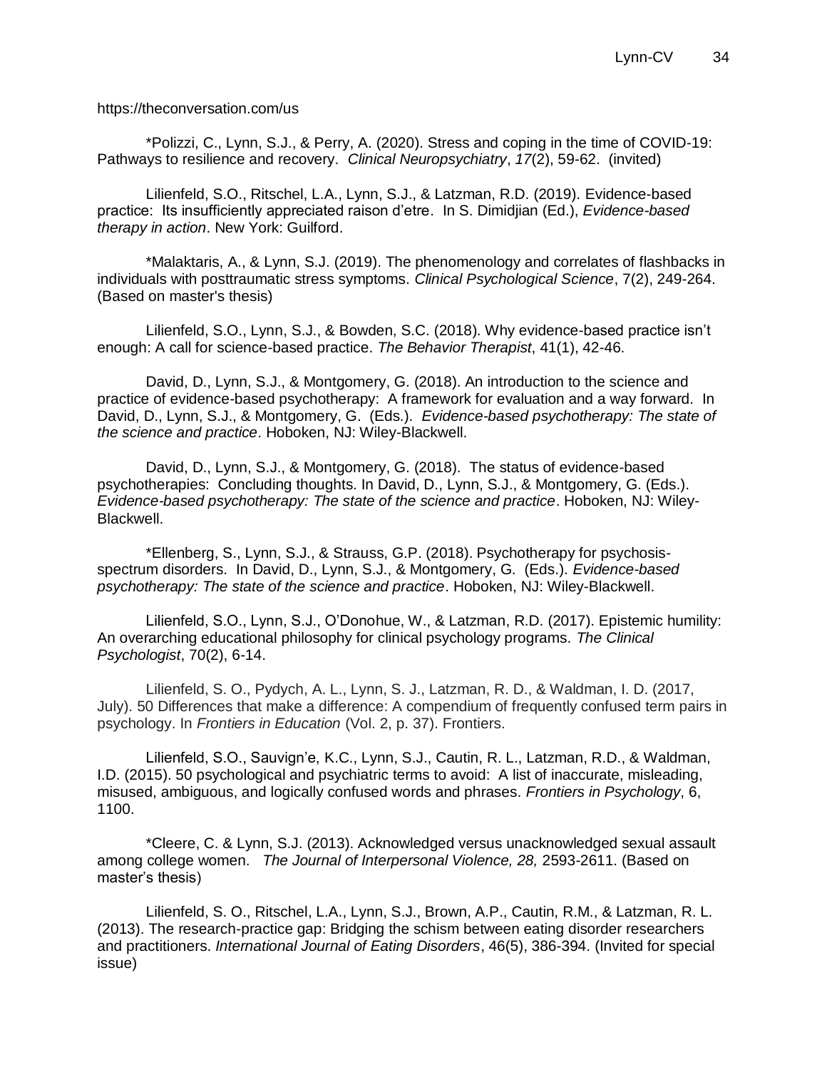https://theconversation.com/us

*Polizzi, C., Lynn, S.J., & Perry, A. (2020). Stress and coping in the time of COVID-19: Pathways to resilience and recovery. *Clinical Neuropsychiatry*, *17*(2), 59-62. (invited)

Lilienfeld, S.O., Ritschel, L.A., Lynn, S.J., & Latzman, R.D. (2019). Evidence-based practice: Its insufficiently appreciated raison d'etre. In S. Dimidjian (Ed.), *Evidence-based therapy in action*. New York: Guilford.

*Malaktaris, A., & Lynn, S.J. (2019). The phenomenology and correlates of flashbacks in individuals with posttraumatic stress symptoms. *Clinical Psychological Science*, 7(2), 249-264. (Based on master's thesis)

Lilienfeld, S.O., Lynn, S.J., & Bowden, S.C. (2018). Why evidence-based practice isn't enough: A call for science-based practice. *The Behavior Therapist*, 41(1), 42-46.

David, D., Lynn, S.J., & Montgomery, G. (2018). An introduction to the science and practice of evidence-based psychotherapy: A framework for evaluation and a way forward. In David, D., Lynn, S.J., & Montgomery, G. (Eds.). *Evidence-based psychotherapy: The state of the science and practice*. Hoboken, NJ: Wiley-Blackwell.

David, D., Lynn, S.J., & Montgomery, G. (2018). The status of evidence-based psychotherapies: Concluding thoughts. In David, D., Lynn, S.J., & Montgomery, G. (Eds.). *Evidence-based psychotherapy: The state of the science and practice*. Hoboken, NJ: Wiley-Blackwell.

*Ellenberg, S., Lynn, S.J., & Strauss, G.P. (2018). Psychotherapy for psychosis-spectrum disorders. In David, D., Lynn, S.J., & Montgomery, G. (Eds.). *Evidence-based psychotherapy: The state of the science and practice*. Hoboken, NJ: Wiley-Blackwell.

Lilienfeld, S.O., Lynn, S.J., O'Donohue, W., & Latzman, R.D. (2017). Epistemic humility: An overarching educational philosophy for clinical psychology programs. *The Clinical Psychologist*, 70(2), 6-14.

Lilienfeld, S. O., Pydych, A. L., Lynn, S. J., Latzman, R. D., & Waldman, I. D. (2017, July). 50 Differences that make a difference: A compendium of frequently confused term pairs in psychology. In *Frontiers in Education* (Vol. 2, p. 37). Frontiers.

Lilienfeld, S.O., Sauvign'e, K.C., Lynn, S.J., Cautin, R. L., Latzman, R.D., & Waldman, I.D. (2015). 50 psychological and psychiatric terms to avoid: A list of inaccurate, misleading, misused, ambiguous, and logically confused words and phrases. *Frontiers in Psychology*, 6, 1100.

*Cleere, C. & Lynn, S.J. (2013). Acknowledged versus unacknowledged sexual assault among college women. *The Journal of Interpersonal Violence, 28,* 2593-2611. (Based on master's thesis)

Lilienfeld, S. O., Ritschel, L.A., Lynn, S.J., Brown, A.P., Cautin, R.M., & Latzman, R. L. (2013). The research-practice gap: Bridging the schism between eating disorder researchers and practitioners. *International Journal of Eating Disorders*, 46(5), 386-394. (Invited for special issue)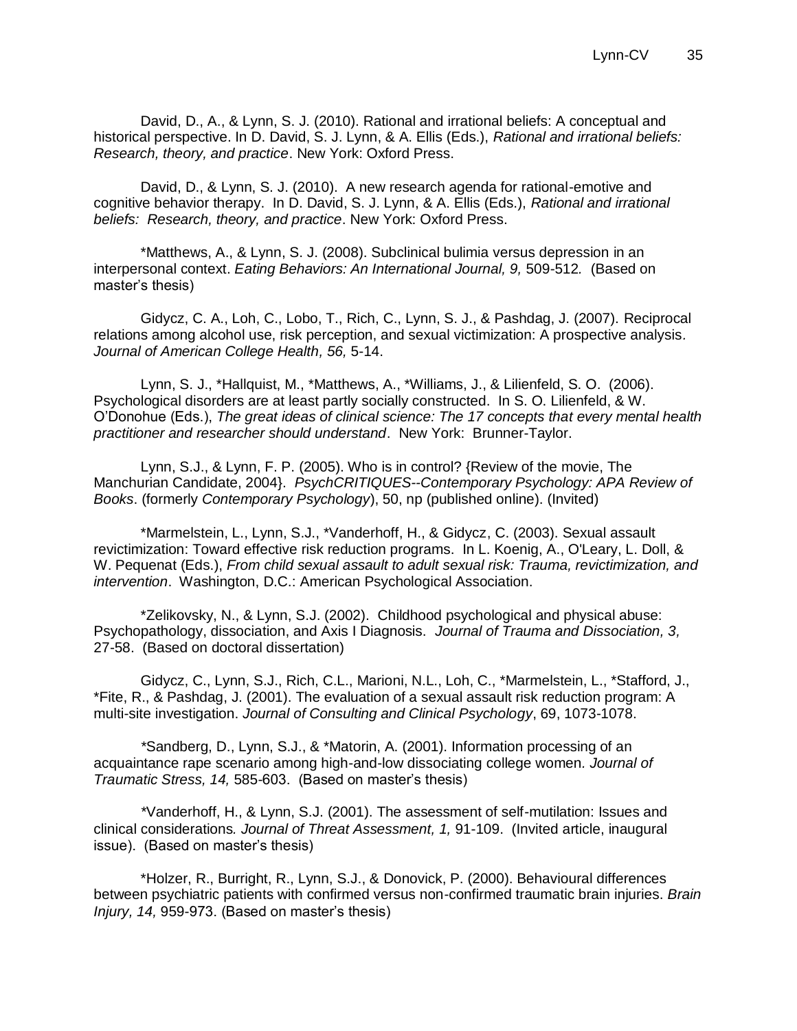David, D., A., & Lynn, S. J. (2010). Rational and irrational beliefs: A conceptual and historical perspective. In D. David, S. J. Lynn, & A. Ellis (Eds.), *Rational and irrational beliefs: Research, theory, and practice*. New York: Oxford Press.

David, D., & Lynn, S. J. (2010). A new research agenda for rational-emotive and cognitive behavior therapy. In D. David, S. J. Lynn, & A. Ellis (Eds.), *Rational and irrational beliefs: Research, theory, and practice*. New York: Oxford Press.

*Matthews, A., & Lynn, S. J. (2008). Subclinical bulimia versus depression in an interpersonal context. *Eating Behaviors: An International Journal, 9,* 509-512. (Based on master's thesis)

Gidycz, C. A., Loh, C., Lobo, T., Rich, C., Lynn, S. J., & Pashdag, J. (2007). Reciprocal relations among alcohol use, risk perception, and sexual victimization: A prospective analysis. *Journal of American College Health, 56,* 5-14.

Lynn, S. J., *Hallquist, M., *Matthews, A., *Williams, J., & Lilienfeld, S. O. (2006). Psychological disorders are at least partly socially constructed. In S. O. Lilienfeld, & W. O'Donohue (Eds.), *The great ideas of clinical science: The 17 concepts that every mental health practitioner and researcher should understand*. New York: Brunner-Taylor.

Lynn, S.J., & Lynn, F. P. (2005). Who is in control? {Review of the movie, The Manchurian Candidate, 2004}. *PsychCRITIQUES--Contemporary Psychology: APA Review of Books*. (formerly *Contemporary Psychology*), 50, np (published online). (Invited)

*Marmelstein, L., Lynn, S.J., *Vanderhoff, H., & Gidycz, C. (2003). Sexual assault revictimization: Toward effective risk reduction programs. In L. Koenig, A., O'Leary, L. Doll, & W. Pequenat (Eds.), *From child sexual assault to adult sexual risk: Trauma, revictimization, and intervention*. Washington, D.C.: American Psychological Association.

*Zelikovsky, N., & Lynn, S.J. (2002). Childhood psychological and physical abuse: Psychopathology, dissociation, and Axis I Diagnosis. *Journal of Trauma and Dissociation, 3,* 27-58. (Based on doctoral dissertation)

Gidycz, C., Lynn, S.J., Rich, C.L., Marioni, N.L., Loh, C., *Marmelstein, L., *Stafford, J., *Fite, R., & Pashdag, J. (2001). The evaluation of a sexual assault risk reduction program: A multi-site investigation. *Journal of Consulting and Clinical Psychology*, 69, 1073-1078.

*Sandberg, D., Lynn, S.J., & *Matorin, A. (2001). Information processing of an acquaintance rape scenario among high-and-low dissociating college women. *Journal of Traumatic Stress, 14,* 585-603. (Based on master's thesis)

*Vanderhoff, H., & Lynn, S.J. (2001). The assessment of self-mutilation: Issues and clinical considerations. *Journal of Threat Assessment, 1,* 91-109. (Invited article, inaugural issue). (Based on master's thesis)

*Holzer, R., Burright, R., Lynn, S.J., & Donovick, P. (2000). Behavioural differences between psychiatric patients with confirmed versus non-confirmed traumatic brain injuries. *Brain Injury, 14,* 959-973. (Based on master's thesis)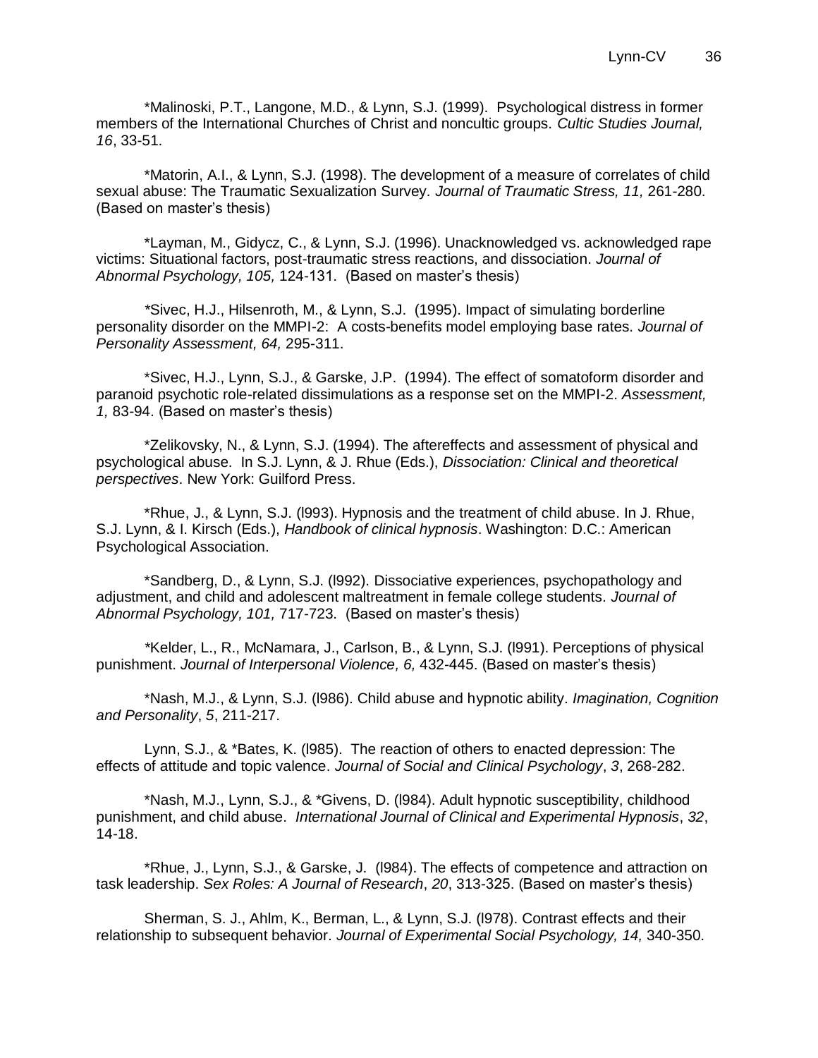*Malinoski, P.T., Langone, M.D., & Lynn, S.J. (1999). Psychological distress in former members of the International Churches of Christ and noncultic groups. *Cultic Studies Journal, 16*, 33-51.

*Matorin, A.I., & Lynn, S.J. (1998). The development of a measure of correlates of child sexual abuse: The Traumatic Sexualization Survey*. Journal of Traumatic Stress, 11,* 261-280. (Based on master's thesis)

*Layman, M., Gidycz, C., & Lynn, S.J. (1996). Unacknowledged vs. acknowledged rape victims: Situational factors, post-traumatic stress reactions, and dissociation. *Journal of Abnormal Psychology, 105,* 124-131. (Based on master's thesis)

*Sivec, H.J., Hilsenroth, M., & Lynn, S.J. (1995). Impact of simulating borderline personality disorder on the MMPI-2: A costs-benefits model employing base rates. *Journal of Personality Assessment, 64,* 295-311.

*Sivec, H.J., Lynn, S.J., & Garske, J.P. (1994). The effect of somatoform disorder and paranoid psychotic role-related dissimulations as a response set on the MMPI-2. *Assessment, 1,* 83-94. (Based on master's thesis)

*Zelikovsky, N., & Lynn, S.J. (1994). The aftereffects and assessment of physical and psychological abuse. In S.J. Lynn, & J. Rhue (Eds.), *Dissociation: Clinical and theoretical perspectives*. New York: Guilford Press.

*Rhue, J., & Lynn, S.J. (l993). Hypnosis and the treatment of child abuse. In J. Rhue, S.J. Lynn, & I. Kirsch (Eds.), *Handbook of clinical hypnosis*. Washington: D.C.: American Psychological Association.

*Sandberg, D., & Lynn, S.J. (l992). Dissociative experiences, psychopathology and adjustment, and child and adolescent maltreatment in female college students. *Journal of Abnormal Psychology, 101,* 717-723. (Based on master's thesis)

*Kelder, L., R., McNamara, J., Carlson, B., & Lynn, S.J. (l991). Perceptions of physical punishment. *Journal of Interpersonal Violence, 6,* 432-445. (Based on master's thesis)

*Nash, M.J., & Lynn, S.J. (l986). Child abuse and hypnotic ability. *Imagination, Cognition and Personality*, *5*, 211-217.

Lynn, S.J., & *Bates, K. (l985). The reaction of others to enacted depression: The effects of attitude and topic valence. *Journal of Social and Clinical Psychology*, *3*, 268-282.

*Nash, M.J., Lynn, S.J., & *Givens, D. (l984). Adult hypnotic susceptibility, childhood punishment, and child abuse. *International Journal of Clinical and Experimental Hypnosis*, *32*, 14-18.

*Rhue, J., Lynn, S.J., & Garske, J. (l984). The effects of competence and attraction on task leadership. *Sex Roles: A Journal of Research*, *20*, 313-325. (Based on master's thesis)

Sherman, S. J., Ahlm, K., Berman, L., & Lynn, S.J. (l978). Contrast effects and their relationship to subsequent behavior. *Journal of Experimental Social Psychology, 14,* 340-350.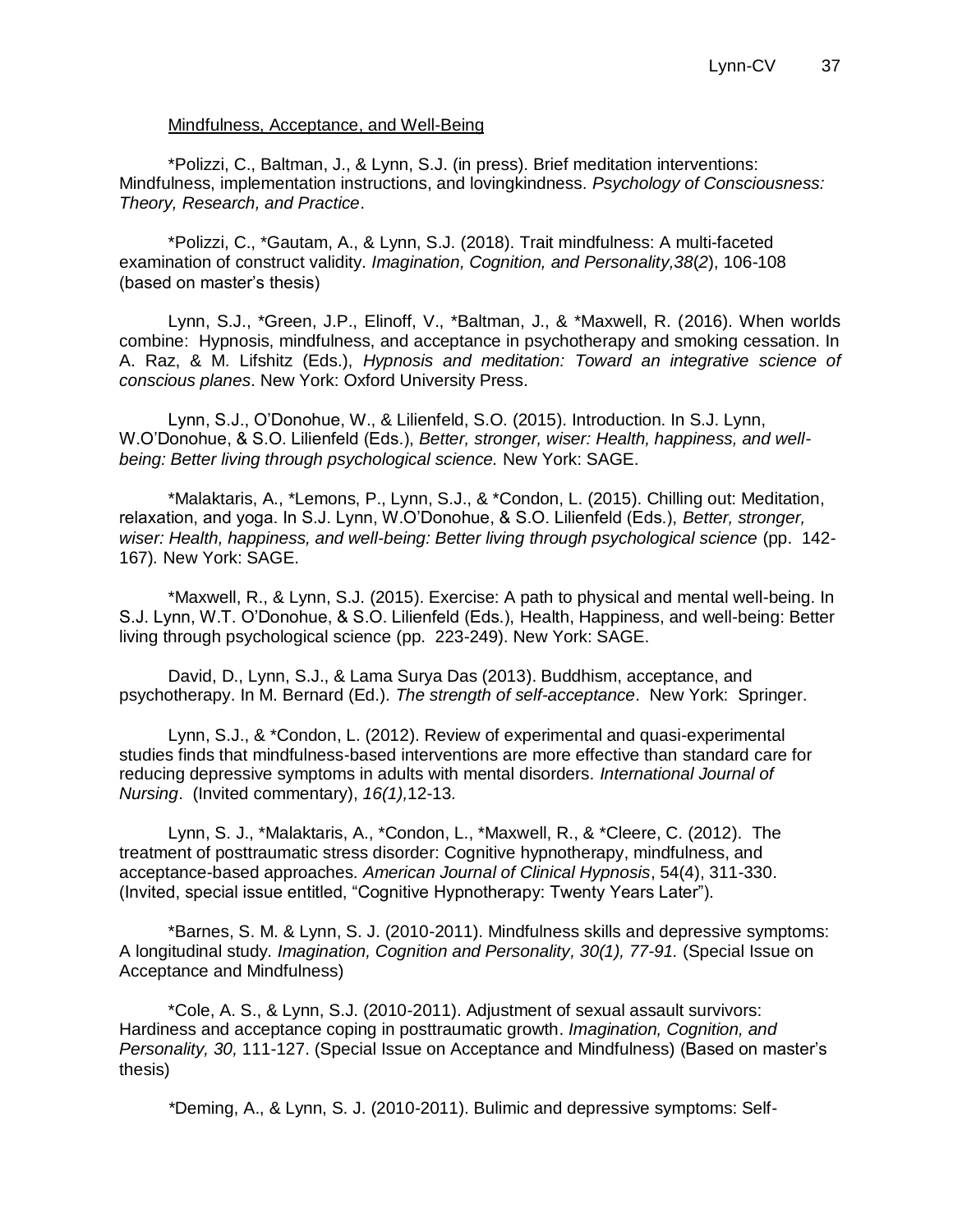Mindfulness, Acceptance, and Well-Being

*Polizzi, C., Baltman, J., & Lynn, S.J. (in press). Brief meditation interventions: Mindfulness, implementation instructions, and lovingkindness. *Psychology of Consciousness: Theory, Research, and Practice*.

*Polizzi, C., *Gautam, A., & Lynn, S.J. (2018). Trait mindfulness: A multi-faceted examination of construct validity. *Imagination, Cognition, and Personality,38*(*2*), 106-108 (based on master's thesis)

Lynn, S.J., *Green, J.P., Elinoff, V., *Baltman, J., & *Maxwell, R. (2016). When worlds combine: Hypnosis, mindfulness, and acceptance in psychotherapy and smoking cessation. In A. Raz, & M. Lifshitz (Eds.), *Hypnosis and meditation: Toward an integrative science of conscious planes*. New York: Oxford University Press.

Lynn, S.J., O'Donohue, W., & Lilienfeld, S.O. (2015). Introduction. In S.J. Lynn, W.O'Donohue, & S.O. Lilienfeld (Eds.), *Better, stronger, wiser: Health, happiness, and well-being: Better living through psychological science.* New York: SAGE.

*Malaktaris, A., *Lemons, P., Lynn, S.J., & *Condon, L. (2015). Chilling out: Meditation, relaxation, and yoga. In S.J. Lynn, W.O'Donohue, & S.O. Lilienfeld (Eds.), *Better, stronger, wiser: Health, happiness, and well-being: Better living through psychological science* (pp. 142-167)*.* New York: SAGE.

*Maxwell, R., & Lynn, S.J. (2015). Exercise: A path to physical and mental well-being. In S.J. Lynn, W.T. O'Donohue, & S.O. Lilienfeld (Eds.), Health, Happiness, and well-being: Better living through psychological science (pp. 223-249). New York: SAGE.

David, D., Lynn, S.J., & Lama Surya Das (2013). Buddhism, acceptance, and psychotherapy. In M. Bernard (Ed.). *The strength of self-acceptance*. New York: Springer.

Lynn, S.J., & *Condon, L. (2012). Review of experimental and quasi-experimental studies finds that mindfulness-based interventions are more effective than standard care for reducing depressive symptoms in adults with mental disorders. *International Journal of Nursing*. (Invited commentary), *16(1),*12-13*.*

Lynn, S. J., *Malaktaris, A., *Condon, L., *Maxwell, R., & *Cleere, C. (2012). The treatment of posttraumatic stress disorder: Cognitive hypnotherapy, mindfulness, and acceptance-based approaches. *American Journal of Clinical Hypnosis*, 54(4), 311-330. (Invited, special issue entitled, "Cognitive Hypnotherapy: Twenty Years Later").

*Barnes, S. M. & Lynn, S. J. (2010-2011). Mindfulness skills and depressive symptoms: A longitudinal study*. Imagination, Cognition and Personality, 30(1), 77-91.* (Special Issue on Acceptance and Mindfulness)

*Cole, A. S., & Lynn, S.J. (2010-2011). Adjustment of sexual assault survivors: Hardiness and acceptance coping in posttraumatic growth. *Imagination, Cognition, and Personality, 30,* 111-127. (Special Issue on Acceptance and Mindfulness) (Based on master's thesis)

*Deming, A., & Lynn, S. J. (2010-2011). Bulimic and depressive symptoms: Self-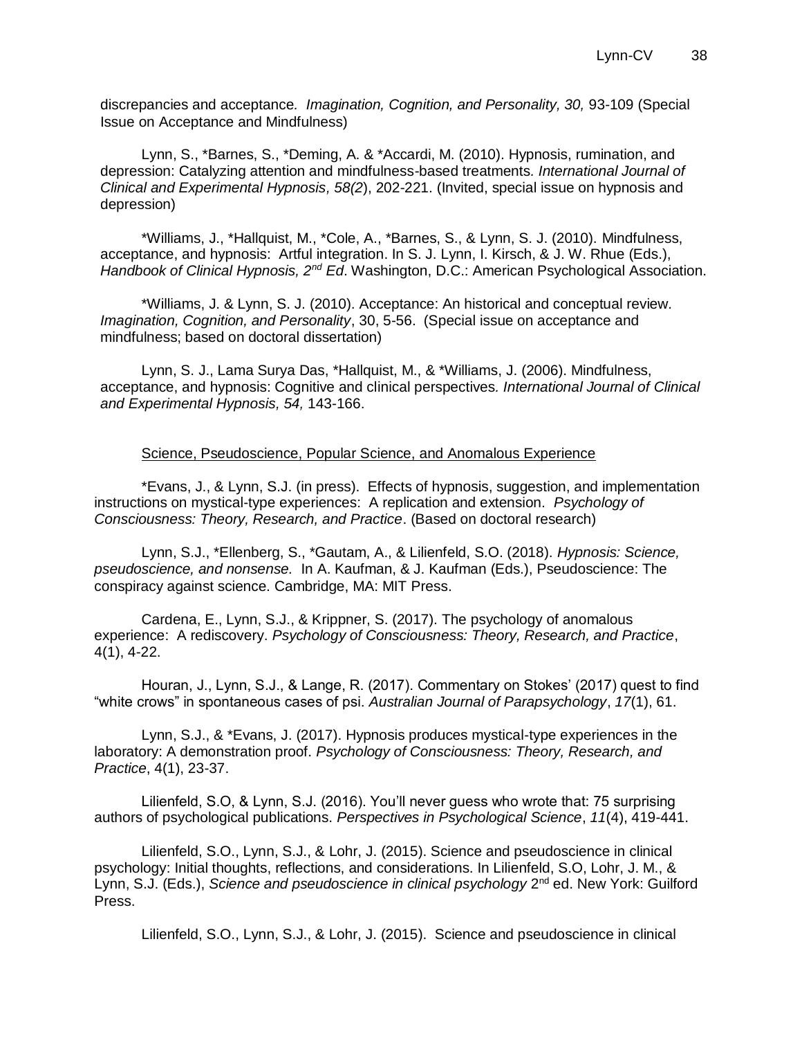discrepancies and acceptance. *Imagination, Cognition, and Personality, 30,* 93-109 (Special Issue on Acceptance and Mindfulness)

Lynn, S., *Barnes, S., *Deming, A. & *Accardi, M. (2010). Hypnosis, rumination, and depression: Catalyzing attention and mindfulness-based treatments. *International Journal of Clinical and Experimental Hypnosis, 58(2*), 202-221. (Invited, special issue on hypnosis and depression)

*Williams, J., *Hallquist, M., *Cole, A., *Barnes, S., & Lynn, S. J. (2010). Mindfulness, acceptance, and hypnosis: Artful integration. In S. J. Lynn, I. Kirsch, & J. W. Rhue (Eds.), *Handbook of Clinical Hypnosis, 2nd Ed*. Washington, D.C.: American Psychological Association.

*Williams, J. & Lynn, S. J. (2010). Acceptance: An historical and conceptual review. *Imagination, Cognition, and Personality*, 30, 5-56. (Special issue on acceptance and mindfulness; based on doctoral dissertation)

Lynn, S. J., Lama Surya Das, *Hallquist, M., & *Williams, J. (2006). Mindfulness, acceptance, and hypnosis: Cognitive and clinical perspectives. *International Journal of Clinical and Experimental Hypnosis, 54,* 143-166.

Science, Pseudoscience, Popular Science, and Anomalous Experience

*Evans, J., & Lynn, S.J. (in press). Effects of hypnosis, suggestion, and implementation instructions on mystical-type experiences: A replication and extension. *Psychology of Consciousness: Theory, Research, and Practice*. (Based on doctoral research)

Lynn, S.J., *Ellenberg, S., *Gautam, A., & Lilienfeld, S.O. (2018). *Hypnosis: Science, pseudoscience, and nonsense.* In A. Kaufman, & J. Kaufman (Eds.), Pseudoscience: The conspiracy against science. Cambridge, MA: MIT Press.

Cardena, E., Lynn, S.J., & Krippner, S. (2017). The psychology of anomalous experience: A rediscovery. *Psychology of Consciousness: Theory, Research, and Practice*, 4(1), 4-22.

Houran, J., Lynn, S.J., & Lange, R. (2017). Commentary on Stokes' (2017) quest to find "white crows" in spontaneous cases of psi. *Australian Journal of Parapsychology*, *17*(1), 61.

Lynn, S.J., & *Evans, J. (2017). Hypnosis produces mystical-type experiences in the laboratory: A demonstration proof. *Psychology of Consciousness: Theory, Research, and Practice*, 4(1), 23-37.

Lilienfeld, S.O, & Lynn, S.J. (2016). You'll never guess who wrote that: 75 surprising authors of psychological publications. *Perspectives in Psychological Science*, *11*(4), 419-441.

Lilienfeld, S.O., Lynn, S.J., & Lohr, J. (2015). Science and pseudoscience in clinical psychology: Initial thoughts, reflections, and considerations. In Lilienfeld, S.O, Lohr, J. M., & Lynn, S.J. (Eds.), *Science and pseudoscience in clinical psychology* 2nd ed. New York: Guilford Press.

Lilienfeld, S.O., Lynn, S.J., & Lohr, J. (2015). Science and pseudoscience in clinical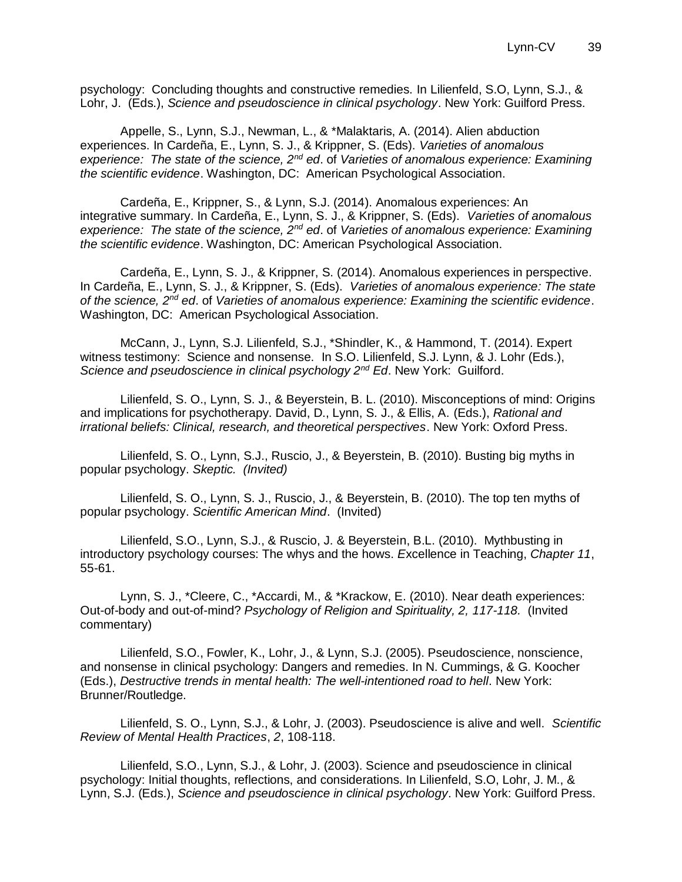psychology: Concluding thoughts and constructive remedies. In Lilienfeld, S.O, Lynn, S.J., & Lohr, J. (Eds.), *Science and pseudoscience in clinical psychology*. New York: Guilford Press.

Appelle, S., Lynn, S.J., Newman, L., & *Malaktaris, A. (2014). Alien abduction experiences. In Cardeña, E., Lynn, S. J., & Krippner, S. (Eds). *Varieties of anomalous experience: The state of the science, 2nd ed*. of *Varieties of anomalous experience: Examining the scientific evidence*. Washington, DC: American Psychological Association.

Cardeña, E., Krippner, S., & Lynn, S.J. (2014). Anomalous experiences: An integrative summary. In Cardeña, E., Lynn, S. J., & Krippner, S. (Eds). *Varieties of anomalous experience: The state of the science, 2nd ed*. of *Varieties of anomalous experience: Examining the scientific evidence*. Washington, DC: American Psychological Association.

Cardeña, E., Lynn, S. J., & Krippner, S. (2014). Anomalous experiences in perspective. In Cardeña, E., Lynn, S. J., & Krippner, S. (Eds). *Varieties of anomalous experience: The state of the science, 2nd ed*. of *Varieties of anomalous experience: Examining the scientific evidence*. Washington, DC: American Psychological Association.

McCann, J., Lynn, S.J. Lilienfeld, S.J., *Shindler, K., & Hammond, T. (2014). Expert witness testimony: Science and nonsense. In S.O. Lilienfeld, S.J. Lynn, & J. Lohr (Eds.), *Science and pseudoscience in clinical psychology 2nd Ed*. New York: Guilford.

Lilienfeld, S. O., Lynn, S. J., & Beyerstein, B. L. (2010). Misconceptions of mind: Origins and implications for psychotherapy. David, D., Lynn, S. J., & Ellis, A. (Eds.), *Rational and irrational beliefs: Clinical, research, and theoretical perspectives*. New York: Oxford Press.

Lilienfeld, S. O., Lynn, S.J., Ruscio, J., & Beyerstein, B. (2010). Busting big myths in popular psychology. *Skeptic. (Invited)*

Lilienfeld, S. O., Lynn, S. J., Ruscio, J., & Beyerstein, B. (2010). The top ten myths of popular psychology. *Scientific American Mind*. (Invited)

Lilienfeld, S.O., Lynn, S.J., & Ruscio, J. & Beyerstein, B.L. (2010). Mythbusting in introductory psychology courses: The whys and the hows. Excellence in Teaching, *Chapter 11*, 55-61.

Lynn, S. J., *Cleere, C., *Accardi, M., & *Krackow, E. (2010). Near death experiences: Out-of-body and out-of-mind? *Psychology of Religion and Spirituality, 2, 117-118.* (Invited commentary)

Lilienfeld, S.O., Fowler, K., Lohr, J., & Lynn, S.J. (2005). Pseudoscience, nonscience, and nonsense in clinical psychology: Dangers and remedies. In N. Cummings, & G. Koocher (Eds.), *Destructive trends in mental health: The well-intentioned road to hell*. New York: Brunner/Routledge.

Lilienfeld, S. O., Lynn, S.J., & Lohr, J. (2003). Pseudoscience is alive and well. *Scientific Review of Mental Health Practices*, *2*, 108-118.

Lilienfeld, S.O., Lynn, S.J., & Lohr, J. (2003). Science and pseudoscience in clinical psychology: Initial thoughts, reflections, and considerations. In Lilienfeld, S.O, Lohr, J. M., & Lynn, S.J. (Eds.), *Science and pseudoscience in clinical psychology*. New York: Guilford Press.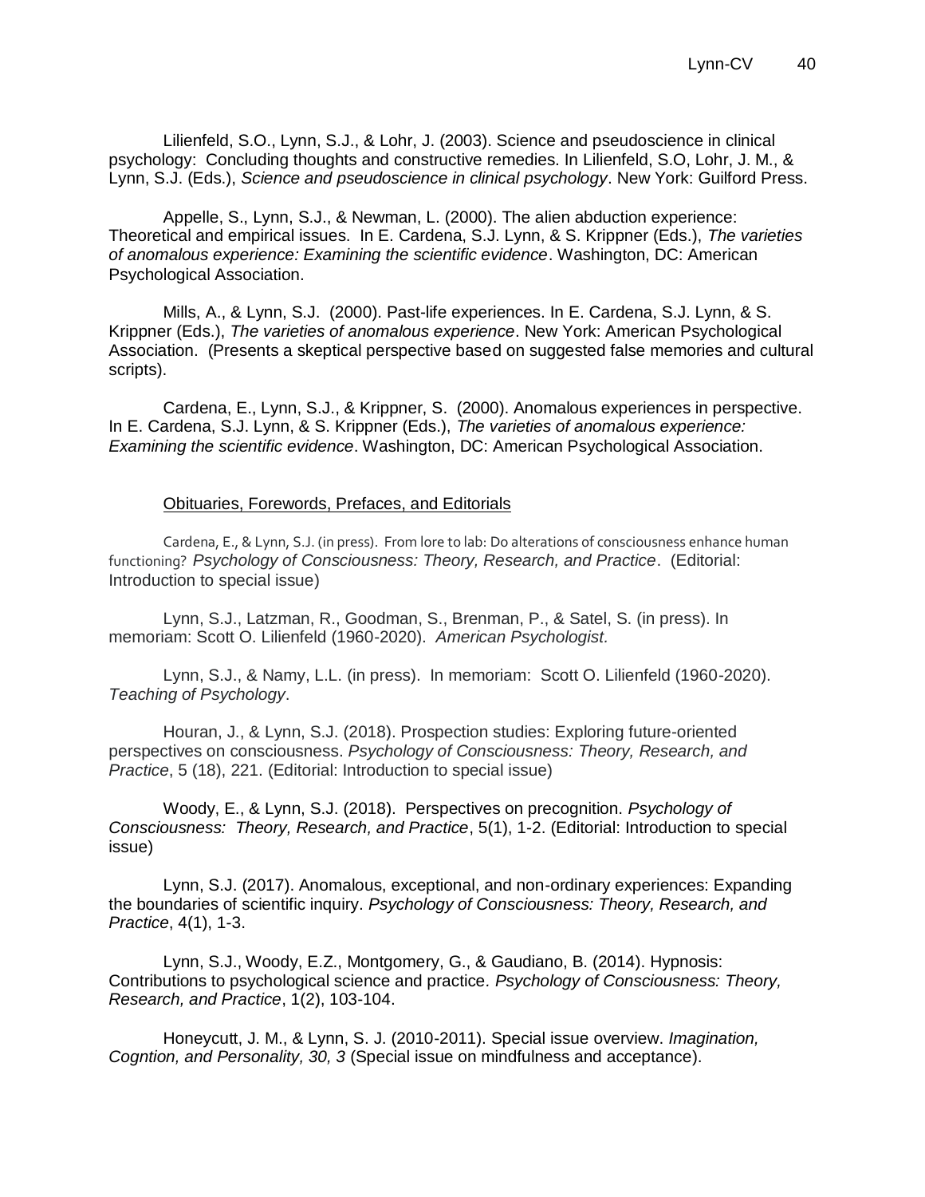Lilienfeld, S.O., Lynn, S.J., & Lohr, J. (2003). Science and pseudoscience in clinical psychology: Concluding thoughts and constructive remedies. In Lilienfeld, S.O, Lohr, J. M., & Lynn, S.J. (Eds.), *Science and pseudoscience in clinical psychology*. New York: Guilford Press.

Appelle, S., Lynn, S.J., & Newman, L. (2000). The alien abduction experience: Theoretical and empirical issues. In E. Cardena, S.J. Lynn, & S. Krippner (Eds.), *The varieties of anomalous experience: Examining the scientific evidence*. Washington, DC: American Psychological Association.

Mills, A., & Lynn, S.J. (2000). Past-life experiences. In E. Cardena, S.J. Lynn, & S. Krippner (Eds.), *The varieties of anomalous experience*. New York: American Psychological Association. (Presents a skeptical perspective based on suggested false memories and cultural scripts).

Cardena, E., Lynn, S.J., & Krippner, S. (2000). Anomalous experiences in perspective. In E. Cardena, S.J. Lynn, & S. Krippner (Eds.), *The varieties of anomalous experience: Examining the scientific evidence*. Washington, DC: American Psychological Association.

## Obituaries, Forewords, Prefaces, and Editorials

Cardena, E., & Lynn, S.J. (in press). From lore to lab: Do alterations of consciousness enhance human functioning? *Psychology of Consciousness: Theory, Research, and Practice*. (Editorial: Introduction to special issue)

Lynn, S.J., Latzman, R., Goodman, S., Brenman, P., & Satel, S. (in press). In memoriam: Scott O. Lilienfeld (1960-2020). *American Psychologist.*

Lynn, S.J., & Namy, L.L. (in press). In memoriam: Scott O. Lilienfeld (1960-2020). *Teaching of Psychology*.

Houran, J., & Lynn, S.J. (2018). Prospection studies: Exploring future-oriented perspectives on consciousness. *Psychology of Consciousness: Theory, Research, and Practice*, 5 (18), 221. (Editorial: Introduction to special issue)

Woody, E., & Lynn, S.J. (2018). Perspectives on precognition. *Psychology of Consciousness: Theory, Research, and Practice*, 5(1), 1-2. (Editorial: Introduction to special issue)

Lynn, S.J. (2017). Anomalous, exceptional, and non-ordinary experiences: Expanding the boundaries of scientific inquiry. *Psychology of Consciousness: Theory, Research, and Practice*, 4(1), 1-3.

Lynn, S.J., Woody, E.Z., Montgomery, G., & Gaudiano, B. (2014). Hypnosis: Contributions to psychological science and practice. *Psychology of Consciousness: Theory, Research, and Practice*, 1(2), 103-104.

Honeycutt, J. M., & Lynn, S. J. (2010-2011). Special issue overview. *Imagination, Cogntion, and Personality, 30, 3* (Special issue on mindfulness and acceptance).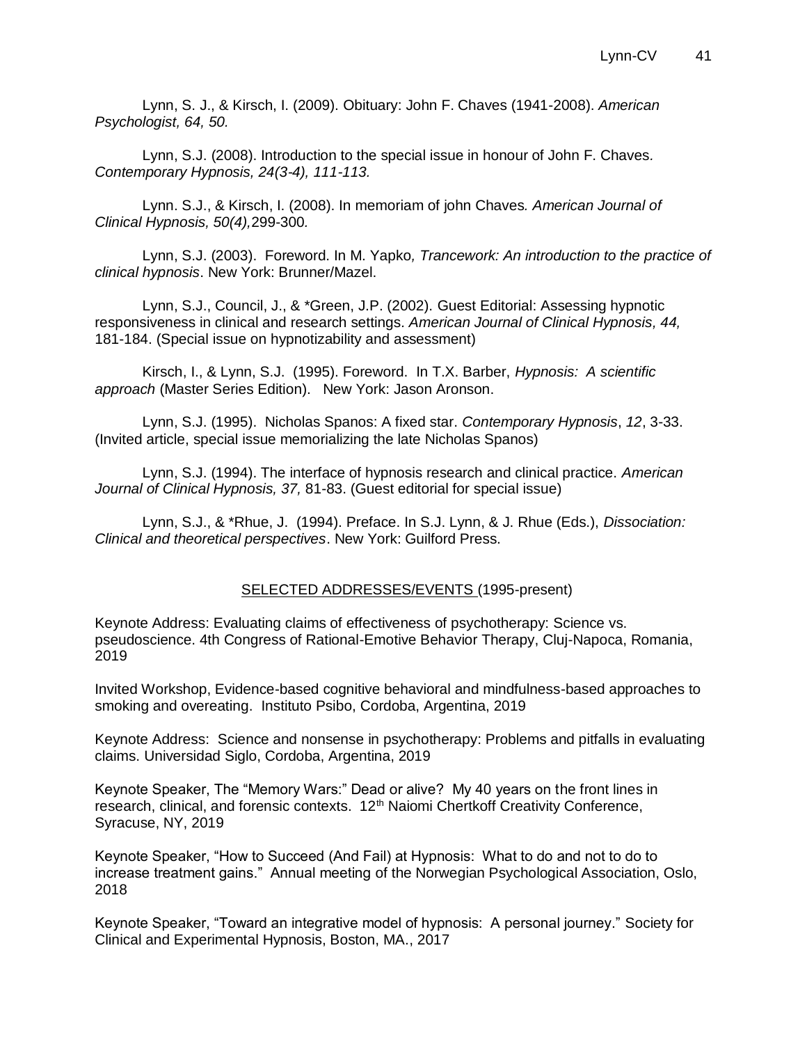Lynn, S. J., & Kirsch, I. (2009). Obituary: John F. Chaves (1941-2008). *American Psychologist, 64, 50.*

Lynn, S.J. (2008). Introduction to the special issue in honour of John F. Chaves. *Contemporary Hypnosis, 24(3-4), 111-113.*

Lynn. S.J., & Kirsch, I. (2008). In memoriam of john Chaves*. American Journal of Clinical Hypnosis, 50(4),*299-300*.*

Lynn, S.J. (2003). Foreword. In M. Yapko*, Trancework: An introduction to the practice of clinical hypnosis*. New York: Brunner/Mazel.

Lynn, S.J., Council, J., & *Green, J.P. (2002). Guest Editorial: Assessing hypnotic responsiveness in clinical and research settings. *American Journal of Clinical Hypnosis, 44,* 181-184. (Special issue on hypnotizability and assessment)

Kirsch, I., & Lynn, S.J. (1995). Foreword. In T.X. Barber, *Hypnosis: A scientific approach* (Master Series Edition). New York: Jason Aronson.

Lynn, S.J. (1995). Nicholas Spanos: A fixed star. *Contemporary Hypnosis*, *12*, 3-33. (Invited article, special issue memorializing the late Nicholas Spanos)

Lynn, S.J. (1994). The interface of hypnosis research and clinical practice. *American Journal of Clinical Hypnosis, 37,* 81-83. (Guest editorial for special issue)

Lynn, S.J., & *Rhue, J. (1994). Preface. In S.J. Lynn, & J. Rhue (Eds.), *Dissociation: Clinical and theoretical perspectives*. New York: Guilford Press.

## SELECTED ADDRESSES/EVENTS (1995-present)

Keynote Address: Evaluating claims of effectiveness of psychotherapy: Science vs. pseudoscience. 4th Congress of Rational-Emotive Behavior Therapy, Cluj-Napoca, Romania, 2019

Invited Workshop, Evidence-based cognitive behavioral and mindfulness-based approaches to smoking and overeating. Instituto Psibo, Cordoba, Argentina, 2019

Keynote Address: Science and nonsense in psychotherapy: Problems and pitfalls in evaluating claims. Universidad Siglo, Cordoba, Argentina, 2019

Keynote Speaker, The "Memory Wars:" Dead or alive? My 40 years on the front lines in research, clinical, and forensic contexts. 12th Naiomi Chertkoff Creativity Conference, Syracuse, NY, 2019

Keynote Speaker, "How to Succeed (And Fail) at Hypnosis: What to do and not to do to increase treatment gains." Annual meeting of the Norwegian Psychological Association, Oslo, 2018

Keynote Speaker, "Toward an integrative model of hypnosis: A personal journey." Society for Clinical and Experimental Hypnosis, Boston, MA., 2017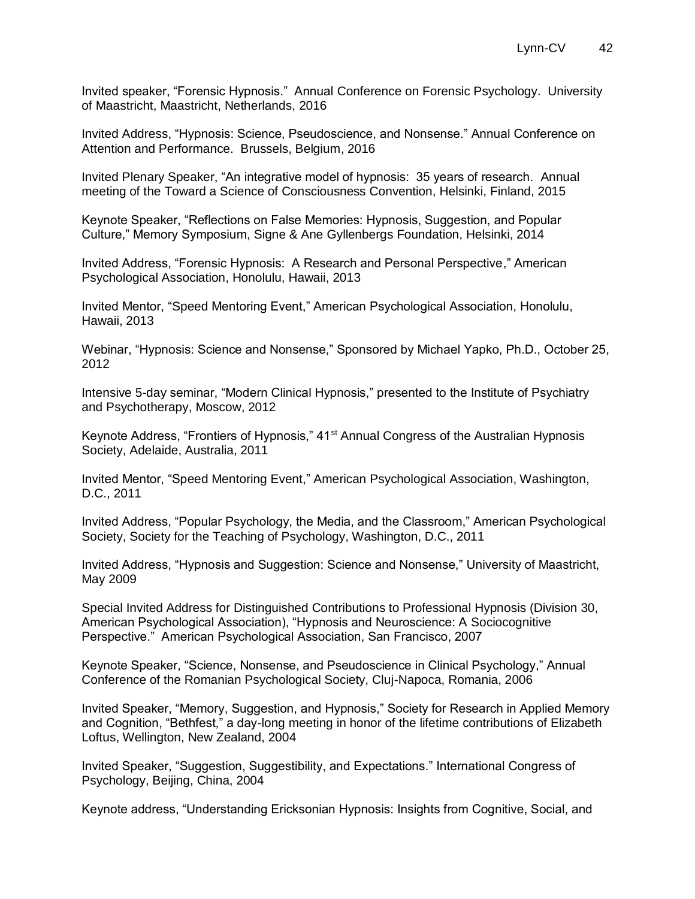Invited speaker, "Forensic Hypnosis." Annual Conference on Forensic Psychology. University of Maastricht, Maastricht, Netherlands, 2016

Invited Address, "Hypnosis: Science, Pseudoscience, and Nonsense." Annual Conference on Attention and Performance. Brussels, Belgium, 2016

Invited Plenary Speaker, "An integrative model of hypnosis: 35 years of research. Annual meeting of the Toward a Science of Consciousness Convention, Helsinki, Finland, 2015

Keynote Speaker, "Reflections on False Memories: Hypnosis, Suggestion, and Popular Culture," Memory Symposium, Signe & Ane Gyllenbergs Foundation, Helsinki, 2014

Invited Address, "Forensic Hypnosis: A Research and Personal Perspective," American Psychological Association, Honolulu, Hawaii, 2013

Invited Mentor, "Speed Mentoring Event," American Psychological Association, Honolulu, Hawaii, 2013

Webinar, "Hypnosis: Science and Nonsense," Sponsored by Michael Yapko, Ph.D., October 25, 2012

Intensive 5-day seminar, "Modern Clinical Hypnosis," presented to the Institute of Psychiatry and Psychotherapy, Moscow, 2012

Keynote Address, "Frontiers of Hypnosis," 41st Annual Congress of the Australian Hypnosis Society, Adelaide, Australia, 2011

Invited Mentor, "Speed Mentoring Event," American Psychological Association, Washington, D.C., 2011

Invited Address, "Popular Psychology, the Media, and the Classroom," American Psychological Society, Society for the Teaching of Psychology, Washington, D.C., 2011

Invited Address, "Hypnosis and Suggestion: Science and Nonsense," University of Maastricht, May 2009

Special Invited Address for Distinguished Contributions to Professional Hypnosis (Division 30, American Psychological Association), "Hypnosis and Neuroscience: A Sociocognitive Perspective." American Psychological Association, San Francisco, 2007

Keynote Speaker, "Science, Nonsense, and Pseudoscience in Clinical Psychology," Annual Conference of the Romanian Psychological Society, Cluj-Napoca, Romania, 2006

Invited Speaker, "Memory, Suggestion, and Hypnosis," Society for Research in Applied Memory and Cognition, "Bethfest," a day-long meeting in honor of the lifetime contributions of Elizabeth Loftus, Wellington, New Zealand, 2004

Invited Speaker, "Suggestion, Suggestibility, and Expectations." International Congress of Psychology, Beijing, China, 2004

Keynote address, "Understanding Ericksonian Hypnosis: Insights from Cognitive, Social, and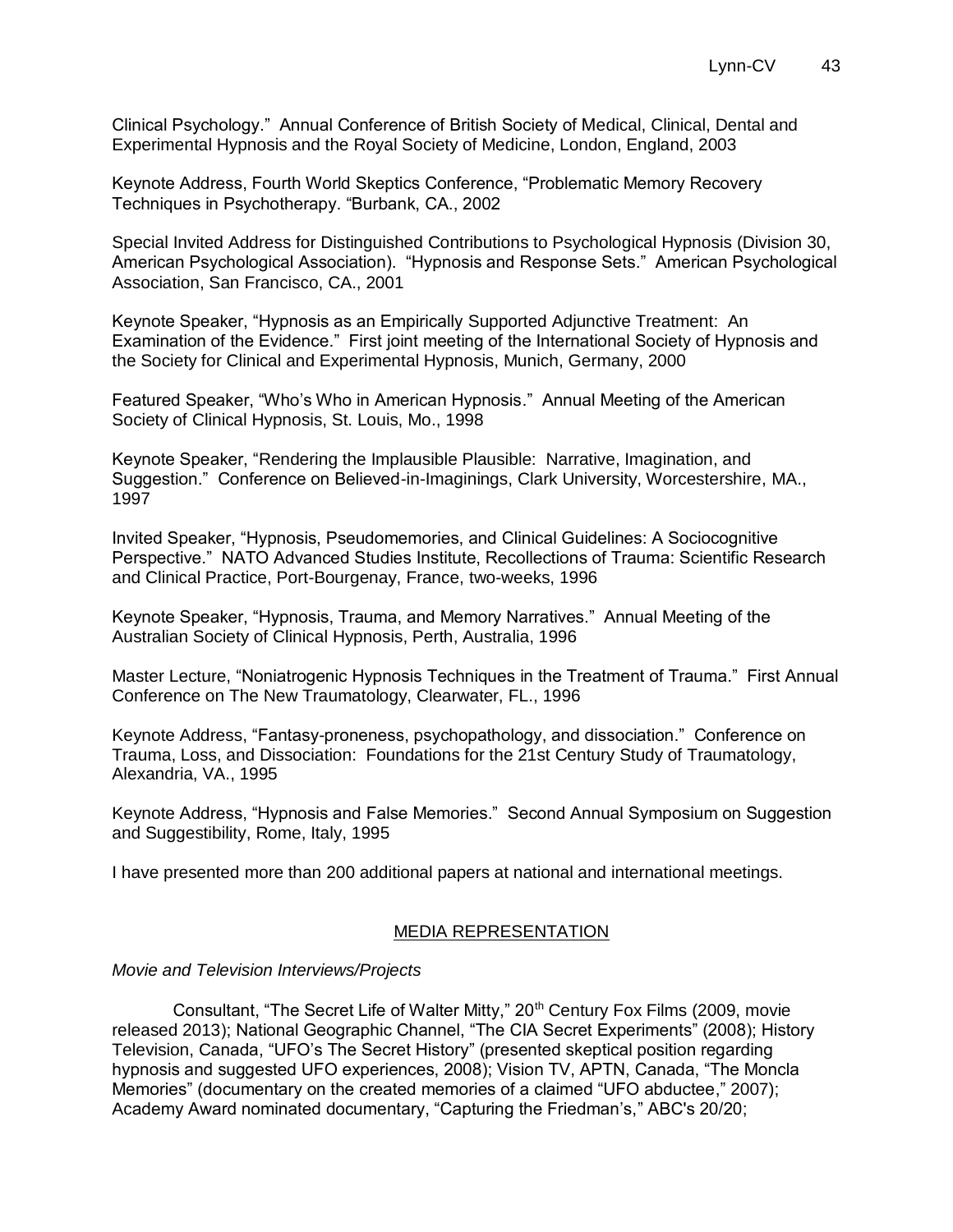Clinical Psychology." Annual Conference of British Society of Medical, Clinical, Dental and Experimental Hypnosis and the Royal Society of Medicine, London, England, 2003

Keynote Address, Fourth World Skeptics Conference, "Problematic Memory Recovery Techniques in Psychotherapy. "Burbank, CA., 2002

Special Invited Address for Distinguished Contributions to Psychological Hypnosis (Division 30, American Psychological Association). "Hypnosis and Response Sets." American Psychological Association, San Francisco, CA., 2001

Keynote Speaker, "Hypnosis as an Empirically Supported Adjunctive Treatment: An Examination of the Evidence." First joint meeting of the International Society of Hypnosis and the Society for Clinical and Experimental Hypnosis, Munich, Germany, 2000

Featured Speaker, "Who's Who in American Hypnosis." Annual Meeting of the American Society of Clinical Hypnosis, St. Louis, Mo., 1998

Keynote Speaker, "Rendering the Implausible Plausible: Narrative, Imagination, and Suggestion." Conference on Believed-in-Imaginings, Clark University, Worcestershire, MA., 1997

Invited Speaker, "Hypnosis, Pseudomemories, and Clinical Guidelines: A Sociocognitive Perspective." NATO Advanced Studies Institute, Recollections of Trauma: Scientific Research and Clinical Practice, Port-Bourgenay, France, two-weeks, 1996

Keynote Speaker, "Hypnosis, Trauma, and Memory Narratives." Annual Meeting of the Australian Society of Clinical Hypnosis, Perth, Australia, 1996

Master Lecture, "Noniatrogenic Hypnosis Techniques in the Treatment of Trauma." First Annual Conference on The New Traumatology, Clearwater, FL., 1996

Keynote Address, "Fantasy-proneness, psychopathology, and dissociation." Conference on Trauma, Loss, and Dissociation: Foundations for the 21st Century Study of Traumatology, Alexandria, VA., 1995

Keynote Address, "Hypnosis and False Memories." Second Annual Symposium on Suggestion and Suggestibility, Rome, Italy, 1995

I have presented more than 200 additional papers at national and international meetings.

## MEDIA REPRESENTATION

*Movie and Television Interviews/Projects*

Consultant, "The Secret Life of Walter Mitty," 20th Century Fox Films (2009, movie released 2013); National Geographic Channel, "The CIA Secret Experiments" (2008); History Television, Canada, "UFO's The Secret History" (presented skeptical position regarding hypnosis and suggested UFO experiences, 2008); Vision TV, APTN, Canada, "The Moncla Memories" (documentary on the created memories of a claimed "UFO abductee," 2007); Academy Award nominated documentary, "Capturing the Friedman's," ABC's 20/20;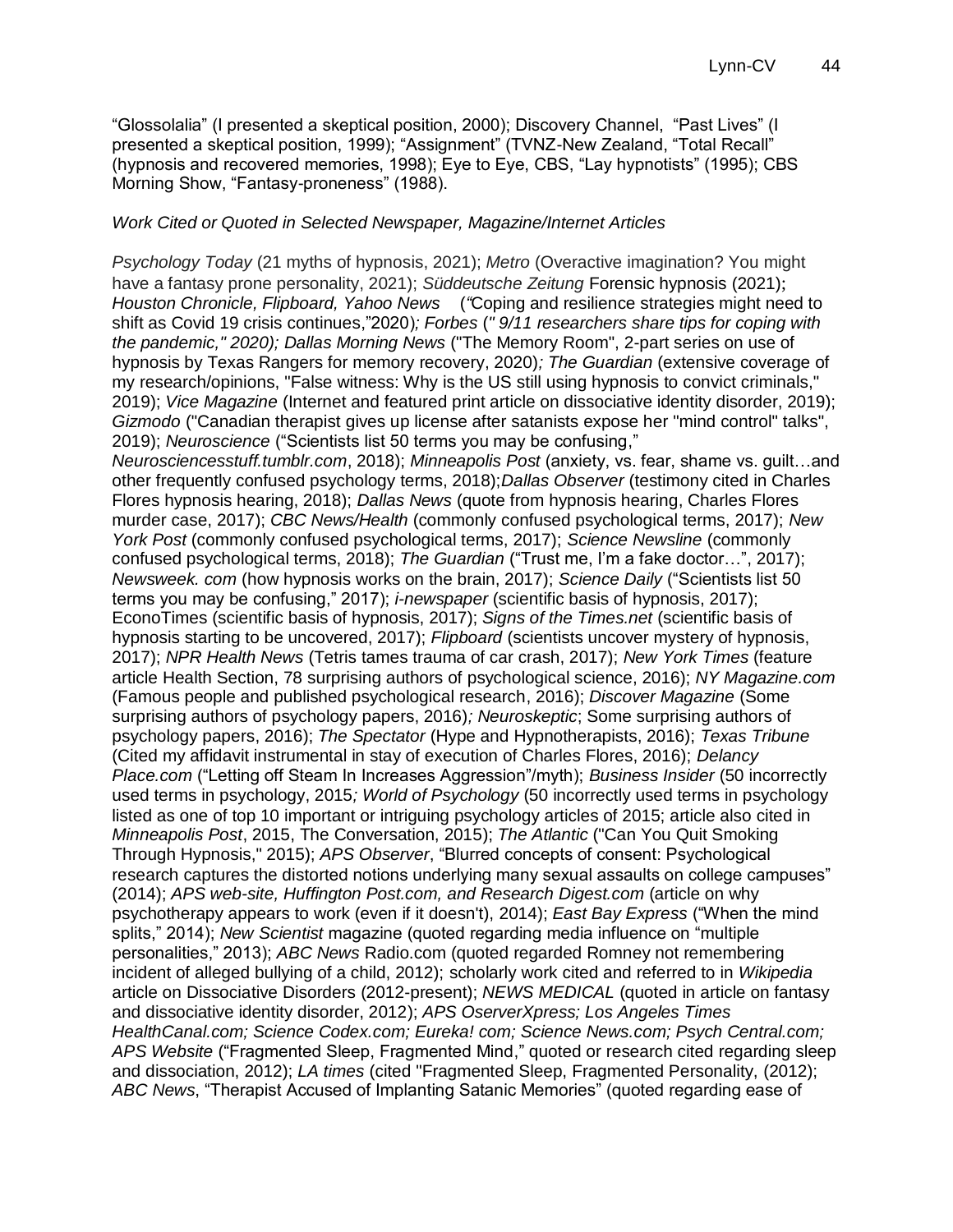"Glossolalia" (I presented a skeptical position, 2000); Discovery Channel, "Past Lives" (I presented a skeptical position, 1999); "Assignment" (TVNZ-New Zealand, "Total Recall" (hypnosis and recovered memories, 1998); Eye to Eye, CBS, "Lay hypnotists" (1995); CBS Morning Show, "Fantasy-proneness" (1988).

*Work Cited or Quoted in Selected Newspaper, Magazine/Internet Articles*

*Psychology Today* (21 myths of hypnosis, 2021); *Metro* (Overactive imagination? You might have a fantasy prone personality, 2021); *Süddeutsche Zeitung* Forensic hypnosis (2021); *Houston Chronicle, Flipboard, Yahoo News* (*"*Coping and resilience strategies might need to shift as Covid 19 crisis continues,"2020)*; Forbes (" 9/11 researchers share tips for coping with the pandemic," 2020); Dallas Morning News* ("The Memory Room", 2-part series on use of hypnosis by Texas Rangers for memory recovery, 2020)*; The Guardian* (extensive coverage of my research/opinions, "False witness: Why is the US still using hypnosis to convict criminals," 2019); *Vice Magazine* (Internet and featured print article on dissociative identity disorder, 2019); *Gizmodo* ("Canadian therapist gives up license after satanists expose her "mind control" talks", 2019); *Neuroscience* ("Scientists list 50 terms you may be confusing," *Neurosciencesstuff.tumblr.com*, 2018); *Minneapolis Post* (anxiety, vs. fear, shame vs. guilt…and other frequently confused psychology terms, 2018);*Dallas Observer* (testimony cited in Charles Flores hypnosis hearing, 2018); *Dallas News* (quote from hypnosis hearing, Charles Flores murder case, 2017); *CBC News/Health* (commonly confused psychological terms, 2017); *New York Post* (commonly confused psychological terms, 2017); *Science Newsline* (commonly confused psychological terms, 2018); *The Guardian* ("Trust me, I'm a fake doctor…", 2017); *Newsweek. com* (how hypnosis works on the brain, 2017); *Science Daily* ("Scientists list 50 terms you may be confusing," 2017); *i-newspaper* (scientific basis of hypnosis, 2017); EconoTimes (scientific basis of hypnosis, 2017); *Signs of the Times.net* (scientific basis of hypnosis starting to be uncovered, 2017); *Flipboard* (scientists uncover mystery of hypnosis, 2017); *NPR Health News* (Tetris tames trauma of car crash, 2017); *New York Times* (feature article Health Section, 78 surprising authors of psychological science, 2016); *NY Magazine.com* (Famous people and published psychological research, 2016); *Discover Magazine* (Some surprising authors of psychology papers, 2016)*; Neuroskeptic*; Some surprising authors of psychology papers, 2016); *The Spectator* (Hype and Hypnotherapists, 2016); *Texas Tribune* (Cited my affidavit instrumental in stay of execution of Charles Flores, 2016); *Delancy Place.com* ("Letting off Steam In Increases Aggression"/myth); *Business Insider* (50 incorrectly used terms in psychology, 2015*; World of Psychology* (50 incorrectly used terms in psychology listed as one of top 10 important or intriguing psychology articles of 2015; article also cited in *Minneapolis Post*, 2015, The Conversation, 2015); *The Atlantic* ("Can You Quit Smoking Through Hypnosis," 2015); *APS Observer*, "Blurred concepts of consent: Psychological research captures the distorted notions underlying many sexual assaults on college campuses" (2014); *APS web-site, Huffington Post.com, and Research Digest.com* (article on why psychotherapy appears to work (even if it doesn't), 2014); *East Bay Express* ("When the mind splits," 2014); *New Scientist* magazine (quoted regarding media influence on "multiple personalities," 2013); *ABC News* Radio.com (quoted regarded Romney not remembering incident of alleged bullying of a child, 2012); scholarly work cited and referred to in *Wikipedia* article on Dissociative Disorders (2012-present); *NEWS MEDICAL* (quoted in article on fantasy and dissociative identity disorder, 2012); *APS OserverXpress; Los Angeles Times HealthCanal.com; Science Codex.com; Eureka! com; Science News.com; Psych Central.com; APS Website* ("Fragmented Sleep, Fragmented Mind," quoted or research cited regarding sleep and dissociation, 2012); *LA times* (cited "Fragmented Sleep, Fragmented Personality, (2012); *ABC News*, "Therapist Accused of Implanting Satanic Memories" (quoted regarding ease of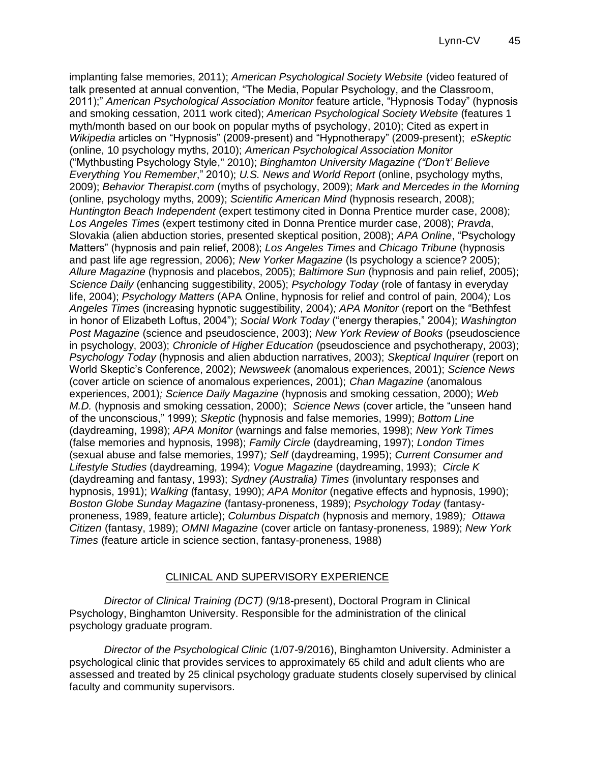implanting false memories, 2011); *American Psychological Society Website* (video featured of talk presented at annual convention, "The Media, Popular Psychology, and the Classroom, 2011);" *American Psychological Association Monitor* feature article, "Hypnosis Today" (hypnosis and smoking cessation, 2011 work cited); *American Psychological Society Website* (features 1 myth/month based on our book on popular myths of psychology, 2010); Cited as expert in *Wikipedia* articles on "Hypnosis" (2009-present) and "Hypnotherapy" (2009-present); *eSkeptic* (online, 10 psychology myths, 2010); *American Psychological Association Monitor* ("Mythbusting Psychology Style," 2010); *Binghamton University Magazine ("Don't' Believe Everything You Remember*," 2010); *U.S. News and World Report* (online, psychology myths, 2009); *Behavior Therapist.com* (myths of psychology, 2009); *Mark and Mercedes in the Morning* (online, psychology myths, 2009); *Scientific American Mind* (hypnosis research, 2008); *Huntington Beach Independent* (expert testimony cited in Donna Prentice murder case, 2008); *Los Angeles Times* (expert testimony cited in Donna Prentice murder case, 2008); *Pravda*, Slovakia (alien abduction stories, presented skeptical position, 2008); *APA Online*, "Psychology Matters" (hypnosis and pain relief, 2008); *Los Angeles Times* and *Chicago Tribune* (hypnosis and past life age regression, 2006); *New Yorker Magazine* (Is psychology a science? 2005); *Allure Magazine* (hypnosis and placebos, 2005); *Baltimore Sun* (hypnosis and pain relief, 2005); *Science Daily* (enhancing suggestibility, 2005); *Psychology Today* (role of fantasy in everyday life, 2004); *Psychology Matters* (APA Online, hypnosis for relief and control of pain, 2004); *Los Angeles Times* (increasing hypnotic suggestibility, 2004); *APA Monitor* (report on the "Bethfest in honor of Elizabeth Loftus, 2004"); *Social Work Today* ("energy therapies," 2004); *Washington Post Magazine* (science and pseudoscience, 2003); *New York Review of Books* (pseudoscience in psychology, 2003); *Chronicle of Higher Education* (pseudoscience and psychotherapy, 2003); *Psychology Today* (hypnosis and alien abduction narratives, 2003); *Skeptical Inquirer* (report on World Skeptic's Conference, 2002); *Newsweek* (anomalous experiences, 2001); *Science News* (cover article on science of anomalous experiences, 2001); *Chan Magazine* (anomalous experiences, 2001); *Science Daily Magazine* (hypnosis and smoking cessation, 2000); *Web M.D.* (hypnosis and smoking cessation, 2000); *Science News* (cover article, the "unseen hand of the unconscious," 1999); *Skeptic* (hypnosis and false memories, 1999); *Bottom Line* (daydreaming, 1998); *APA Monitor* (warnings and false memories, 1998); *New York Times* (false memories and hypnosis, 1998); *Family Circle* (daydreaming, 1997); *London Times* (sexual abuse and false memories, 1997); *Self* (daydreaming, 1995); *Current Consumer and Lifestyle Studies* (daydreaming, 1994); *Vogue Magazine* (daydreaming, 1993); *Circle K* (daydreaming and fantasy, 1993); *Sydney (Australia) Times* (involuntary responses and hypnosis, 1991); *Walking* (fantasy, 1990); *APA Monitor* (negative effects and hypnosis, 1990); *Boston Globe Sunday Magazine* (fantasy-proneness, 1989); *Psychology Today* (fantasy-proneness, 1989, feature article); *Columbus Dispatch* (hypnosis and memory, 1989); *Ottawa Citizen* (fantasy, 1989); *OMNI Magazine* (cover article on fantasy-proneness, 1989); *New York Times* (feature article in science section, fantasy-proneness, 1988)

## CLINICAL AND SUPERVISORY EXPERIENCE

*Director of Clinical Training (DCT)* (9/18-present), Doctoral Program in Clinical Psychology, Binghamton University. Responsible for the administration of the clinical psychology graduate program.

*Director of the Psychological Clinic* (1/07-9/2016), Binghamton University. Administer a psychological clinic that provides services to approximately 65 child and adult clients who are assessed and treated by 25 clinical psychology graduate students closely supervised by clinical faculty and community supervisors.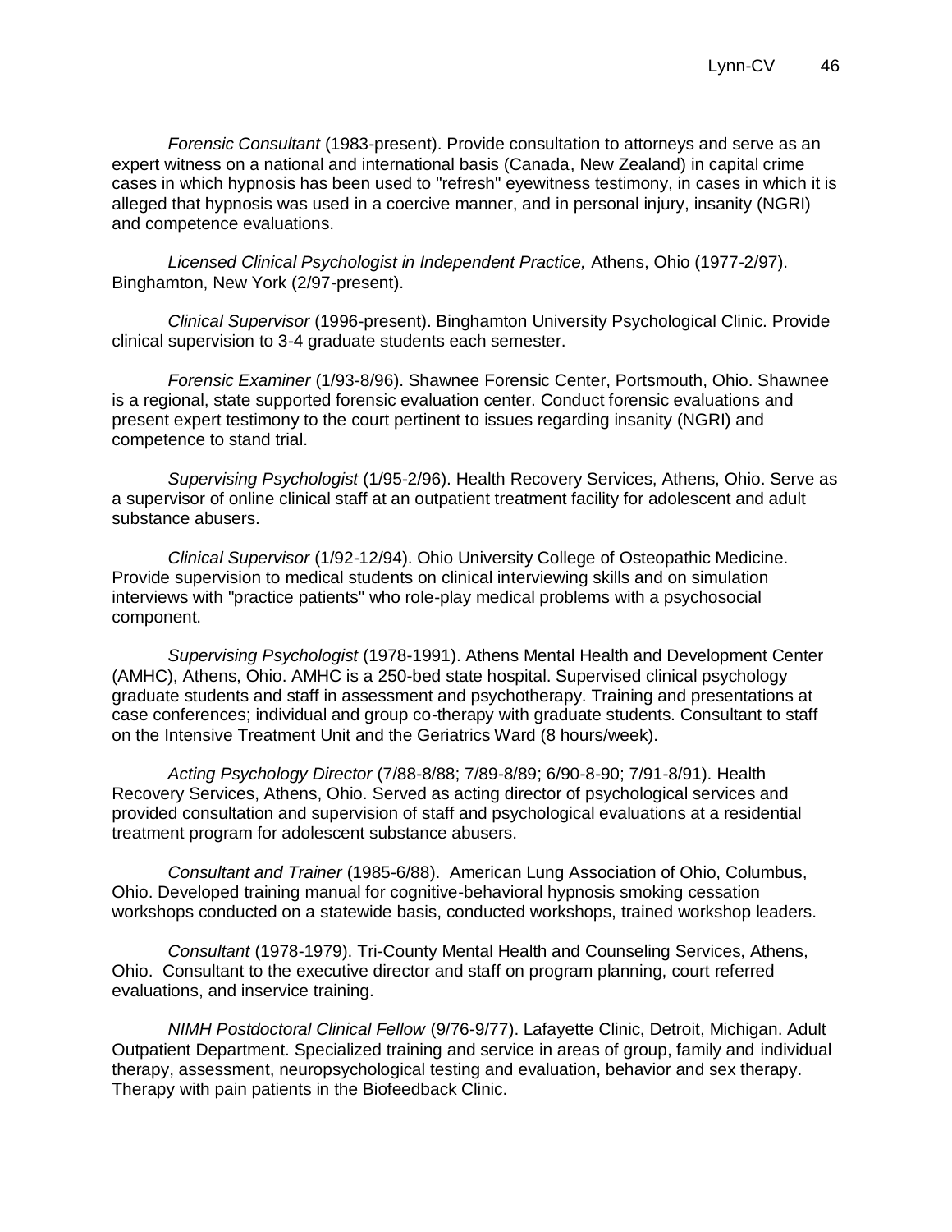*Forensic Consultant* (1983-present). Provide consultation to attorneys and serve as an expert witness on a national and international basis (Canada, New Zealand) in capital crime cases in which hypnosis has been used to "refresh" eyewitness testimony, in cases in which it is alleged that hypnosis was used in a coercive manner, and in personal injury, insanity (NGRI) and competence evaluations.

*Licensed Clinical Psychologist in Independent Practice,* Athens, Ohio (1977-2/97). Binghamton, New York (2/97-present).

*Clinical Supervisor* (1996-present). Binghamton University Psychological Clinic. Provide clinical supervision to 3-4 graduate students each semester.

*Forensic Examiner* (1/93-8/96). Shawnee Forensic Center, Portsmouth, Ohio. Shawnee is a regional, state supported forensic evaluation center. Conduct forensic evaluations and present expert testimony to the court pertinent to issues regarding insanity (NGRI) and competence to stand trial.

*Supervising Psychologist* (1/95-2/96). Health Recovery Services, Athens, Ohio. Serve as a supervisor of online clinical staff at an outpatient treatment facility for adolescent and adult substance abusers.

*Clinical Supervisor* (1/92-12/94). Ohio University College of Osteopathic Medicine. Provide supervision to medical students on clinical interviewing skills and on simulation interviews with "practice patients" who role-play medical problems with a psychosocial component.

*Supervising Psychologist* (1978-1991). Athens Mental Health and Development Center (AMHC), Athens, Ohio. AMHC is a 250-bed state hospital. Supervised clinical psychology graduate students and staff in assessment and psychotherapy. Training and presentations at case conferences; individual and group co-therapy with graduate students. Consultant to staff on the Intensive Treatment Unit and the Geriatrics Ward (8 hours/week).

*Acting Psychology Director* (7/88-8/88; 7/89-8/89; 6/90-8-90; 7/91-8/91). Health Recovery Services, Athens, Ohio. Served as acting director of psychological services and provided consultation and supervision of staff and psychological evaluations at a residential treatment program for adolescent substance abusers.

*Consultant and Trainer* (1985-6/88). American Lung Association of Ohio, Columbus, Ohio. Developed training manual for cognitive-behavioral hypnosis smoking cessation workshops conducted on a statewide basis, conducted workshops, trained workshop leaders.

*Consultant* (1978-1979). Tri-County Mental Health and Counseling Services, Athens, Ohio. Consultant to the executive director and staff on program planning, court referred evaluations, and inservice training.

*NIMH Postdoctoral Clinical Fellow* (9/76-9/77). Lafayette Clinic, Detroit, Michigan. Adult Outpatient Department. Specialized training and service in areas of group, family and individual therapy, assessment, neuropsychological testing and evaluation, behavior and sex therapy. Therapy with pain patients in the Biofeedback Clinic.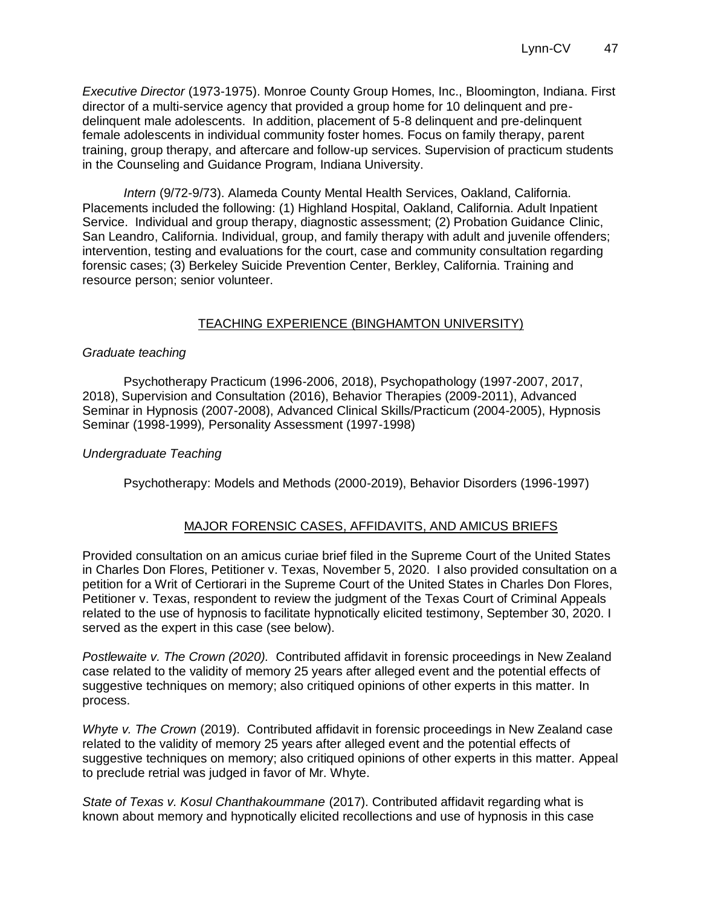*Executive Director* (1973-1975). Monroe County Group Homes, Inc., Bloomington, Indiana. First director of a multi-service agency that provided a group home for 10 delinquent and pre-delinquent male adolescents. In addition, placement of 5-8 delinquent and pre-delinquent female adolescents in individual community foster homes. Focus on family therapy, parent training, group therapy, and aftercare and follow-up services. Supervision of practicum students in the Counseling and Guidance Program, Indiana University.

*Intern* (9/72-9/73). Alameda County Mental Health Services, Oakland, California. Placements included the following: (1) Highland Hospital, Oakland, California. Adult Inpatient Service. Individual and group therapy, diagnostic assessment; (2) Probation Guidance Clinic, San Leandro, California. Individual, group, and family therapy with adult and juvenile offenders; intervention, testing and evaluations for the court, case and community consultation regarding forensic cases; (3) Berkeley Suicide Prevention Center, Berkley, California. Training and resource person; senior volunteer.

## TEACHING EXPERIENCE (BINGHAMTON UNIVERSITY)

*Graduate teaching*

Psychotherapy Practicum (1996-2006, 2018), Psychopathology (1997-2007, 2017, 2018), Supervision and Consultation (2016), Behavior Therapies (2009-2011), Advanced Seminar in Hypnosis (2007-2008), Advanced Clinical Skills/Practicum (2004-2005), Hypnosis Seminar (1998-1999), Personality Assessment (1997-1998)

*Undergraduate Teaching*

Psychotherapy: Models and Methods (2000-2019), Behavior Disorders (1996-1997)

## MAJOR FORENSIC CASES, AFFIDAVITS, AND AMICUS BRIEFS

Provided consultation on an amicus curiae brief filed in the Supreme Court of the United States in Charles Don Flores, Petitioner v. Texas, November 5, 2020. I also provided consultation on a petition for a Writ of Certiorari in the Supreme Court of the United States in Charles Don Flores, Petitioner v. Texas, respondent to review the judgment of the Texas Court of Criminal Appeals related to the use of hypnosis to facilitate hypnotically elicited testimony, September 30, 2020. I served as the expert in this case (see below).

*Postlewaite v. The Crown (2020).* Contributed affidavit in forensic proceedings in New Zealand case related to the validity of memory 25 years after alleged event and the potential effects of suggestive techniques on memory; also critiqued opinions of other experts in this matter. In process.

*Whyte v. The Crown* (2019). Contributed affidavit in forensic proceedings in New Zealand case related to the validity of memory 25 years after alleged event and the potential effects of suggestive techniques on memory; also critiqued opinions of other experts in this matter. Appeal to preclude retrial was judged in favor of Mr. Whyte.

*State of Texas v. Kosul Chanthakoummane* (2017). Contributed affidavit regarding what is known about memory and hypnotically elicited recollections and use of hypnosis in this case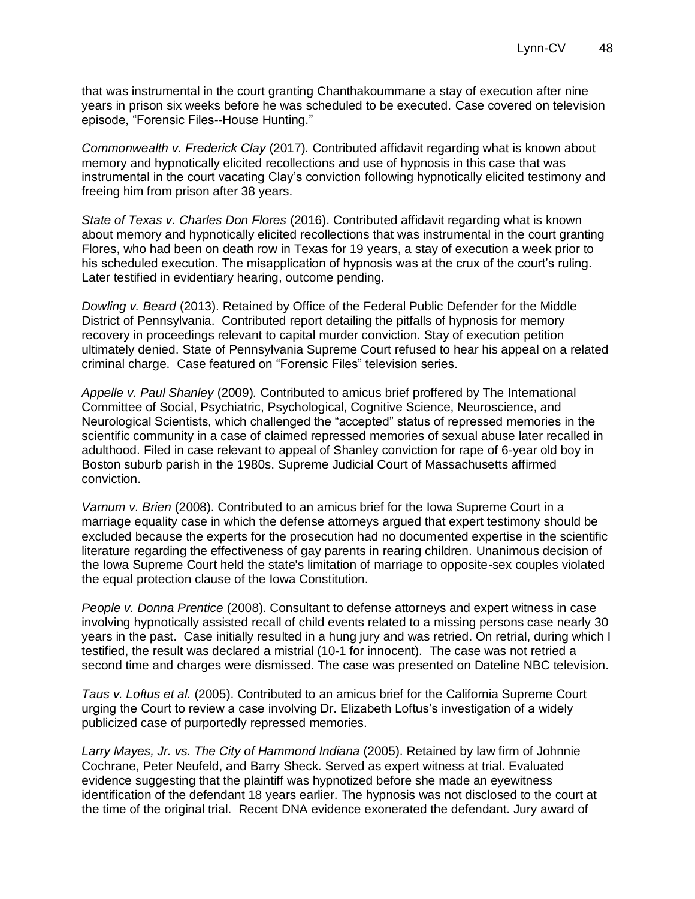that was instrumental in the court granting Chanthakoummane a stay of execution after nine years in prison six weeks before he was scheduled to be executed. Case covered on television episode, "Forensic Files--House Hunting."

*Commonwealth v. Frederick Clay* (2017). Contributed affidavit regarding what is known about memory and hypnotically elicited recollections and use of hypnosis in this case that was instrumental in the court vacating Clay's conviction following hypnotically elicited testimony and freeing him from prison after 38 years.

*State of Texas v. Charles Don Flores* (2016). Contributed affidavit regarding what is known about memory and hypnotically elicited recollections that was instrumental in the court granting Flores, who had been on death row in Texas for 19 years, a stay of execution a week prior to his scheduled execution. The misapplication of hypnosis was at the crux of the court's ruling. Later testified in evidentiary hearing, outcome pending.

*Dowling v. Beard* (2013). Retained by Office of the Federal Public Defender for the Middle District of Pennsylvania. Contributed report detailing the pitfalls of hypnosis for memory recovery in proceedings relevant to capital murder conviction. Stay of execution petition ultimately denied. State of Pennsylvania Supreme Court refused to hear his appeal on a related criminal charge. Case featured on "Forensic Files" television series.

*Appelle v. Paul Shanley* (2009). Contributed to amicus brief proffered by The International Committee of Social, Psychiatric, Psychological, Cognitive Science, Neuroscience, and Neurological Scientists, which challenged the "accepted" status of repressed memories in the scientific community in a case of claimed repressed memories of sexual abuse later recalled in adulthood. Filed in case relevant to appeal of Shanley conviction for rape of 6-year old boy in Boston suburb parish in the 1980s. Supreme Judicial Court of Massachusetts affirmed conviction.

*Varnum v. Brien* (2008). Contributed to an amicus brief for the Iowa Supreme Court in a marriage equality case in which the defense attorneys argued that expert testimony should be excluded because the experts for the prosecution had no documented expertise in the scientific literature regarding the effectiveness of gay parents in rearing children. Unanimous decision of the Iowa Supreme Court held the state's limitation of marriage to opposite-sex couples violated the equal protection clause of the Iowa Constitution.

*People v. Donna Prentice* (2008). Consultant to defense attorneys and expert witness in case involving hypnotically assisted recall of child events related to a missing persons case nearly 30 years in the past. Case initially resulted in a hung jury and was retried. On retrial, during which I testified, the result was declared a mistrial (10-1 for innocent). The case was not retried a second time and charges were dismissed. The case was presented on Dateline NBC television.

*Taus v. Loftus et al.* (2005). Contributed to an amicus brief for the California Supreme Court urging the Court to review a case involving Dr. Elizabeth Loftus's investigation of a widely publicized case of purportedly repressed memories.

*Larry Mayes, Jr. vs. The City of Hammond Indiana* (2005). Retained by law firm of Johnnie Cochrane, Peter Neufeld, and Barry Sheck. Served as expert witness at trial. Evaluated evidence suggesting that the plaintiff was hypnotized before she made an eyewitness identification of the defendant 18 years earlier. The hypnosis was not disclosed to the court at the time of the original trial. Recent DNA evidence exonerated the defendant. Jury award of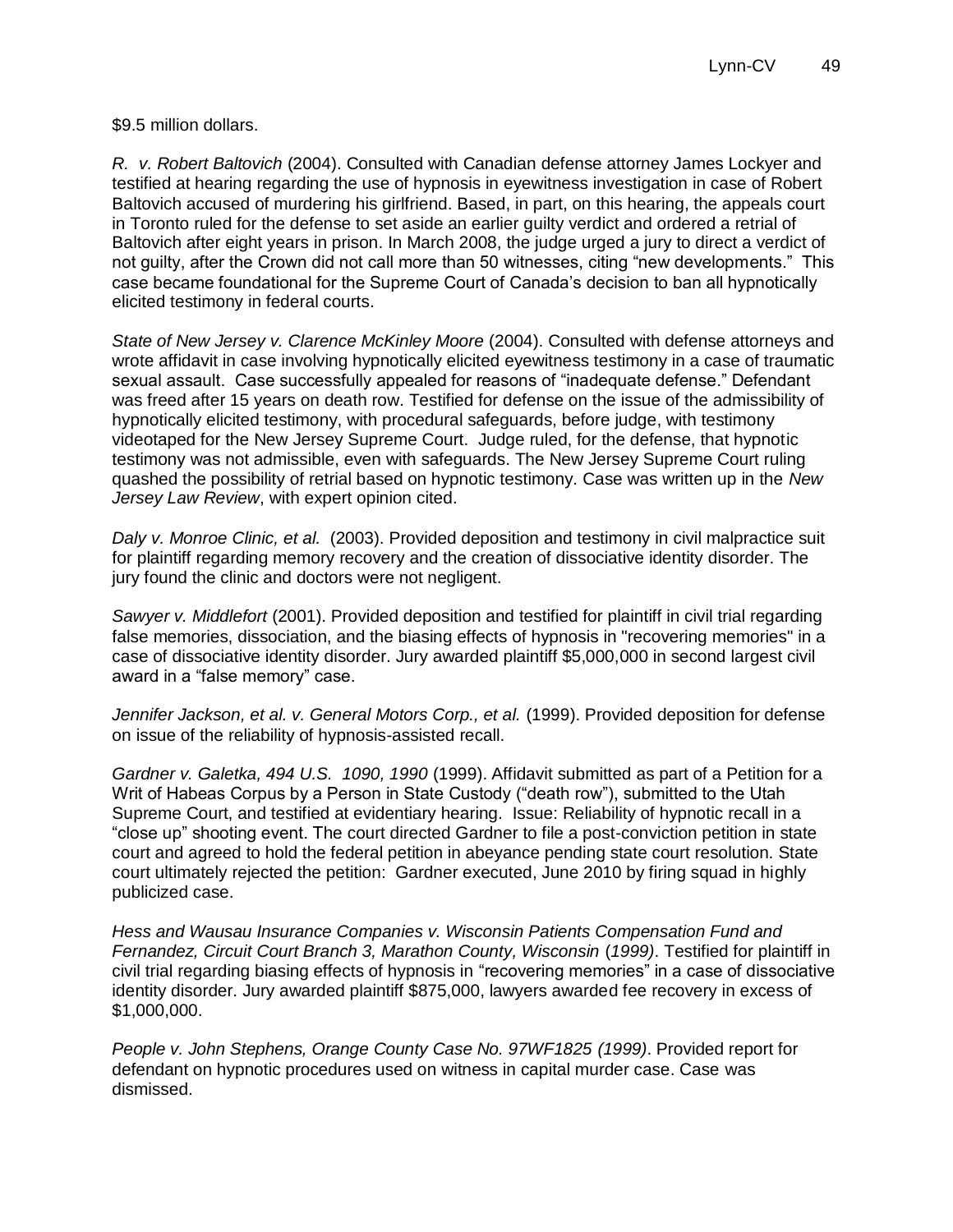$9.5 million dollars.

*R. v. Robert Baltovich* (2004). Consulted with Canadian defense attorney James Lockyer and testified at hearing regarding the use of hypnosis in eyewitness investigation in case of Robert Baltovich accused of murdering his girlfriend. Based, in part, on this hearing, the appeals court in Toronto ruled for the defense to set aside an earlier guilty verdict and ordered a retrial of Baltovich after eight years in prison. In March 2008, the judge urged a jury to direct a verdict of not guilty, after the Crown did not call more than 50 witnesses, citing "new developments." This case became foundational for the Supreme Court of Canada's decision to ban all hypnotically elicited testimony in federal courts.

*State of New Jersey v. Clarence McKinley Moore* (2004). Consulted with defense attorneys and wrote affidavit in case involving hypnotically elicited eyewitness testimony in a case of traumatic sexual assault. Case successfully appealed for reasons of "inadequate defense." Defendant was freed after 15 years on death row. Testified for defense on the issue of the admissibility of hypnotically elicited testimony, with procedural safeguards, before judge, with testimony videotaped for the New Jersey Supreme Court. Judge ruled, for the defense, that hypnotic testimony was not admissible, even with safeguards. The New Jersey Supreme Court ruling quashed the possibility of retrial based on hypnotic testimony. Case was written up in the *New Jersey Law Review*, with expert opinion cited.

*Daly v. Monroe Clinic, et al.* (2003). Provided deposition and testimony in civil malpractice suit for plaintiff regarding memory recovery and the creation of dissociative identity disorder. The jury found the clinic and doctors were not negligent.

*Sawyer v. Middlefort* (2001). Provided deposition and testified for plaintiff in civil trial regarding false memories, dissociation, and the biasing effects of hypnosis in "recovering memories" in a case of dissociative identity disorder. Jury awarded plaintiff $5,000,000 in second largest civil award in a "false memory" case.

*Jennifer Jackson, et al. v. General Motors Corp., et al.* (1999). Provided deposition for defense on issue of the reliability of hypnosis-assisted recall.

*Gardner v. Galetka, 494 U.S. 1090, 1990* (1999). Affidavit submitted as part of a Petition for a Writ of Habeas Corpus by a Person in State Custody ("death row"), submitted to the Utah Supreme Court, and testified at evidentiary hearing. Issue: Reliability of hypnotic recall in a "close up" shooting event. The court directed Gardner to file a post-conviction petition in state court and agreed to hold the federal petition in abeyance pending state court resolution. State court ultimately rejected the petition: Gardner executed, June 2010 by firing squad in highly publicized case.

*Hess and Wausau Insurance Companies v. Wisconsin Patients Compensation Fund and Fernandez, Circuit Court Branch 3, Marathon County, Wisconsin* (*1999)*. Testified for plaintiff in civil trial regarding biasing effects of hypnosis in "recovering memories" in a case of dissociative identity disorder. Jury awarded plaintiff $875,000, lawyers awarded fee recovery in excess of $1,000,000.

*People v. John Stephens, Orange County Case No. 97WF1825 (1999)*. Provided report for defendant on hypnotic procedures used on witness in capital murder case. Case was dismissed.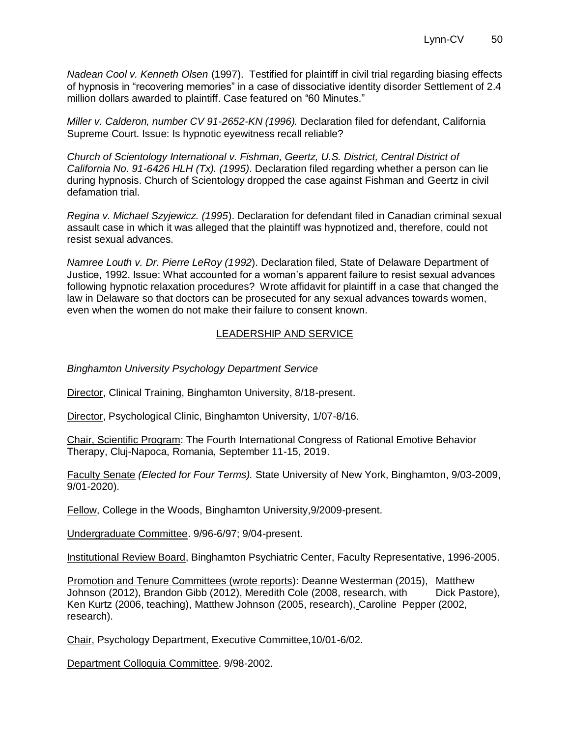*Nadean Cool v. Kenneth Olsen* (1997). Testified for plaintiff in civil trial regarding biasing effects of hypnosis in "recovering memories" in a case of dissociative identity disorder Settlement of 2.4 million dollars awarded to plaintiff. Case featured on "60 Minutes."

*Miller v. Calderon, number CV 91-2652-KN (1996).* Declaration filed for defendant, California Supreme Court. Issue: Is hypnotic eyewitness recall reliable?

*Church of Scientology International v. Fishman, Geertz, U.S. District, Central District of California No. 91-6426 HLH (Tx). (1995)*. Declaration filed regarding whether a person can lie during hypnosis. Church of Scientology dropped the case against Fishman and Geertz in civil defamation trial.

*Regina v. Michael Szyjewicz. (1995*). Declaration for defendant filed in Canadian criminal sexual assault case in which it was alleged that the plaintiff was hypnotized and, therefore, could not resist sexual advances.

*Namree Louth v. Dr. Pierre LeRoy (1992*). Declaration filed, State of Delaware Department of Justice, 1992. Issue: What accounted for a woman's apparent failure to resist sexual advances following hypnotic relaxation procedures? Wrote affidavit for plaintiff in a case that changed the law in Delaware so that doctors can be prosecuted for any sexual advances towards women, even when the women do not make their failure to consent known.

## LEADERSHIP AND SERVICE

*Binghamton University Psychology Department Service*

Director, Clinical Training, Binghamton University, 8/18-present.

Director, Psychological Clinic, Binghamton University, 1/07-8/16.

Chair, Scientific Program: The Fourth International Congress of Rational Emotive Behavior Therapy, Cluj-Napoca, Romania, September 11-15, 2019.

Faculty Senate *(Elected for Four Terms).* State University of New York, Binghamton, 9/03-2009, 9/01-2020).

Fellow, College in the Woods, Binghamton University,9/2009-present.

Undergraduate Committee. 9/96-6/97; 9/04-present.

Institutional Review Board, Binghamton Psychiatric Center, Faculty Representative, 1996-2005.

Promotion and Tenure Committees (wrote reports): Deanne Westerman (2015), Matthew Johnson (2012), Brandon Gibb (2012), Meredith Cole (2008, research, with Dick Pastore), Ken Kurtz (2006, teaching), Matthew Johnson (2005, research), Caroline Pepper (2002, research).

Chair, Psychology Department, Executive Committee,10/01-6/02.

Department Colloquia Committee. 9/98-2002.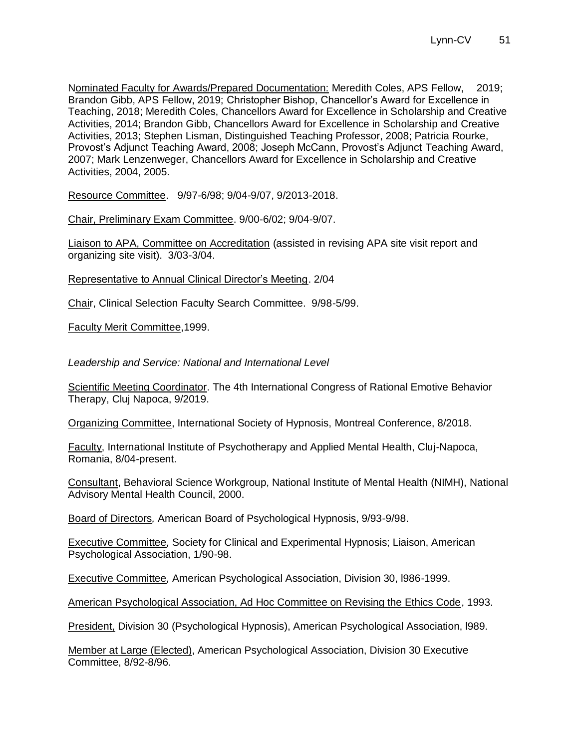Nominated Faculty for Awards/Prepared Documentation: Meredith Coles, APS Fellow, 2019; Brandon Gibb, APS Fellow, 2019; Christopher Bishop, Chancellor's Award for Excellence in Teaching, 2018; Meredith Coles, Chancellors Award for Excellence in Scholarship and Creative Activities, 2014; Brandon Gibb, Chancellors Award for Excellence in Scholarship and Creative Activities, 2013; Stephen Lisman, Distinguished Teaching Professor, 2008; Patricia Rourke, Provost's Adjunct Teaching Award, 2008; Joseph McCann, Provost's Adjunct Teaching Award, 2007; Mark Lenzenweger, Chancellors Award for Excellence in Scholarship and Creative Activities, 2004, 2005.

Resource Committee. 9/97-6/98; 9/04-9/07, 9/2013-2018.

Chair, Preliminary Exam Committee. 9/00-6/02; 9/04-9/07.

Liaison to APA, Committee on Accreditation (assisted in revising APA site visit report and organizing site visit). 3/03-3/04.

Representative to Annual Clinical Director's Meeting. 2/04

Chair, Clinical Selection Faculty Search Committee. 9/98-5/99.

Faculty Merit Committee,1999.

*Leadership and Service: National and International Level*

Scientific Meeting Coordinator. The 4th International Congress of Rational Emotive Behavior Therapy, Cluj Napoca, 9/2019.

Organizing Committee, International Society of Hypnosis, Montreal Conference, 8/2018.

Faculty, International Institute of Psychotherapy and Applied Mental Health, Cluj-Napoca, Romania, 8/04-present.

Consultant, Behavioral Science Workgroup, National Institute of Mental Health (NIMH), National Advisory Mental Health Council, 2000.

Board of Directors*,* American Board of Psychological Hypnosis, 9/93-9/98.

Executive Committee*,* Society for Clinical and Experimental Hypnosis; Liaison, American Psychological Association, 1/90-98.

Executive Committee*,* American Psychological Association, Division 30, l986-1999.

American Psychological Association, Ad Hoc Committee on Revising the Ethics Code, 1993.

President, Division 30 (Psychological Hypnosis), American Psychological Association, l989.

Member at Large (Elected), American Psychological Association, Division 30 Executive Committee, 8/92-8/96.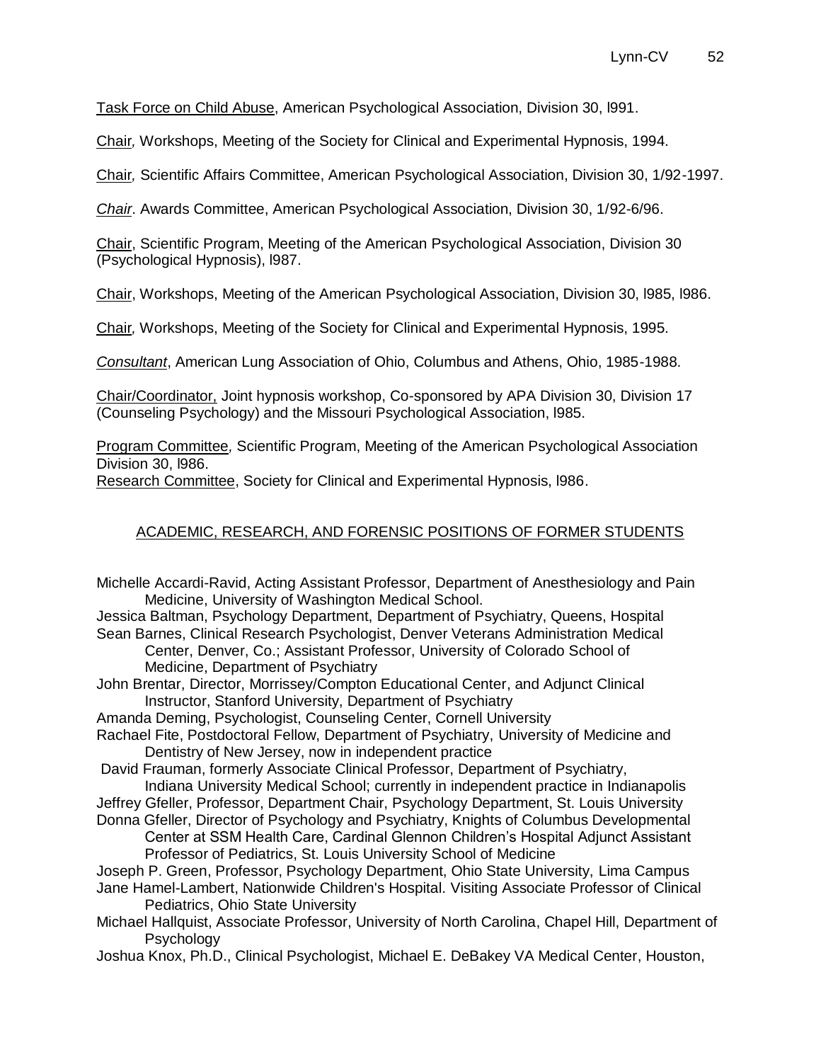Task Force on Child Abuse, American Psychological Association, Division 30, l991.

Chair, Workshops, Meeting of the Society for Clinical and Experimental Hypnosis, 1994.

Chair, Scientific Affairs Committee, American Psychological Association, Division 30, 1/92-1997.

*Chair*. Awards Committee, American Psychological Association, Division 30, 1/92-6/96.

Chair, Scientific Program, Meeting of the American Psychological Association, Division 30 (Psychological Hypnosis), l987.

Chair, Workshops, Meeting of the American Psychological Association, Division 30, l985, l986.

Chair, Workshops, Meeting of the Society for Clinical and Experimental Hypnosis, 1995.

*Consultant*, American Lung Association of Ohio, Columbus and Athens, Ohio, 1985-1988.

Chair/Coordinator, Joint hypnosis workshop, Co-sponsored by APA Division 30, Division 17 (Counseling Psychology) and the Missouri Psychological Association, l985.

Program Committee, Scientific Program, Meeting of the American Psychological Association Division 30, l986.
Research Committee, Society for Clinical and Experimental Hypnosis, l986.

## ACADEMIC, RESEARCH, AND FORENSIC POSITIONS OF FORMER STUDENTS

Michelle Accardi-Ravid, Acting Assistant Professor, Department of Anesthesiology and Pain Medicine, University of Washington Medical School.
Jessica Baltman, Psychology Department, Department of Psychiatry, Queens, Hospital
Sean Barnes, Clinical Research Psychologist, Denver Veterans Administration Medical Center, Denver, Co.; Assistant Professor, University of Colorado School of Medicine, Department of Psychiatry
John Brentar, Director, Morrissey/Compton Educational Center, and Adjunct Clinical Instructor, Stanford University, Department of Psychiatry
Amanda Deming, Psychologist, Counseling Center, Cornell University
Rachael Fite, Postdoctoral Fellow, Department of Psychiatry, University of Medicine and Dentistry of New Jersey, now in independent practice
David Frauman, formerly Associate Clinical Professor, Department of Psychiatry, Indiana University Medical School; currently in independent practice in Indianapolis
Jeffrey Gfeller, Professor, Department Chair, Psychology Department, St. Louis University
Donna Gfeller, Director of Psychology and Psychiatry, Knights of Columbus Developmental Center at SSM Health Care, Cardinal Glennon Children's Hospital Adjunct Assistant Professor of Pediatrics, St. Louis University School of Medicine
Joseph P. Green, Professor, Psychology Department, Ohio State University, Lima Campus
Jane Hamel-Lambert, Nationwide Children's Hospital. Visiting Associate Professor of Clinical Pediatrics, Ohio State University
Michael Hallquist, Associate Professor, University of North Carolina, Chapel Hill, Department of Psychology
Joshua Knox, Ph.D., Clinical Psychologist, Michael E. DeBakey VA Medical Center, Houston,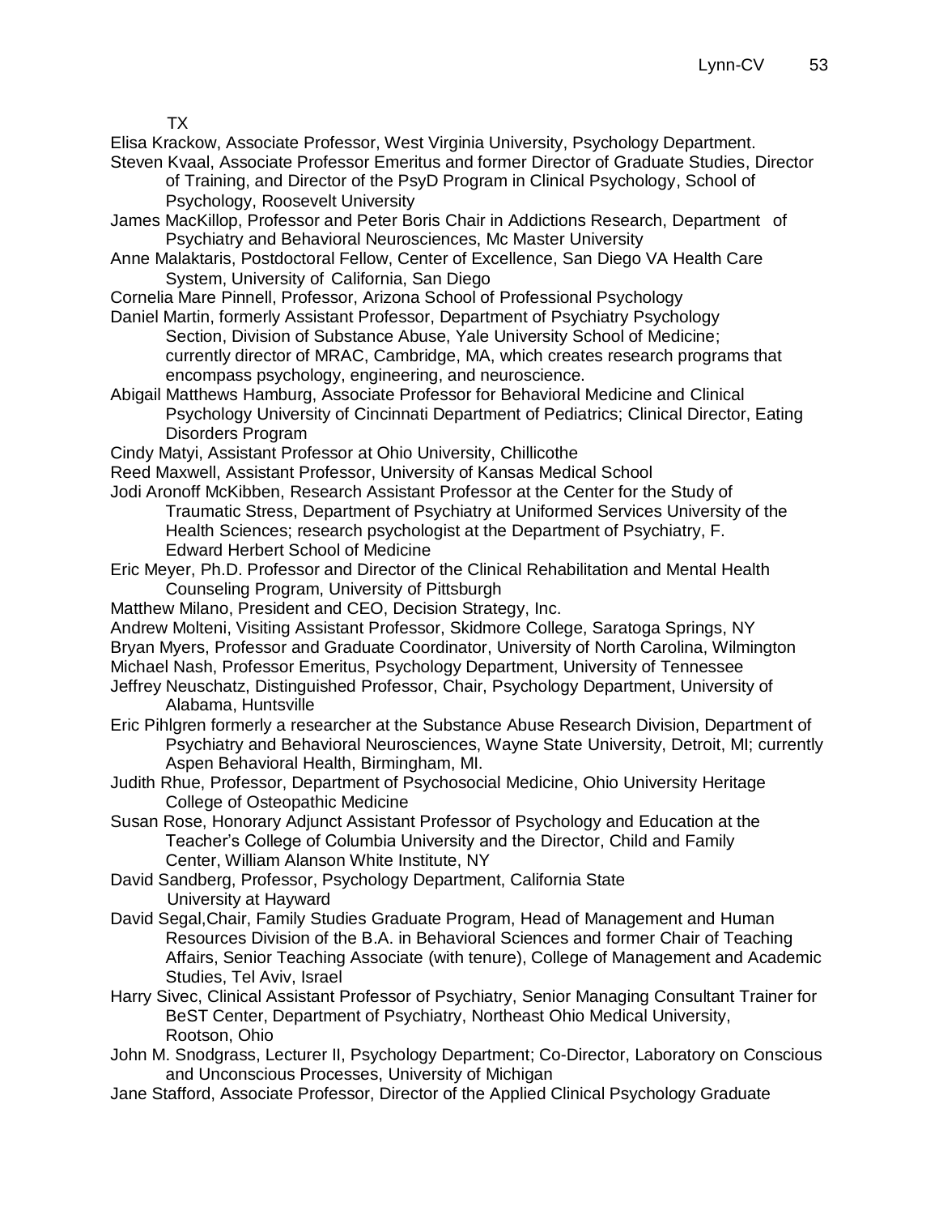TX

Elisa Krackow, Associate Professor, West Virginia University, Psychology Department.

Steven Kvaal, Associate Professor Emeritus and former Director of Graduate Studies, Director of Training, and Director of the PsyD Program in Clinical Psychology, School of Psychology, Roosevelt University

James MacKillop, Professor and Peter Boris Chair in Addictions Research, Department of Psychiatry and Behavioral Neurosciences, Mc Master University

Anne Malaktaris, Postdoctoral Fellow, Center of Excellence, San Diego VA Health Care System, University of California, San Diego

Cornelia Mare Pinnell, Professor, Arizona School of Professional Psychology

Daniel Martin, formerly Assistant Professor, Department of Psychiatry Psychology Section, Division of Substance Abuse, Yale University School of Medicine; currently director of MRAC, Cambridge, MA, which creates research programs that encompass psychology, engineering, and neuroscience.

Abigail Matthews Hamburg, Associate Professor for Behavioral Medicine and Clinical Psychology University of Cincinnati Department of Pediatrics; Clinical Director, Eating Disorders Program

Cindy Matyi, Assistant Professor at Ohio University, Chillicothe

Reed Maxwell, Assistant Professor, University of Kansas Medical School

Jodi Aronoff McKibben, Research Assistant Professor at the Center for the Study of Traumatic Stress, Department of Psychiatry at Uniformed Services University of the Health Sciences; research psychologist at the Department of Psychiatry, F. Edward Herbert School of Medicine

Eric Meyer, Ph.D. Professor and Director of the Clinical Rehabilitation and Mental Health Counseling Program, University of Pittsburgh

Matthew Milano, President and CEO, Decision Strategy, Inc.

Andrew Molteni, Visiting Assistant Professor, Skidmore College, Saratoga Springs, NY

Bryan Myers, Professor and Graduate Coordinator, University of North Carolina, Wilmington

Michael Nash, Professor Emeritus, Psychology Department, University of Tennessee

Jeffrey Neuschatz, Distinguished Professor, Chair, Psychology Department, University of Alabama, Huntsville

Eric Pihlgren formerly a researcher at the Substance Abuse Research Division, Department of Psychiatry and Behavioral Neurosciences, Wayne State University, Detroit, MI; currently Aspen Behavioral Health, Birmingham, MI.

Judith Rhue, Professor, Department of Psychosocial Medicine, Ohio University Heritage College of Osteopathic Medicine

Susan Rose, Honorary Adjunct Assistant Professor of Psychology and Education at the Teacher's College of Columbia University and the Director, Child and Family Center, William Alanson White Institute, NY

David Sandberg, Professor, Psychology Department, California State University at Hayward

David Segal,Chair, Family Studies Graduate Program, Head of Management and Human Resources Division of the B.A. in Behavioral Sciences and former Chair of Teaching Affairs, Senior Teaching Associate (with tenure), College of Management and Academic Studies, Tel Aviv, Israel

Harry Sivec, Clinical Assistant Professor of Psychiatry, Senior Managing Consultant Trainer for BeST Center, Department of Psychiatry, Northeast Ohio Medical University, Rootson, Ohio

John M. Snodgrass, Lecturer II, Psychology Department; Co-Director, Laboratory on Conscious and Unconscious Processes, University of Michigan

Jane Stafford, Associate Professor, Director of the Applied Clinical Psychology Graduate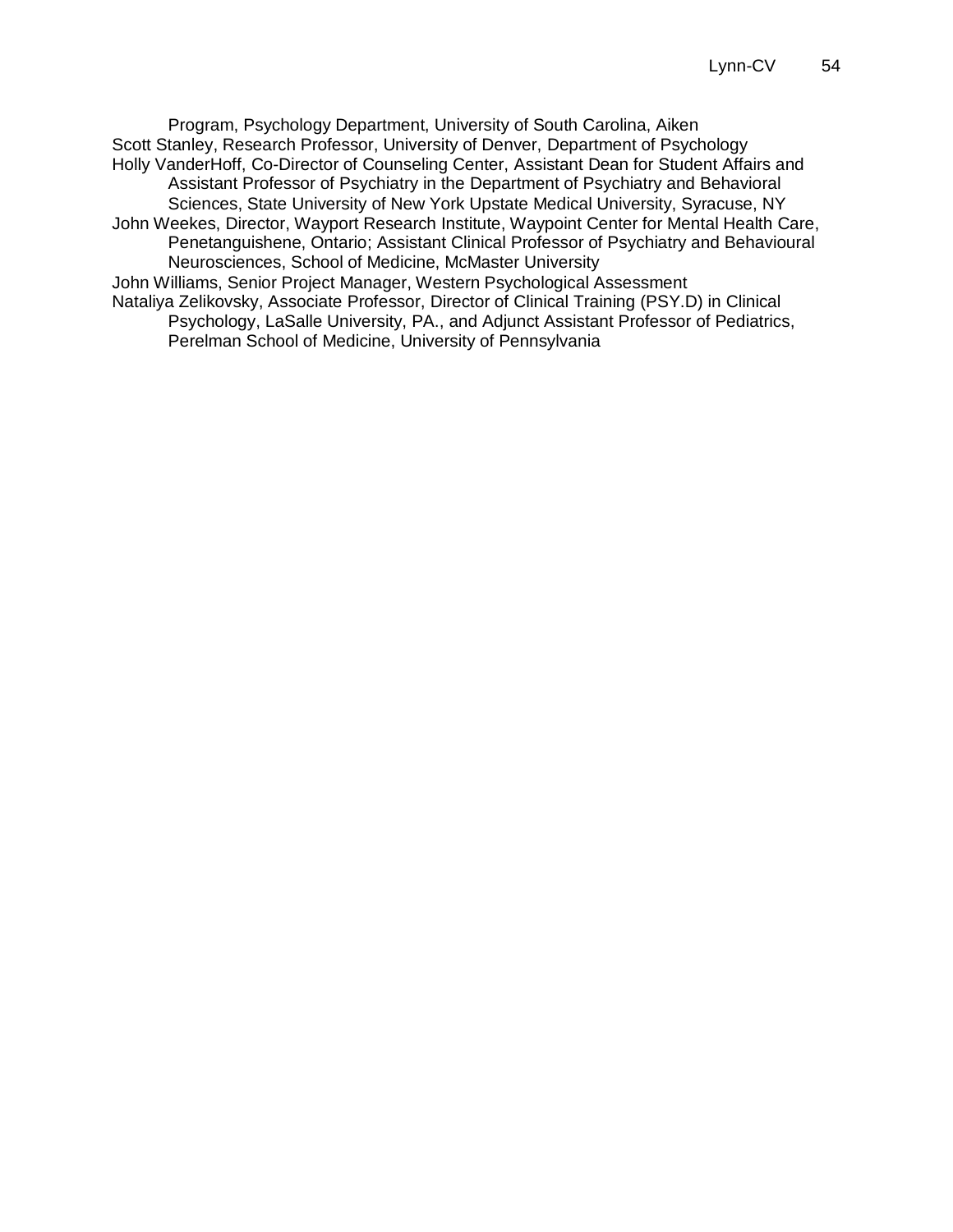Program, Psychology Department, University of South Carolina, Aiken

Scott Stanley, Research Professor, University of Denver, Department of Psychology

Holly VanderHoff, Co-Director of Counseling Center, Assistant Dean for Student Affairs and Assistant Professor of Psychiatry in the Department of Psychiatry and Behavioral Sciences, State University of New York Upstate Medical University, Syracuse, NY

John Weekes, Director, Wayport Research Institute, Waypoint Center for Mental Health Care, Penetanguishene, Ontario; Assistant Clinical Professor of Psychiatry and Behavioural Neurosciences, School of Medicine, McMaster University

John Williams, Senior Project Manager, Western Psychological Assessment

Nataliya Zelikovsky, Associate Professor, Director of Clinical Training (PSY.D) in Clinical Psychology, LaSalle University, PA., and Adjunct Assistant Professor of Pediatrics, Perelman School of Medicine, University of Pennsylvania